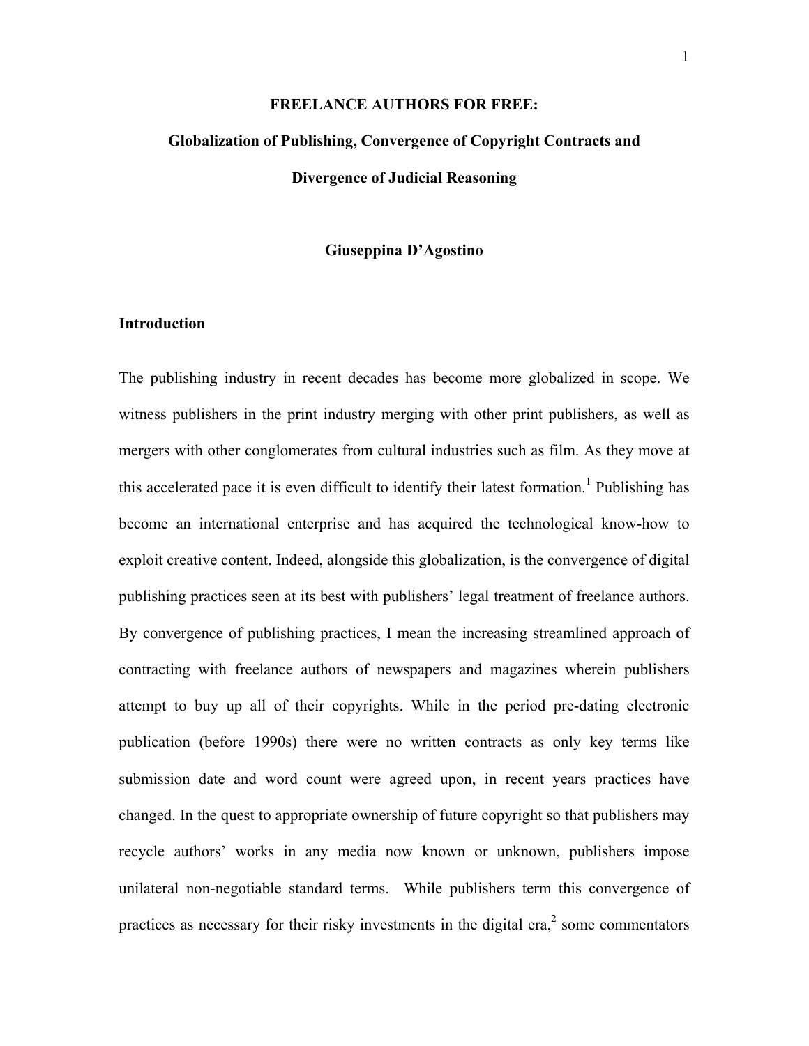# FREELANCE AUTHORS FOR FREE:

## Globalization of Publishing, Convergence of Copyright Contracts and Divergence of Judicial Reasoning

**Giuseppina D'Agostino**

## Introduction

The publishing industry in recent decades has become more globalized in scope. We witness publishers in the print industry merging with other print publishers, as well as mergers with other conglomerates from cultural industries such as film. As they move at this accelerated pace it is even difficult to identify their latest formation.[1] Publishing has become an international enterprise and has acquired the technological know-how to exploit creative content. Indeed, alongside this globalization, is the convergence of digital publishing practices seen at its best with publishers' legal treatment of freelance authors. By convergence of publishing practices, I mean the increasing streamlined approach of contracting with freelance authors of newspapers and magazines wherein publishers attempt to buy up all of their copyrights. While in the period pre-dating electronic publication (before 1990s) there were no written contracts as only key terms like submission date and word count were agreed upon, in recent years practices have changed. In the quest to appropriate ownership of future copyright so that publishers may recycle authors' works in any media now known or unknown, publishers impose unilateral non-negotiable standard terms. While publishers term this convergence of practices as necessary for their risky investments in the digital era,[2] some commentators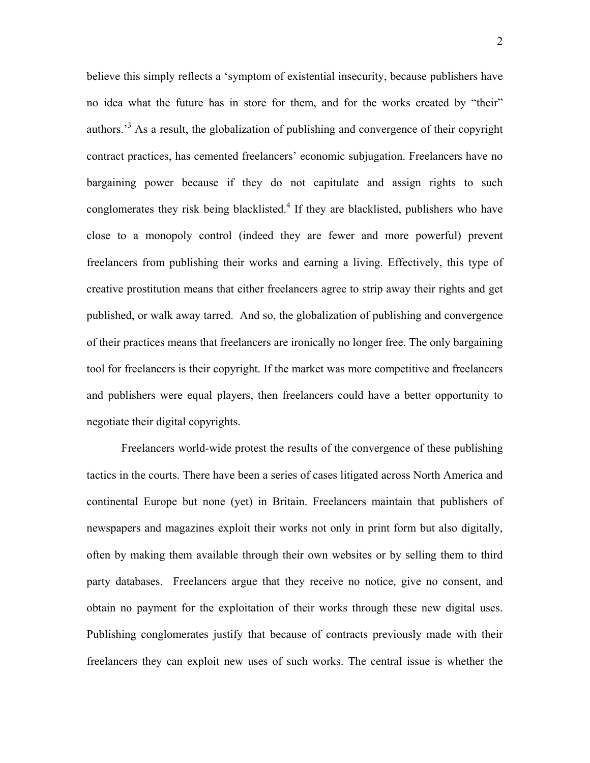believe this simply reflects a 'symptom of existential insecurity, because publishers have no idea what the future has in store for them, and for the works created by "their" authors.'[3] As a result, the globalization of publishing and convergence of their copyright contract practices, has cemented freelancers' economic subjugation. Freelancers have no bargaining power because if they do not capitulate and assign rights to such conglomerates they risk being blacklisted.[4] If they are blacklisted, publishers who have close to a monopoly control (indeed they are fewer and more powerful) prevent freelancers from publishing their works and earning a living. Effectively, this type of creative prostitution means that either freelancers agree to strip away their rights and get published, or walk away tarred. And so, the globalization of publishing and convergence of their practices means that freelancers are ironically no longer free. The only bargaining tool for freelancers is their copyright. If the market was more competitive and freelancers and publishers were equal players, then freelancers could have a better opportunity to negotiate their digital copyrights.

Freelancers world-wide protest the results of the convergence of these publishing tactics in the courts. There have been a series of cases litigated across North America and continental Europe but none (yet) in Britain. Freelancers maintain that publishers of newspapers and magazines exploit their works not only in print form but also digitally, often by making them available through their own websites or by selling them to third party databases. Freelancers argue that they receive no notice, give no consent, and obtain no payment for the exploitation of their works through these new digital uses. Publishing conglomerates justify that because of contracts previously made with their freelancers they can exploit new uses of such works. The central issue is whether the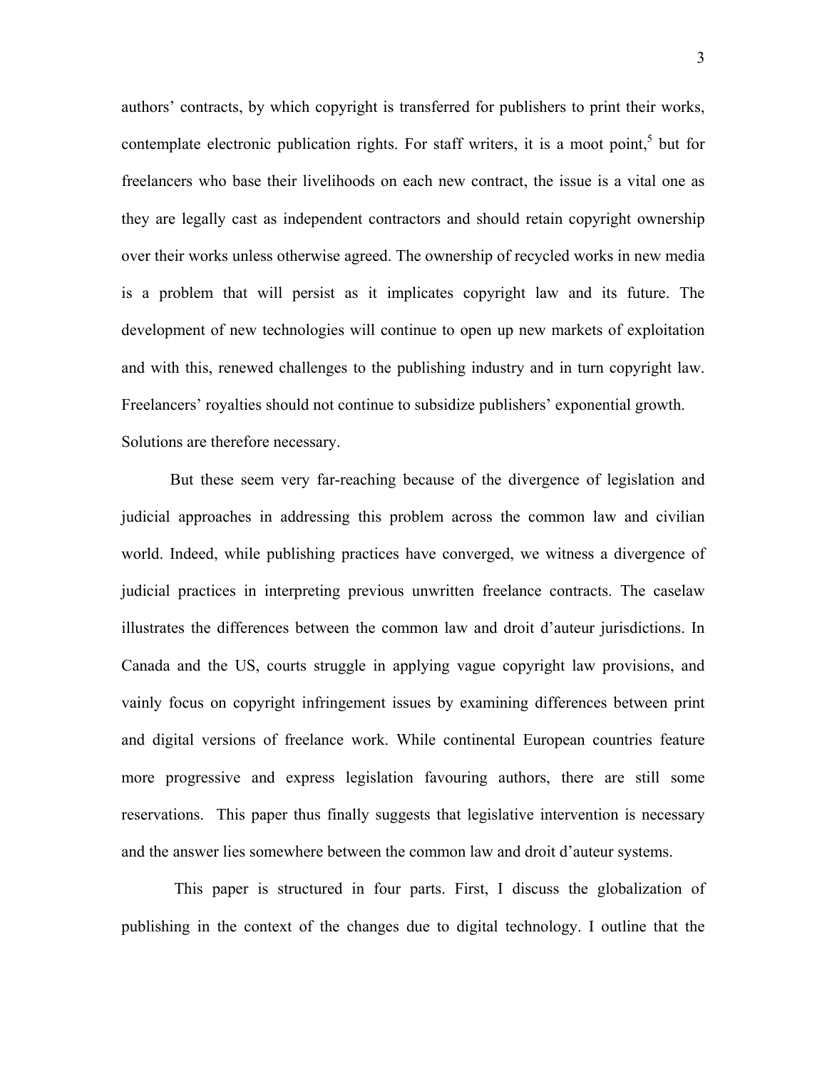authors' contracts, by which copyright is transferred for publishers to print their works, contemplate electronic publication rights. For staff writers, it is a moot point,[5] but for freelancers who base their livelihoods on each new contract, the issue is a vital one as they are legally cast as independent contractors and should retain copyright ownership over their works unless otherwise agreed. The ownership of recycled works in new media is a problem that will persist as it implicates copyright law and its future. The development of new technologies will continue to open up new markets of exploitation and with this, renewed challenges to the publishing industry and in turn copyright law. Freelancers' royalties should not continue to subsidize publishers' exponential growth. Solutions are therefore necessary.

But these seem very far-reaching because of the divergence of legislation and judicial approaches in addressing this problem across the common law and civilian world. Indeed, while publishing practices have converged, we witness a divergence of judicial practices in interpreting previous unwritten freelance contracts. The caselaw illustrates the differences between the common law and droit d'auteur jurisdictions. In Canada and the US, courts struggle in applying vague copyright law provisions, and vainly focus on copyright infringement issues by examining differences between print and digital versions of freelance work. While continental European countries feature more progressive and express legislation favouring authors, there are still some reservations. This paper thus finally suggests that legislative intervention is necessary and the answer lies somewhere between the common law and droit d'auteur systems.

This paper is structured in four parts. First, I discuss the globalization of publishing in the context of the changes due to digital technology. I outline that the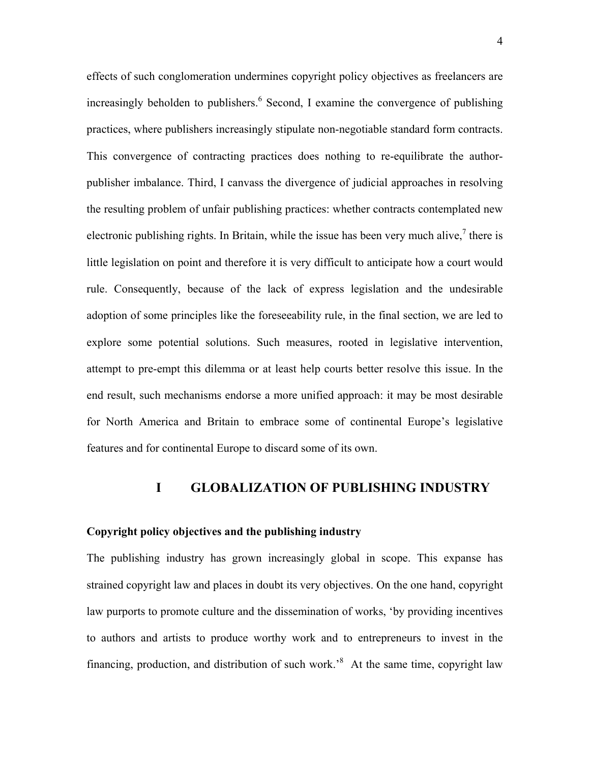effects of such conglomeration undermines copyright policy objectives as freelancers are increasingly beholden to publishers.[6] Second, I examine the convergence of publishing practices, where publishers increasingly stipulate non-negotiable standard form contracts. This convergence of contracting practices does nothing to re-equilibrate the author-publisher imbalance. Third, I canvass the divergence of judicial approaches in resolving the resulting problem of unfair publishing practices: whether contracts contemplated new electronic publishing rights. In Britain, while the issue has been very much alive,[7] there is little legislation on point and therefore it is very difficult to anticipate how a court would rule. Consequently, because of the lack of express legislation and the undesirable adoption of some principles like the foreseeability rule, in the final section, we are led to explore some potential solutions. Such measures, rooted in legislative intervention, attempt to pre-empt this dilemma or at least help courts better resolve this issue. In the end result, such mechanisms endorse a more unified approach: it may be most desirable for North America and Britain to embrace some of continental Europe's legislative features and for continental Europe to discard some of its own.

## I GLOBALIZATION OF PUBLISHING INDUSTRY

### Copyright policy objectives and the publishing industry

The publishing industry has grown increasingly global in scope. This expanse has strained copyright law and places in doubt its very objectives. On the one hand, copyright law purports to promote culture and the dissemination of works, 'by providing incentives to authors and artists to produce worthy work and to entrepreneurs to invest in the financing, production, and distribution of such work.'[8] At the same time, copyright law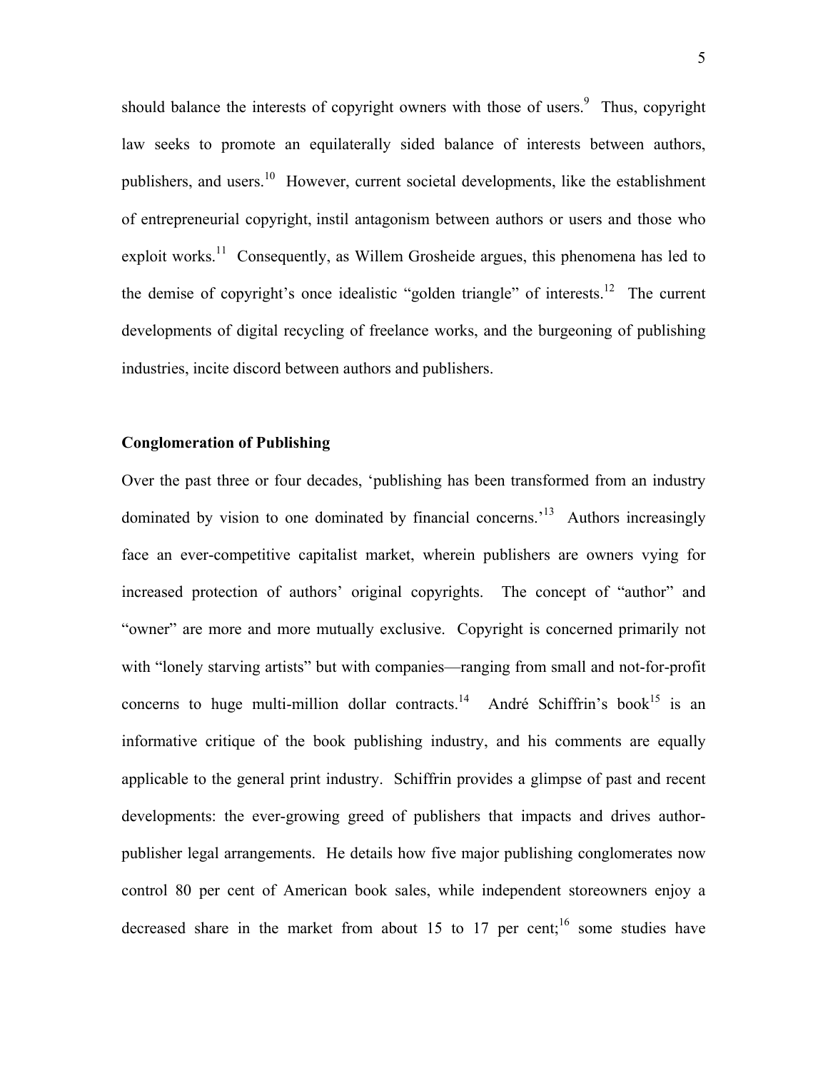should balance the interests of copyright owners with those of users.[9] Thus, copyright law seeks to promote an equilaterally sided balance of interests between authors, publishers, and users.[10] However, current societal developments, like the establishment of entrepreneurial copyright, instil antagonism between authors or users and those who exploit works.[11] Consequently, as Willem Grosheide argues, this phenomena has led to the demise of copyright's once idealistic "golden triangle" of interests.[12] The current developments of digital recycling of freelance works, and the burgeoning of publishing industries, incite discord between authors and publishers.

**Conglomeration of Publishing**

Over the past three or four decades, 'publishing has been transformed from an industry dominated by vision to one dominated by financial concerns.'[13] Authors increasingly face an ever-competitive capitalist market, wherein publishers are owners vying for increased protection of authors' original copyrights. The concept of "author" and "owner" are more and more mutually exclusive. Copyright is concerned primarily not with "lonely starving artists" but with companies—ranging from small and not-for-profit concerns to huge multi-million dollar contracts.[14] André Schiffrin's book[15] is an informative critique of the book publishing industry, and his comments are equally applicable to the general print industry. Schiffrin provides a glimpse of past and recent developments: the ever-growing greed of publishers that impacts and drives author-publisher legal arrangements. He details how five major publishing conglomerates now control 80 per cent of American book sales, while independent storeowners enjoy a decreased share in the market from about 15 to 17 per cent;[16] some studies have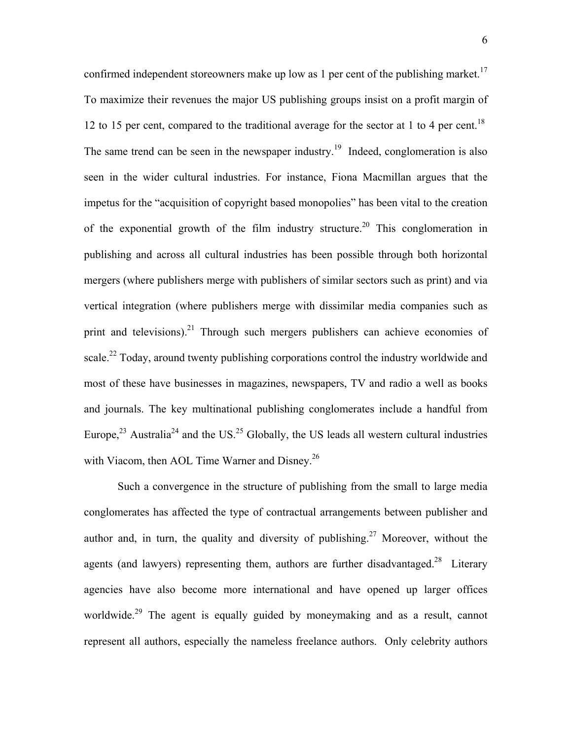confirmed independent storeowners make up low as 1 per cent of the publishing market.[17] To maximize their revenues the major US publishing groups insist on a profit margin of 12 to 15 per cent, compared to the traditional average for the sector at 1 to 4 per cent.[18] The same trend can be seen in the newspaper industry.[19] Indeed, conglomeration is also seen in the wider cultural industries. For instance, Fiona Macmillan argues that the impetus for the "acquisition of copyright based monopolies" has been vital to the creation of the exponential growth of the film industry structure.[20] This conglomeration in publishing and across all cultural industries has been possible through both horizontal mergers (where publishers merge with publishers of similar sectors such as print) and via vertical integration (where publishers merge with dissimilar media companies such as print and televisions).[21] Through such mergers publishers can achieve economies of scale.[22] Today, around twenty publishing corporations control the industry worldwide and most of these have businesses in magazines, newspapers, TV and radio a well as books and journals. The key multinational publishing conglomerates include a handful from Europe,[23] Australia[24] and the US.[25] Globally, the US leads all western cultural industries with Viacom, then AOL Time Warner and Disney.[26]

Such a convergence in the structure of publishing from the small to large media conglomerates has affected the type of contractual arrangements between publisher and author and, in turn, the quality and diversity of publishing.[27] Moreover, without the agents (and lawyers) representing them, authors are further disadvantaged.[28] Literary agencies have also become more international and have opened up larger offices worldwide.[29] The agent is equally guided by moneymaking and as a result, cannot represent all authors, especially the nameless freelance authors. Only celebrity authors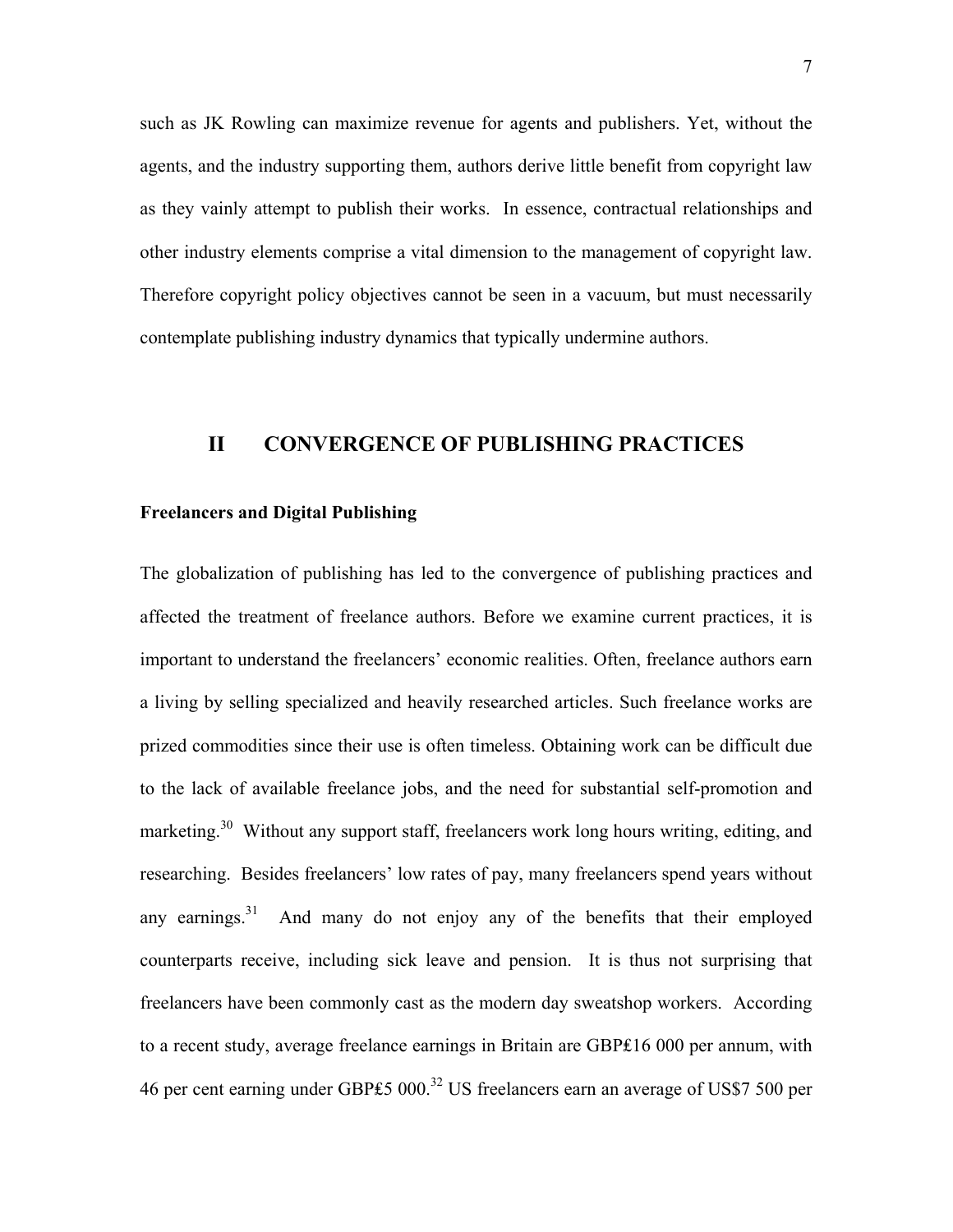such as JK Rowling can maximize revenue for agents and publishers. Yet, without the agents, and the industry supporting them, authors derive little benefit from copyright law as they vainly attempt to publish their works. In essence, contractual relationships and other industry elements comprise a vital dimension to the management of copyright law. Therefore copyright policy objectives cannot be seen in a vacuum, but must necessarily contemplate publishing industry dynamics that typically undermine authors.

## II CONVERGENCE OF PUBLISHING PRACTICES

### Freelancers and Digital Publishing

The globalization of publishing has led to the convergence of publishing practices and affected the treatment of freelance authors. Before we examine current practices, it is important to understand the freelancers' economic realities. Often, freelance authors earn a living by selling specialized and heavily researched articles. Such freelance works are prized commodities since their use is often timeless. Obtaining work can be difficult due to the lack of available freelance jobs, and the need for substantial self-promotion and marketing.[30] Without any support staff, freelancers work long hours writing, editing, and researching. Besides freelancers' low rates of pay, many freelancers spend years without any earnings.[31] And many do not enjoy any of the benefits that their employed counterparts receive, including sick leave and pension. It is thus not surprising that freelancers have been commonly cast as the modern day sweatshop workers. According to a recent study, average freelance earnings in Britain are GBP₤16 000 per annum, with 46 per cent earning under GBP₤5 000.[32] US freelancers earn an average of US$7 500 per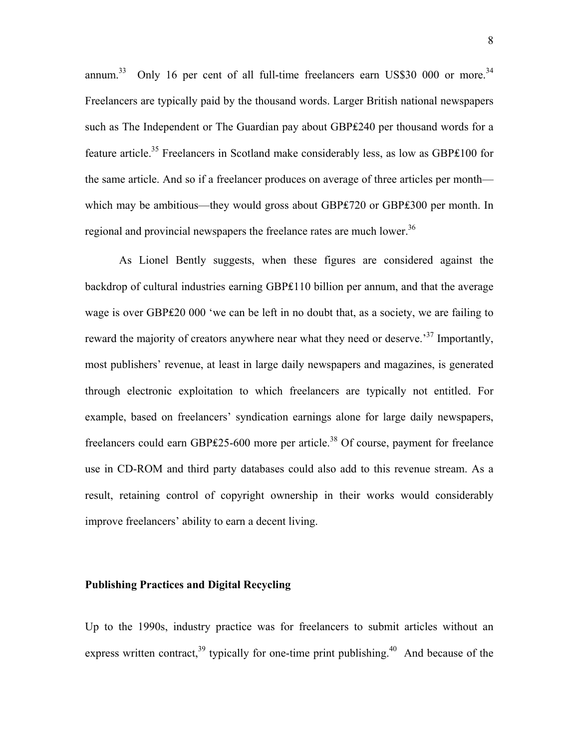annum.[33] Only 16 per cent of all full-time freelancers earn US$30 000 or more.[34] Freelancers are typically paid by the thousand words. Larger British national newspapers such as The Independent or The Guardian pay about GBP₤240 per thousand words for a feature article.[35] Freelancers in Scotland make considerably less, as low as GBP₤100 for the same article. And so if a freelancer produces on average of three articles per month—which may be ambitious—they would gross about GBP₤720 or GBP₤300 per month. In regional and provincial newspapers the freelance rates are much lower.[36]

As Lionel Bently suggests, when these figures are considered against the backdrop of cultural industries earning GBP₤110 billion per annum, and that the average wage is over GBP₤20 000 'we can be left in no doubt that, as a society, we are failing to reward the majority of creators anywhere near what they need or deserve.'[37] Importantly, most publishers' revenue, at least in large daily newspapers and magazines, is generated through electronic exploitation to which freelancers are typically not entitled. For example, based on freelancers' syndication earnings alone for large daily newspapers, freelancers could earn GBP₤25-600 more per article.[38] Of course, payment for freelance use in CD-ROM and third party databases could also add to this revenue stream. As a result, retaining control of copyright ownership in their works would considerably improve freelancers' ability to earn a decent living.

**Publishing Practices and Digital Recycling**

Up to the 1990s, industry practice was for freelancers to submit articles without an express written contract,[39] typically for one-time print publishing.[40] And because of the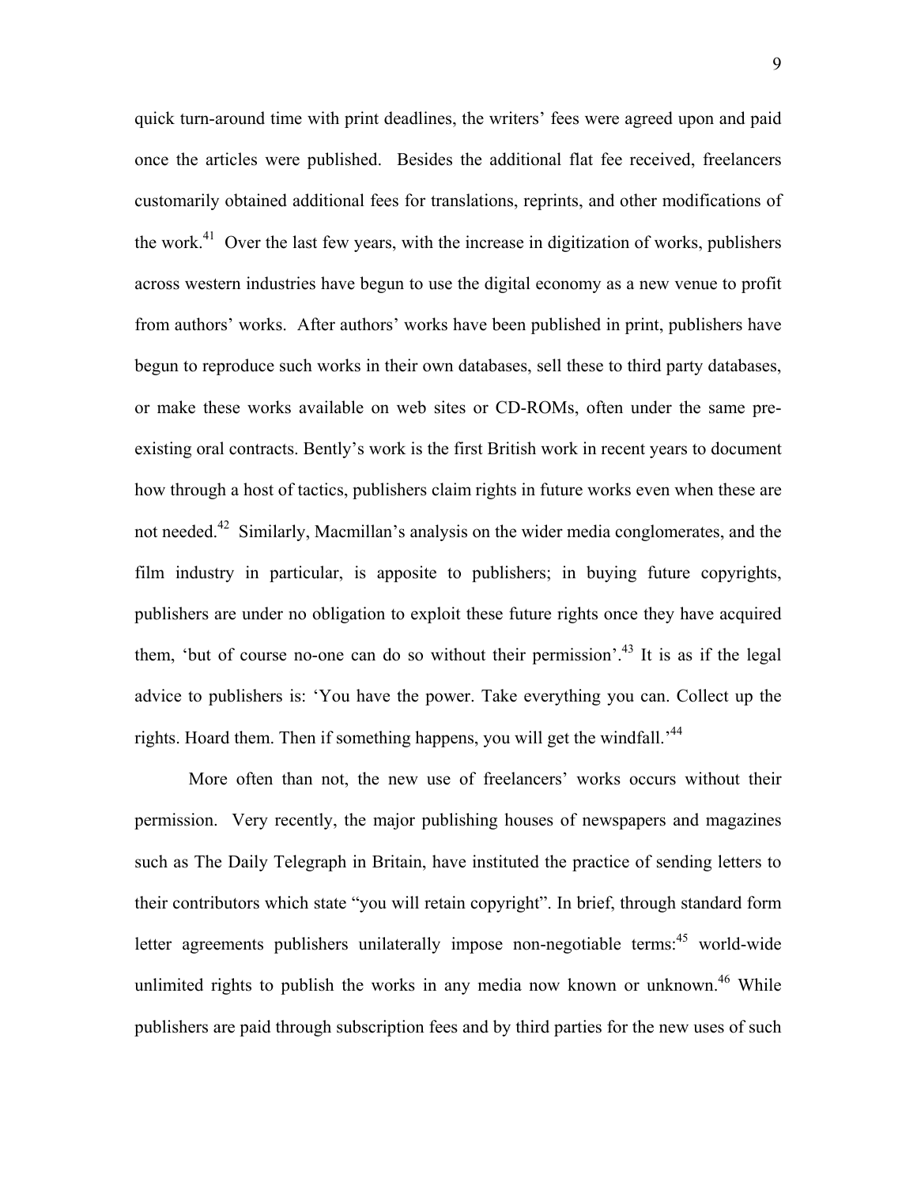quick turn-around time with print deadlines, the writers' fees were agreed upon and paid once the articles were published. Besides the additional flat fee received, freelancers customarily obtained additional fees for translations, reprints, and other modifications of the work.[41] Over the last few years, with the increase in digitization of works, publishers across western industries have begun to use the digital economy as a new venue to profit from authors' works. After authors' works have been published in print, publishers have begun to reproduce such works in their own databases, sell these to third party databases, or make these works available on web sites or CD-ROMs, often under the same pre-existing oral contracts. Bently's work is the first British work in recent years to document how through a host of tactics, publishers claim rights in future works even when these are not needed.[42] Similarly, Macmillan's analysis on the wider media conglomerates, and the film industry in particular, is apposite to publishers; in buying future copyrights, publishers are under no obligation to exploit these future rights once they have acquired them, 'but of course no-one can do so without their permission'.[43] It is as if the legal advice to publishers is: 'You have the power. Take everything you can. Collect up the rights. Hoard them. Then if something happens, you will get the windfall.'[44]

More often than not, the new use of freelancers' works occurs without their permission. Very recently, the major publishing houses of newspapers and magazines such as The Daily Telegraph in Britain, have instituted the practice of sending letters to their contributors which state "you will retain copyright". In brief, through standard form letter agreements publishers unilaterally impose non-negotiable terms:[45] world-wide unlimited rights to publish the works in any media now known or unknown.[46] While publishers are paid through subscription fees and by third parties for the new uses of such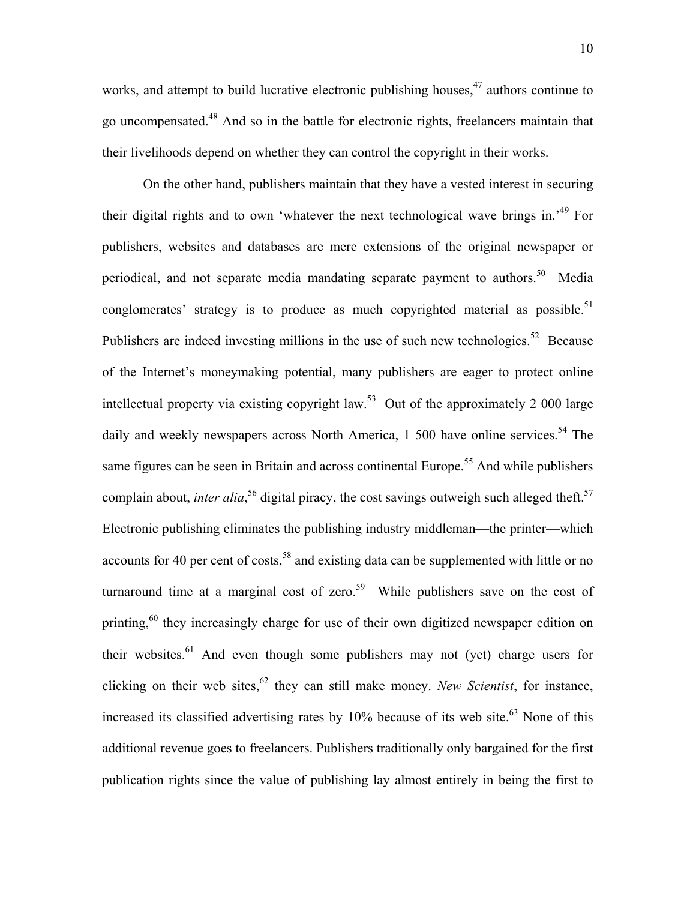works, and attempt to build lucrative electronic publishing houses,[47] authors continue to go uncompensated.[48] And so in the battle for electronic rights, freelancers maintain that their livelihoods depend on whether they can control the copyright in their works.

On the other hand, publishers maintain that they have a vested interest in securing their digital rights and to own 'whatever the next technological wave brings in.'[49] For publishers, websites and databases are mere extensions of the original newspaper or periodical, and not separate media mandating separate payment to authors.[50] Media conglomerates' strategy is to produce as much copyrighted material as possible.[51] Publishers are indeed investing millions in the use of such new technologies.[52] Because of the Internet's moneymaking potential, many publishers are eager to protect online intellectual property via existing copyright law.[53] Out of the approximately 2 000 large daily and weekly newspapers across North America, 1 500 have online services.[54] The same figures can be seen in Britain and across continental Europe.[55] And while publishers complain about, *inter alia*,[56] digital piracy, the cost savings outweigh such alleged theft.[57] Electronic publishing eliminates the publishing industry middleman—the printer—which accounts for 40 per cent of costs,[58] and existing data can be supplemented with little or no turnaround time at a marginal cost of zero.[59] While publishers save on the cost of printing,[60] they increasingly charge for use of their own digitized newspaper edition on their websites.[61] And even though some publishers may not (yet) charge users for clicking on their web sites,[62] they can still make money. *New Scientist*, for instance, increased its classified advertising rates by 10% because of its web site.[63] None of this additional revenue goes to freelancers. Publishers traditionally only bargained for the first publication rights since the value of publishing lay almost entirely in being the first to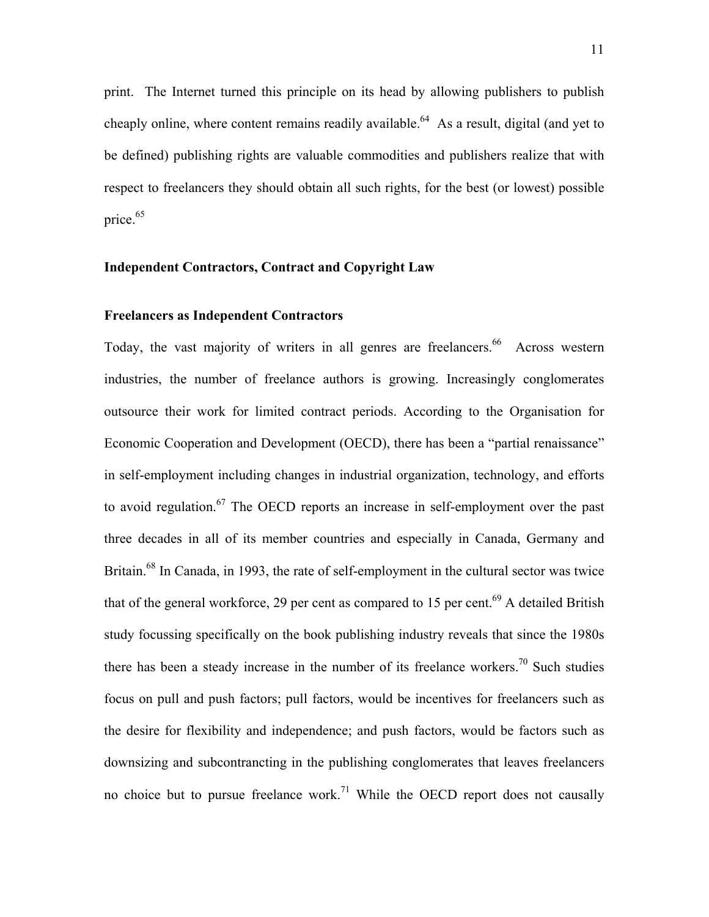print. The Internet turned this principle on its head by allowing publishers to publish cheaply online, where content remains readily available.[64] As a result, digital (and yet to be defined) publishing rights are valuable commodities and publishers realize that with respect to freelancers they should obtain all such rights, for the best (or lowest) possible price.[65]

## Independent Contractors, Contract and Copyright Law

### Freelancers as Independent Contractors

Today, the vast majority of writers in all genres are freelancers.[66] Across western industries, the number of freelance authors is growing. Increasingly conglomerates outsource their work for limited contract periods. According to the Organisation for Economic Cooperation and Development (OECD), there has been a "partial renaissance" in self-employment including changes in industrial organization, technology, and efforts to avoid regulation.[67] The OECD reports an increase in self-employment over the past three decades in all of its member countries and especially in Canada, Germany and Britain.[68] In Canada, in 1993, the rate of self-employment in the cultural sector was twice that of the general workforce, 29 per cent as compared to 15 per cent.[69] A detailed British study focussing specifically on the book publishing industry reveals that since the 1980s there has been a steady increase in the number of its freelance workers.[70] Such studies focus on pull and push factors; pull factors, would be incentives for freelancers such as the desire for flexibility and independence; and push factors, would be factors such as downsizing and subcontrancting in the publishing conglomerates that leaves freelancers no choice but to pursue freelance work.[71] While the OECD report does not causally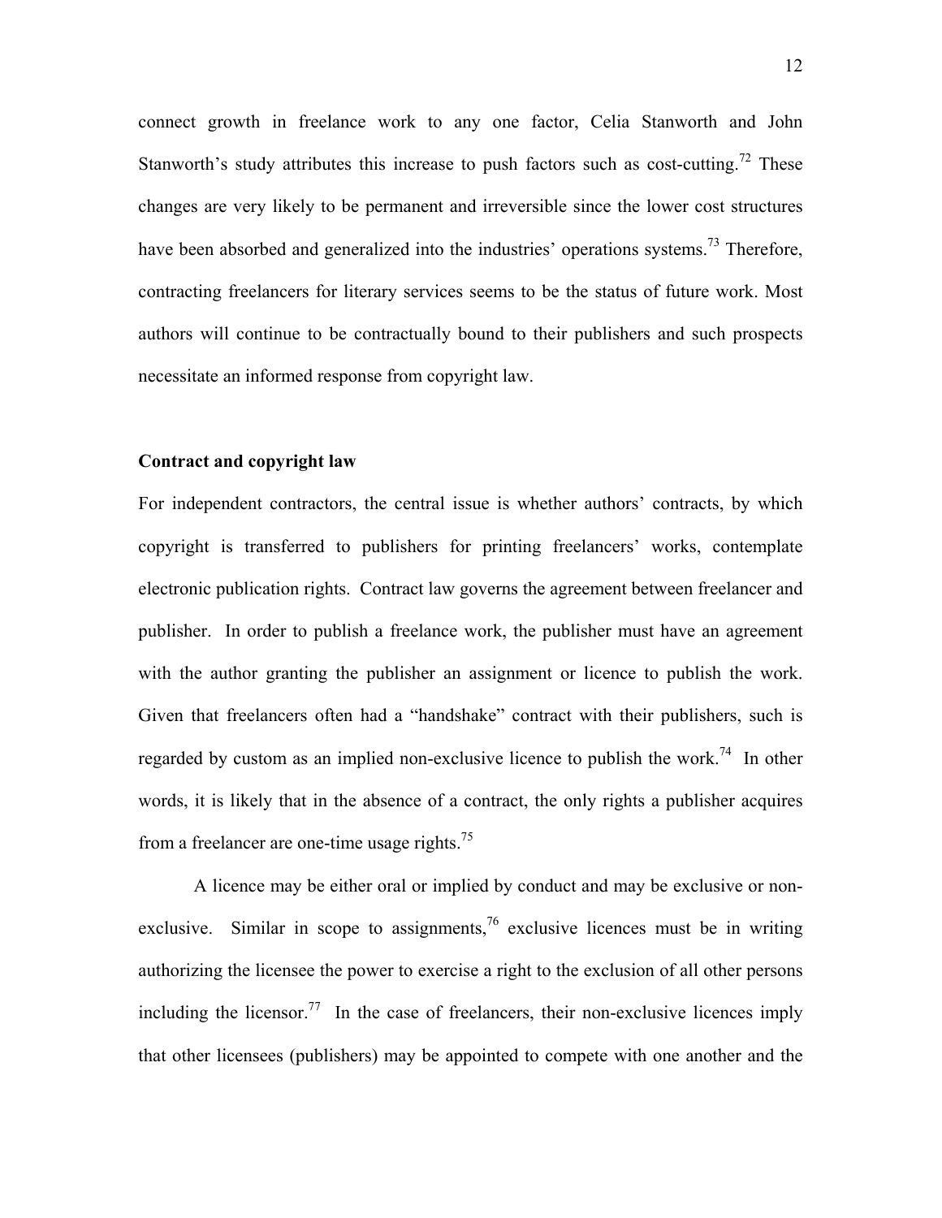connect growth in freelance work to any one factor, Celia Stanworth and John Stanworth's study attributes this increase to push factors such as cost-cutting.[72] These changes are very likely to be permanent and irreversible since the lower cost structures have been absorbed and generalized into the industries' operations systems.[73] Therefore, contracting freelancers for literary services seems to be the status of future work. Most authors will continue to be contractually bound to their publishers and such prospects necessitate an informed response from copyright law.

**Contract and copyright law**

For independent contractors, the central issue is whether authors' contracts, by which copyright is transferred to publishers for printing freelancers' works, contemplate electronic publication rights. Contract law governs the agreement between freelancer and publisher. In order to publish a freelance work, the publisher must have an agreement with the author granting the publisher an assignment or licence to publish the work. Given that freelancers often had a "handshake" contract with their publishers, such is regarded by custom as an implied non-exclusive licence to publish the work.[74] In other words, it is likely that in the absence of a contract, the only rights a publisher acquires from a freelancer are one-time usage rights.[75]

A licence may be either oral or implied by conduct and may be exclusive or non-exclusive. Similar in scope to assignments,[76] exclusive licences must be in writing authorizing the licensee the power to exercise a right to the exclusion of all other persons including the licensor.[77] In the case of freelancers, their non-exclusive licences imply that other licensees (publishers) may be appointed to compete with one another and the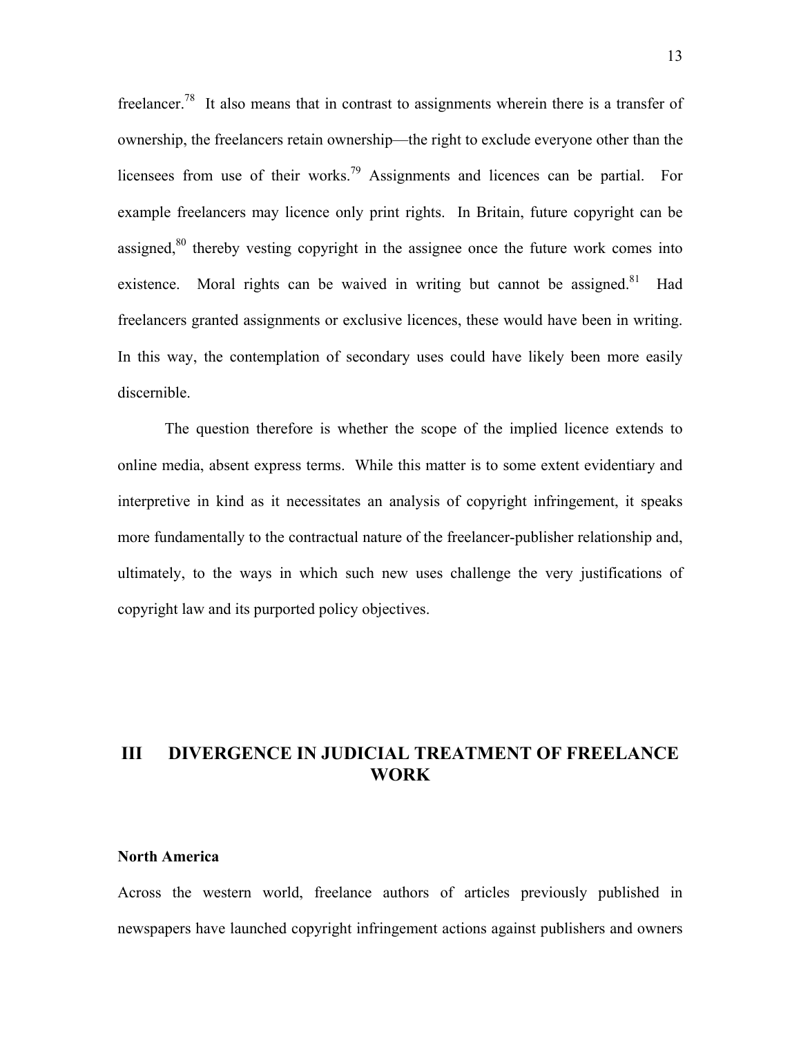freelancer.[78] It also means that in contrast to assignments wherein there is a transfer of ownership, the freelancers retain ownership—the right to exclude everyone other than the licensees from use of their works.[79] Assignments and licences can be partial. For example freelancers may licence only print rights. In Britain, future copyright can be assigned,[80] thereby vesting copyright in the assignee once the future work comes into existence. Moral rights can be waived in writing but cannot be assigned.[81] Had freelancers granted assignments or exclusive licences, these would have been in writing. In this way, the contemplation of secondary uses could have likely been more easily discernible.

The question therefore is whether the scope of the implied licence extends to online media, absent express terms. While this matter is to some extent evidentiary and interpretive in kind as it necessitates an analysis of copyright infringement, it speaks more fundamentally to the contractual nature of the freelancer-publisher relationship and, ultimately, to the ways in which such new uses challenge the very justifications of copyright law and its purported policy objectives.

## III DIVERGENCE IN JUDICIAL TREATMENT OF FREELANCE WORK

### North America

Across the western world, freelance authors of articles previously published in newspapers have launched copyright infringement actions against publishers and owners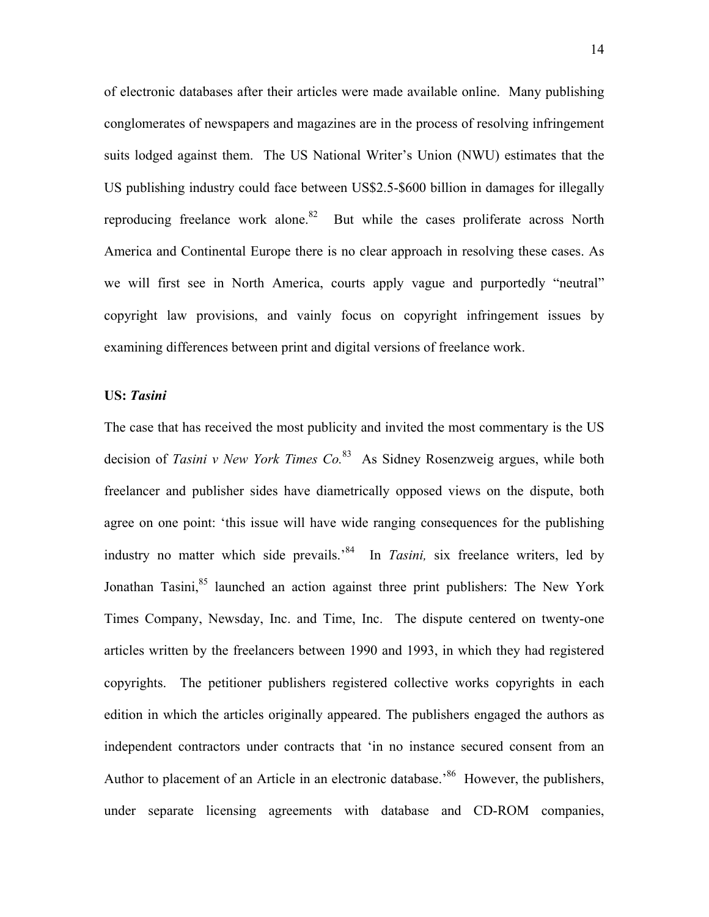of electronic databases after their articles were made available online. Many publishing conglomerates of newspapers and magazines are in the process of resolving infringement suits lodged against them. The US National Writer's Union (NWU) estimates that the US publishing industry could face between US$2.5-$600 billion in damages for illegally reproducing freelance work alone.[82] But while the cases proliferate across North America and Continental Europe there is no clear approach in resolving these cases. As we will first see in North America, courts apply vague and purportedly "neutral" copyright law provisions, and vainly focus on copyright infringement issues by examining differences between print and digital versions of freelance work.

**US: *Tasini***

The case that has received the most publicity and invited the most commentary is the US decision of *Tasini v New York Times Co.*[83] As Sidney Rosenzweig argues, while both freelancer and publisher sides have diametrically opposed views on the dispute, both agree on one point: 'this issue will have wide ranging consequences for the publishing industry no matter which side prevails.'[84] In *Tasini,* six freelance writers, led by Jonathan Tasini,[85] launched an action against three print publishers: The New York Times Company, Newsday, Inc. and Time, Inc. The dispute centered on twenty-one articles written by the freelancers between 1990 and 1993, in which they had registered copyrights. The petitioner publishers registered collective works copyrights in each edition in which the articles originally appeared. The publishers engaged the authors as independent contractors under contracts that 'in no instance secured consent from an Author to placement of an Article in an electronic database.'[86] However, the publishers, under separate licensing agreements with database and CD-ROM companies,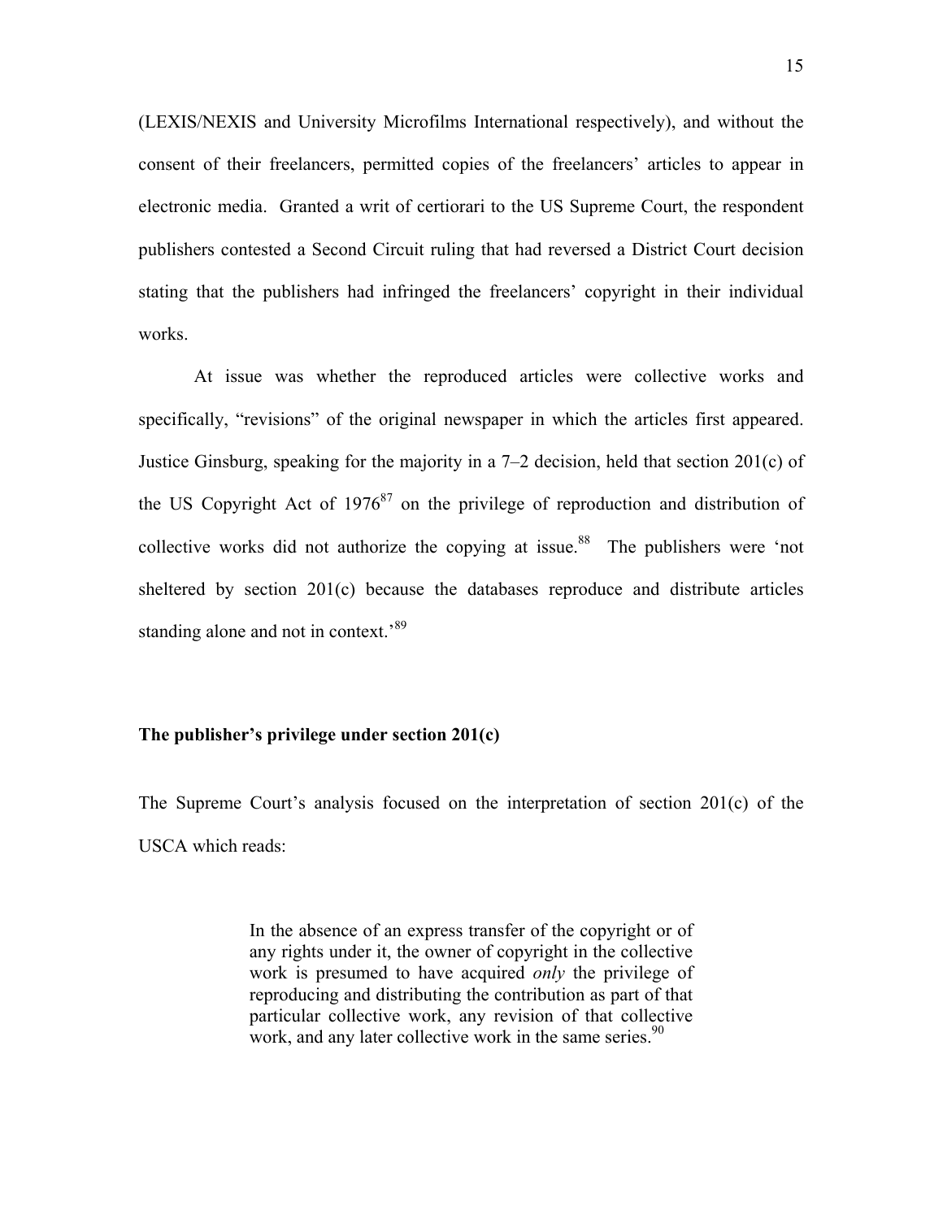(LEXIS/NEXIS and University Microfilms International respectively), and without the consent of their freelancers, permitted copies of the freelancers' articles to appear in electronic media. Granted a writ of certiorari to the US Supreme Court, the respondent publishers contested a Second Circuit ruling that had reversed a District Court decision stating that the publishers had infringed the freelancers' copyright in their individual works.

At issue was whether the reproduced articles were collective works and specifically, "revisions" of the original newspaper in which the articles first appeared. Justice Ginsburg, speaking for the majority in a 7–2 decision, held that section 201(c) of the US Copyright Act of 1976[87] on the privilege of reproduction and distribution of collective works did not authorize the copying at issue.[88] The publishers were 'not sheltered by section 201(c) because the databases reproduce and distribute articles standing alone and not in context.'[89]

**The publisher's privilege under section 201(c)**

The Supreme Court's analysis focused on the interpretation of section 201(c) of the USCA which reads:

> In the absence of an express transfer of the copyright or of any rights under it, the owner of copyright in the collective work is presumed to have acquired *only* the privilege of reproducing and distributing the contribution as part of that particular collective work, any revision of that collective work, and any later collective work in the same series.[90]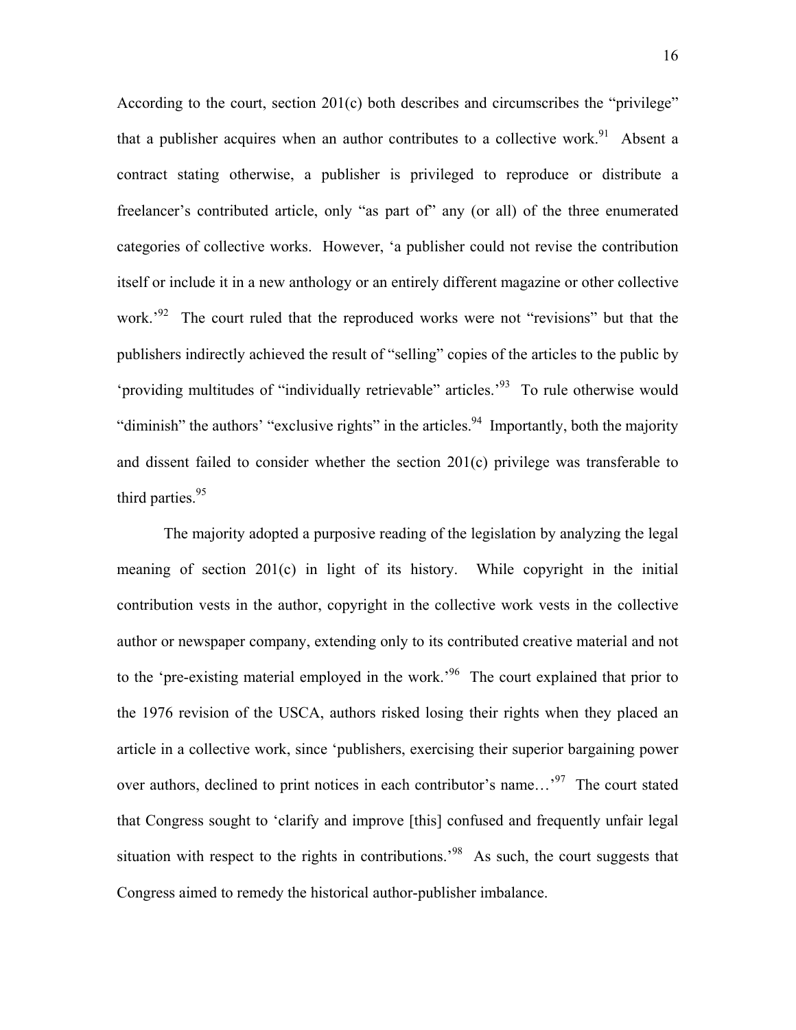According to the court, section 201(c) both describes and circumscribes the "privilege" that a publisher acquires when an author contributes to a collective work.[91] Absent a contract stating otherwise, a publisher is privileged to reproduce or distribute a freelancer's contributed article, only "as part of" any (or all) of the three enumerated categories of collective works. However, 'a publisher could not revise the contribution itself or include it in a new anthology or an entirely different magazine or other collective work.'[92] The court ruled that the reproduced works were not "revisions" but that the publishers indirectly achieved the result of "selling" copies of the articles to the public by 'providing multitudes of "individually retrievable" articles.'[93] To rule otherwise would "diminish" the authors' "exclusive rights" in the articles.[94] Importantly, both the majority and dissent failed to consider whether the section 201(c) privilege was transferable to third parties.[95]

The majority adopted a purposive reading of the legislation by analyzing the legal meaning of section 201(c) in light of its history. While copyright in the initial contribution vests in the author, copyright in the collective work vests in the collective author or newspaper company, extending only to its contributed creative material and not to the 'pre-existing material employed in the work.'[96] The court explained that prior to the 1976 revision of the USCA, authors risked losing their rights when they placed an article in a collective work, since 'publishers, exercising their superior bargaining power over authors, declined to print notices in each contributor's name…'[97] The court stated that Congress sought to 'clarify and improve [this] confused and frequently unfair legal situation with respect to the rights in contributions.'[98] As such, the court suggests that Congress aimed to remedy the historical author-publisher imbalance.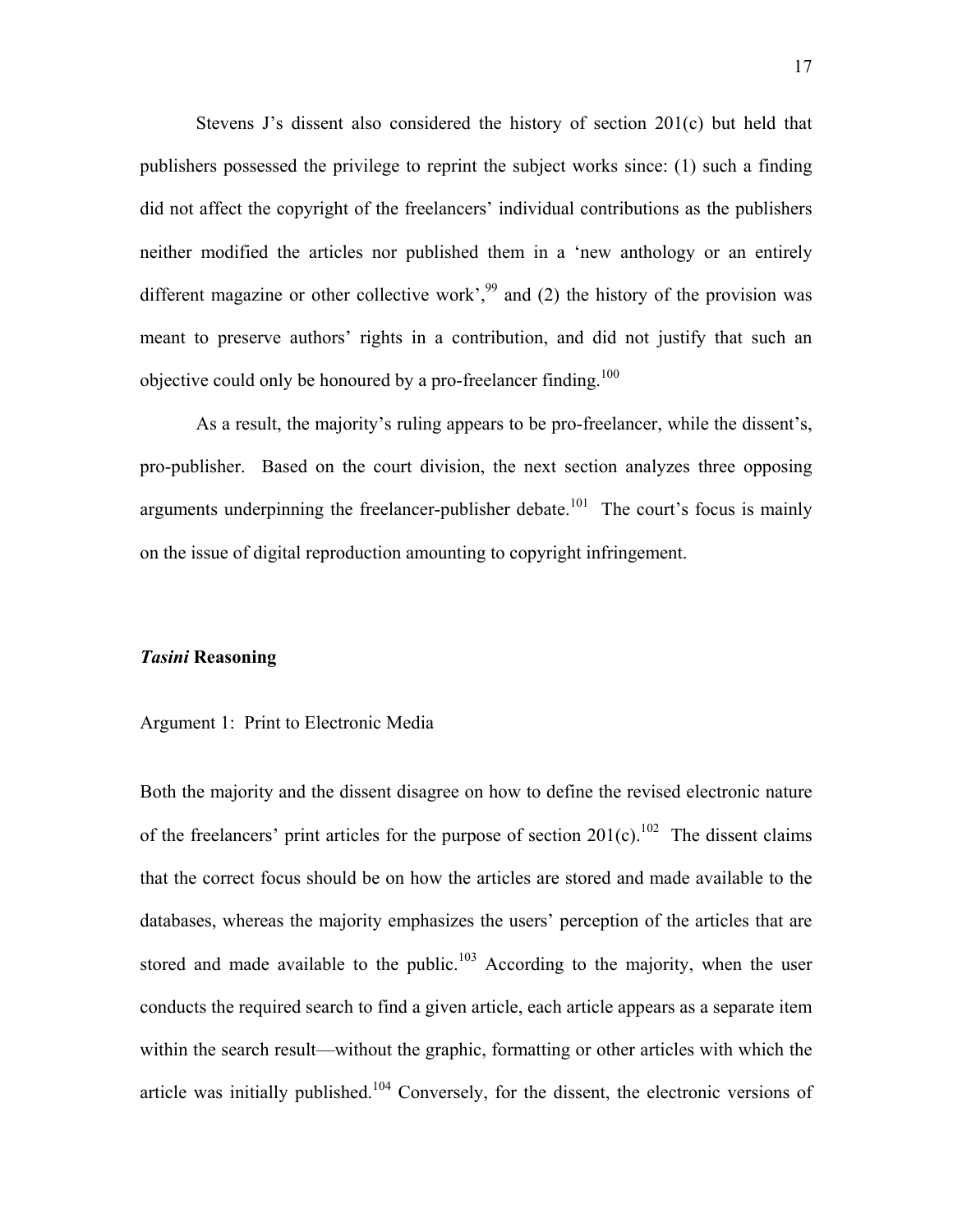Stevens J's dissent also considered the history of section 201(c) but held that publishers possessed the privilege to reprint the subject works since: (1) such a finding did not affect the copyright of the freelancers' individual contributions as the publishers neither modified the articles nor published them in a 'new anthology or an entirely different magazine or other collective work',[99] and (2) the history of the provision was meant to preserve authors' rights in a contribution, and did not justify that such an objective could only be honoured by a pro-freelancer finding.[100]

As a result, the majority's ruling appears to be pro-freelancer, while the dissent's, pro-publisher. Based on the court division, the next section analyzes three opposing arguments underpinning the freelancer-publisher debate.[101] The court's focus is mainly on the issue of digital reproduction amounting to copyright infringement.

## *Tasini* Reasoning

### Argument 1: Print to Electronic Media

Both the majority and the dissent disagree on how to define the revised electronic nature of the freelancers' print articles for the purpose of section 201(c).[102] The dissent claims that the correct focus should be on how the articles are stored and made available to the databases, whereas the majority emphasizes the users' perception of the articles that are stored and made available to the public.[103] According to the majority, when the user conducts the required search to find a given article, each article appears as a separate item within the search result—without the graphic, formatting or other articles with which the article was initially published.[104] Conversely, for the dissent, the electronic versions of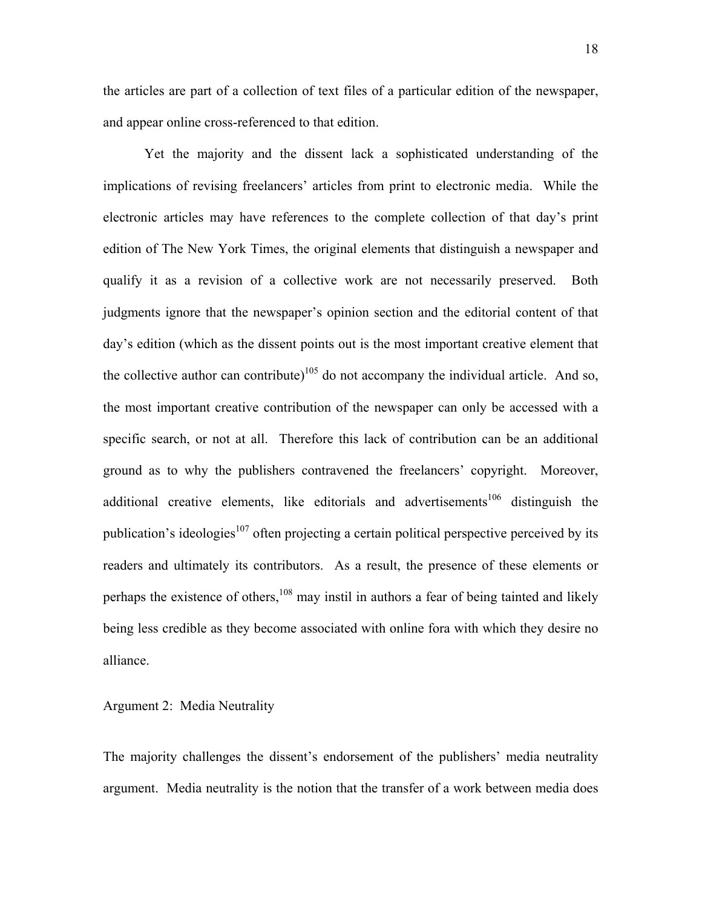the articles are part of a collection of text files of a particular edition of the newspaper, and appear online cross-referenced to that edition.

Yet the majority and the dissent lack a sophisticated understanding of the implications of revising freelancers' articles from print to electronic media. While the electronic articles may have references to the complete collection of that day's print edition of The New York Times, the original elements that distinguish a newspaper and qualify it as a revision of a collective work are not necessarily preserved. Both judgments ignore that the newspaper's opinion section and the editorial content of that day's edition (which as the dissent points out is the most important creative element that the collective author can contribute)[105] do not accompany the individual article. And so, the most important creative contribution of the newspaper can only be accessed with a specific search, or not at all. Therefore this lack of contribution can be an additional ground as to why the publishers contravened the freelancers' copyright. Moreover, additional creative elements, like editorials and advertisements[106] distinguish the publication's ideologies[107] often projecting a certain political perspective perceived by its readers and ultimately its contributors. As a result, the presence of these elements or perhaps the existence of others,[108] may instil in authors a fear of being tainted and likely being less credible as they become associated with online fora with which they desire no alliance.

Argument 2: Media Neutrality

The majority challenges the dissent's endorsement of the publishers' media neutrality argument. Media neutrality is the notion that the transfer of a work between media does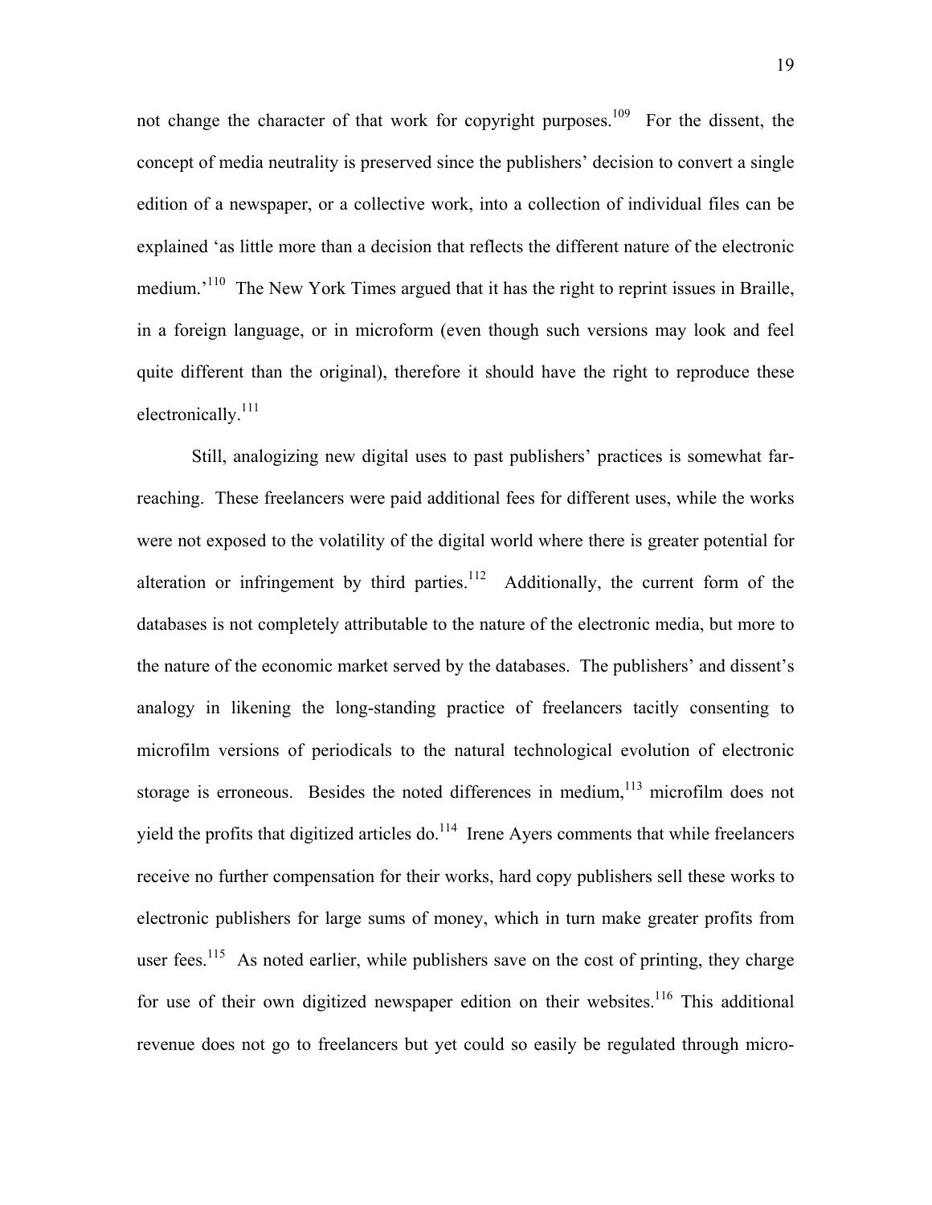not change the character of that work for copyright purposes.[109] For the dissent, the concept of media neutrality is preserved since the publishers' decision to convert a single edition of a newspaper, or a collective work, into a collection of individual files can be explained 'as little more than a decision that reflects the different nature of the electronic medium.'[110] The New York Times argued that it has the right to reprint issues in Braille, in a foreign language, or in microform (even though such versions may look and feel quite different than the original), therefore it should have the right to reproduce these electronically.[111]

Still, analogizing new digital uses to past publishers' practices is somewhat far-reaching. These freelancers were paid additional fees for different uses, while the works were not exposed to the volatility of the digital world where there is greater potential for alteration or infringement by third parties.[112] Additionally, the current form of the databases is not completely attributable to the nature of the electronic media, but more to the nature of the economic market served by the databases. The publishers' and dissent's analogy in likening the long-standing practice of freelancers tacitly consenting to microfilm versions of periodicals to the natural technological evolution of electronic storage is erroneous. Besides the noted differences in medium,[113] microfilm does not yield the profits that digitized articles do.[114] Irene Ayers comments that while freelancers receive no further compensation for their works, hard copy publishers sell these works to electronic publishers for large sums of money, which in turn make greater profits from user fees.[115] As noted earlier, while publishers save on the cost of printing, they charge for use of their own digitized newspaper edition on their websites.[116] This additional revenue does not go to freelancers but yet could so easily be regulated through micro-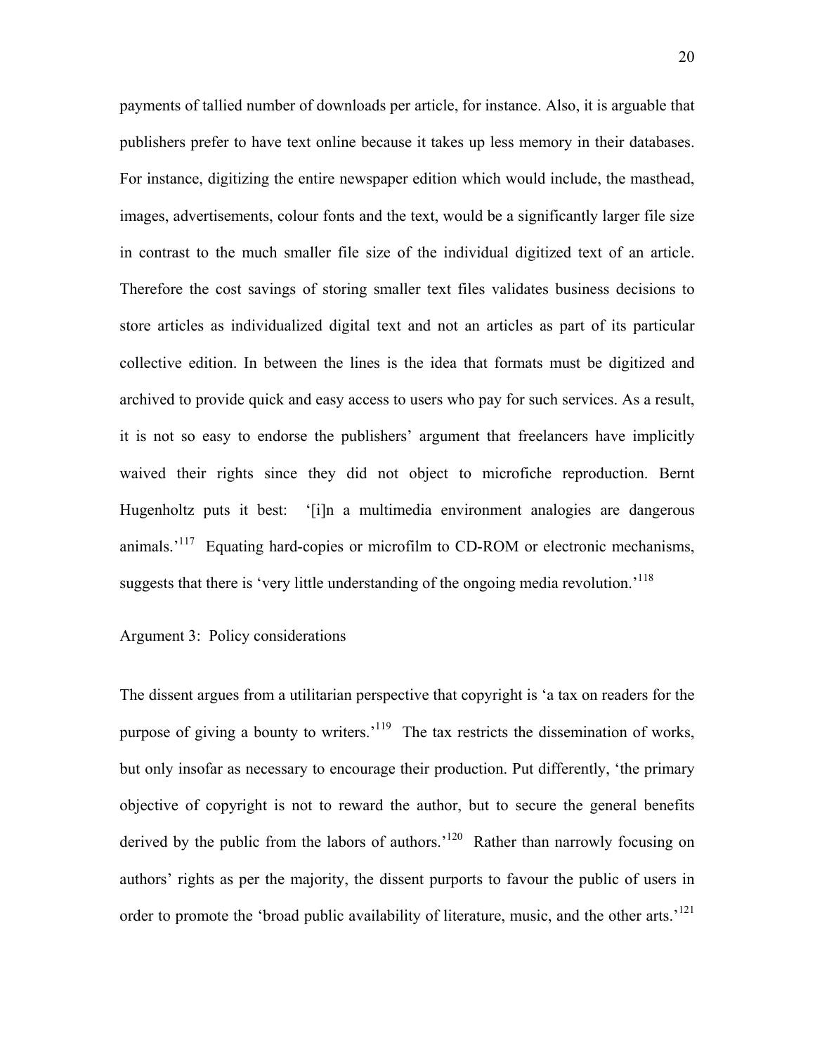payments of tallied number of downloads per article, for instance. Also, it is arguable that publishers prefer to have text online because it takes up less memory in their databases. For instance, digitizing the entire newspaper edition which would include, the masthead, images, advertisements, colour fonts and the text, would be a significantly larger file size in contrast to the much smaller file size of the individual digitized text of an article. Therefore the cost savings of storing smaller text files validates business decisions to store articles as individualized digital text and not an articles as part of its particular collective edition. In between the lines is the idea that formats must be digitized and archived to provide quick and easy access to users who pay for such services. As a result, it is not so easy to endorse the publishers' argument that freelancers have implicitly waived their rights since they did not object to microfiche reproduction. Bernt Hugenholtz puts it best: '[i]n a multimedia environment analogies are dangerous animals.'[117] Equating hard-copies or microfilm to CD-ROM or electronic mechanisms, suggests that there is 'very little understanding of the ongoing media revolution.'[118]

Argument 3: Policy considerations

The dissent argues from a utilitarian perspective that copyright is 'a tax on readers for the purpose of giving a bounty to writers.'[119] The tax restricts the dissemination of works, but only insofar as necessary to encourage their production. Put differently, 'the primary objective of copyright is not to reward the author, but to secure the general benefits derived by the public from the labors of authors.'[120] Rather than narrowly focusing on authors' rights as per the majority, the dissent purports to favour the public of users in order to promote the 'broad public availability of literature, music, and the other arts.'[121]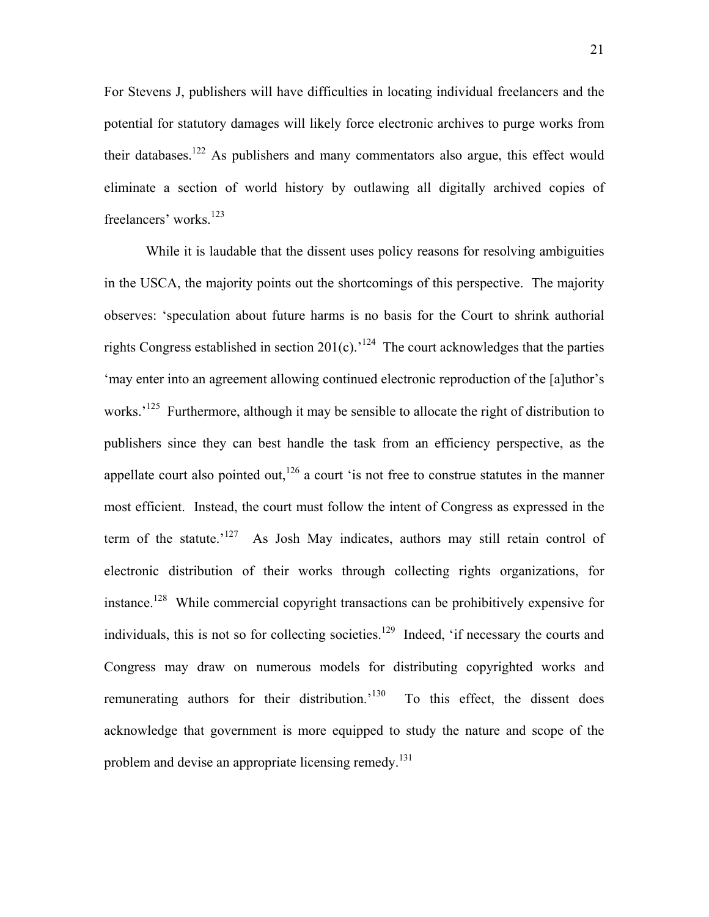For Stevens J, publishers will have difficulties in locating individual freelancers and the potential for statutory damages will likely force electronic archives to purge works from their databases.[122] As publishers and many commentators also argue, this effect would eliminate a section of world history by outlawing all digitally archived copies of freelancers' works.[123]

While it is laudable that the dissent uses policy reasons for resolving ambiguities in the USCA, the majority points out the shortcomings of this perspective. The majority observes: 'speculation about future harms is no basis for the Court to shrink authorial rights Congress established in section 201(c).'[124] The court acknowledges that the parties 'may enter into an agreement allowing continued electronic reproduction of the [a]uthor's works.'[125] Furthermore, although it may be sensible to allocate the right of distribution to publishers since they can best handle the task from an efficiency perspective, as the appellate court also pointed out,[126] a court 'is not free to construe statutes in the manner most efficient. Instead, the court must follow the intent of Congress as expressed in the term of the statute.'[127] As Josh May indicates, authors may still retain control of electronic distribution of their works through collecting rights organizations, for instance.[128] While commercial copyright transactions can be prohibitively expensive for individuals, this is not so for collecting societies.[129] Indeed, 'if necessary the courts and Congress may draw on numerous models for distributing copyrighted works and remunerating authors for their distribution.'[130] To this effect, the dissent does acknowledge that government is more equipped to study the nature and scope of the problem and devise an appropriate licensing remedy.[131]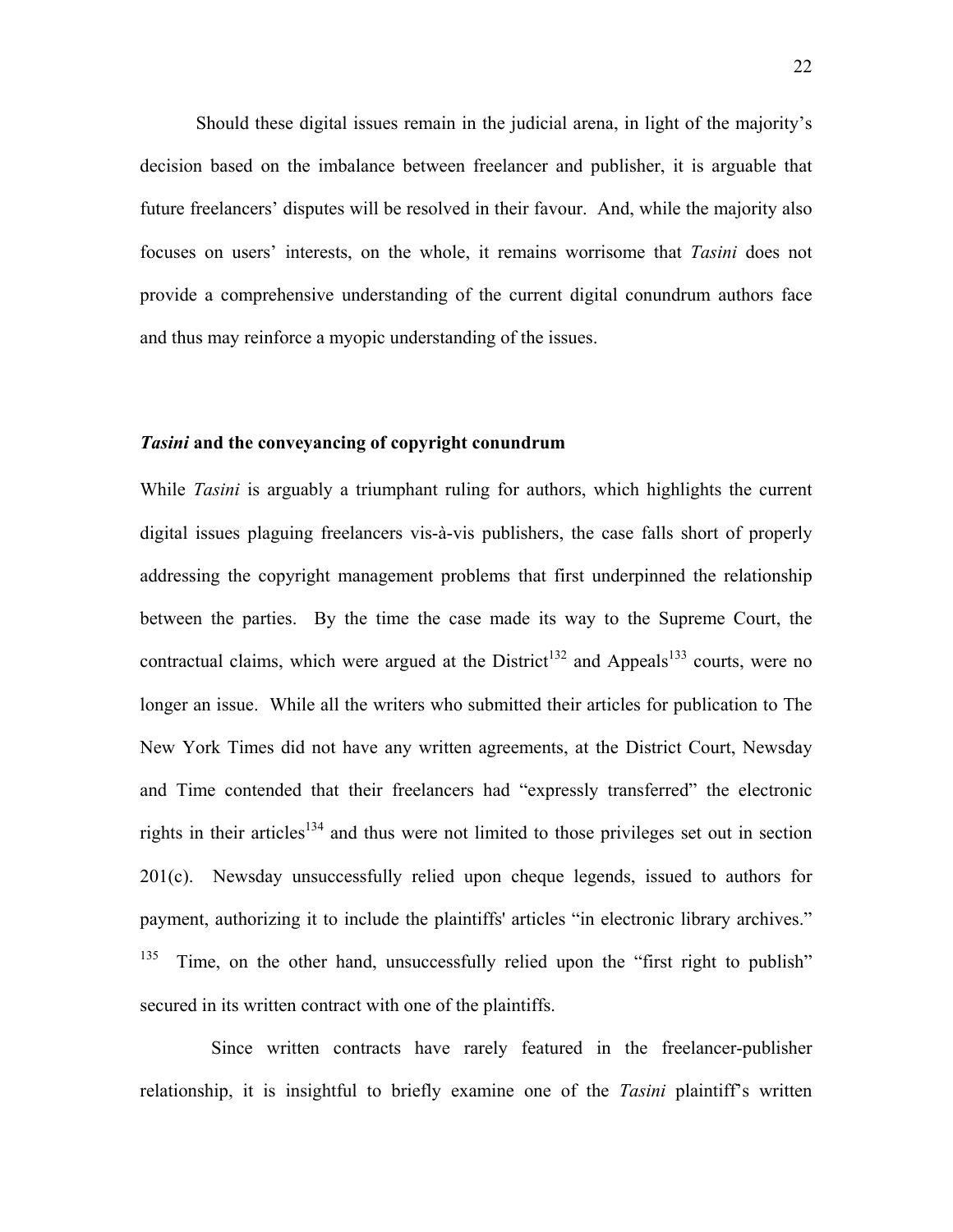Should these digital issues remain in the judicial arena, in light of the majority's decision based on the imbalance between freelancer and publisher, it is arguable that future freelancers' disputes will be resolved in their favour. And, while the majority also focuses on users' interests, on the whole, it remains worrisome that *Tasini* does not provide a comprehensive understanding of the current digital conundrum authors face and thus may reinforce a myopic understanding of the issues.

### ***Tasini* and the conveyancing of copyright conundrum**

While *Tasini* is arguably a triumphant ruling for authors, which highlights the current digital issues plaguing freelancers vis-à-vis publishers, the case falls short of properly addressing the copyright management problems that first underpinned the relationship between the parties. By the time the case made its way to the Supreme Court, the contractual claims, which were argued at the District[132] and Appeals[133] courts, were no longer an issue. While all the writers who submitted their articles for publication to The New York Times did not have any written agreements, at the District Court, Newsday and Time contended that their freelancers had "expressly transferred" the electronic rights in their articles[134] and thus were not limited to those privileges set out in section 201(c). Newsday unsuccessfully relied upon cheque legends, issued to authors for payment, authorizing it to include the plaintiffs' articles "in electronic library archives." [135] Time, on the other hand, unsuccessfully relied upon the "first right to publish" secured in its written contract with one of the plaintiffs.

Since written contracts have rarely featured in the freelancer-publisher relationship, it is insightful to briefly examine one of the *Tasini* plaintiff's written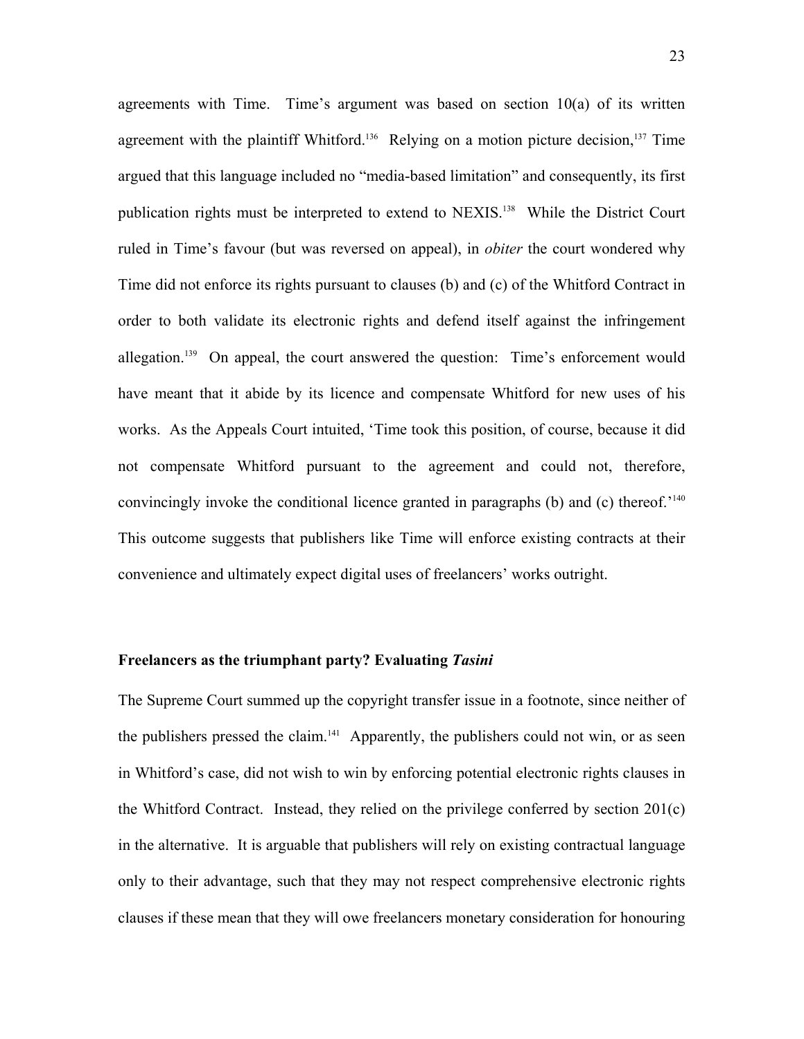agreements with Time. Time's argument was based on section 10(a) of its written agreement with the plaintiff Whitford.[136] Relying on a motion picture decision,[137] Time argued that this language included no "media-based limitation" and consequently, its first publication rights must be interpreted to extend to NEXIS.[138] While the District Court ruled in Time's favour (but was reversed on appeal), in *obiter* the court wondered why Time did not enforce its rights pursuant to clauses (b) and (c) of the Whitford Contract in order to both validate its electronic rights and defend itself against the infringement allegation.[139] On appeal, the court answered the question: Time's enforcement would have meant that it abide by its licence and compensate Whitford for new uses of his works. As the Appeals Court intuited, 'Time took this position, of course, because it did not compensate Whitford pursuant to the agreement and could not, therefore, convincingly invoke the conditional licence granted in paragraphs (b) and (c) thereof.'[140] This outcome suggests that publishers like Time will enforce existing contracts at their convenience and ultimately expect digital uses of freelancers' works outright.

### Freelancers as the triumphant party? Evaluating *Tasini*

The Supreme Court summed up the copyright transfer issue in a footnote, since neither of the publishers pressed the claim.[141] Apparently, the publishers could not win, or as seen in Whitford's case, did not wish to win by enforcing potential electronic rights clauses in the Whitford Contract. Instead, they relied on the privilege conferred by section 201(c) in the alternative. It is arguable that publishers will rely on existing contractual language only to their advantage, such that they may not respect comprehensive electronic rights clauses if these mean that they will owe freelancers monetary consideration for honouring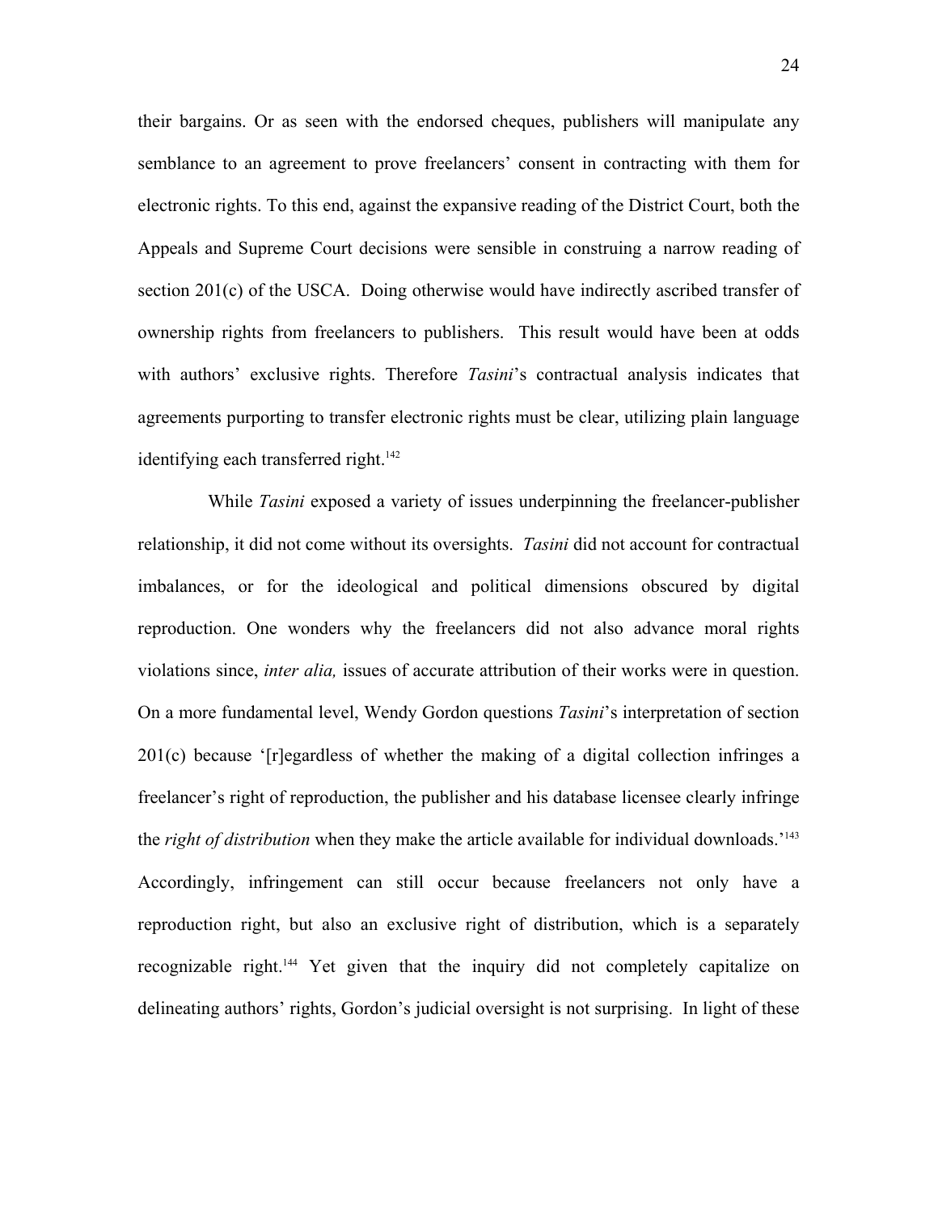their bargains. Or as seen with the endorsed cheques, publishers will manipulate any semblance to an agreement to prove freelancers' consent in contracting with them for electronic rights. To this end, against the expansive reading of the District Court, both the Appeals and Supreme Court decisions were sensible in construing a narrow reading of section 201(c) of the USCA. Doing otherwise would have indirectly ascribed transfer of ownership rights from freelancers to publishers. This result would have been at odds with authors' exclusive rights. Therefore *Tasini*'s contractual analysis indicates that agreements purporting to transfer electronic rights must be clear, utilizing plain language identifying each transferred right.[142]

While *Tasini* exposed a variety of issues underpinning the freelancer-publisher relationship, it did not come without its oversights. *Tasini* did not account for contractual imbalances, or for the ideological and political dimensions obscured by digital reproduction. One wonders why the freelancers did not also advance moral rights violations since, *inter alia,* issues of accurate attribution of their works were in question. On a more fundamental level, Wendy Gordon questions *Tasini*'s interpretation of section 201(c) because '[r]egardless of whether the making of a digital collection infringes a freelancer's right of reproduction, the publisher and his database licensee clearly infringe the *right of distribution* when they make the article available for individual downloads.'[143] Accordingly, infringement can still occur because freelancers not only have a reproduction right, but also an exclusive right of distribution, which is a separately recognizable right.[144] Yet given that the inquiry did not completely capitalize on delineating authors' rights, Gordon's judicial oversight is not surprising. In light of these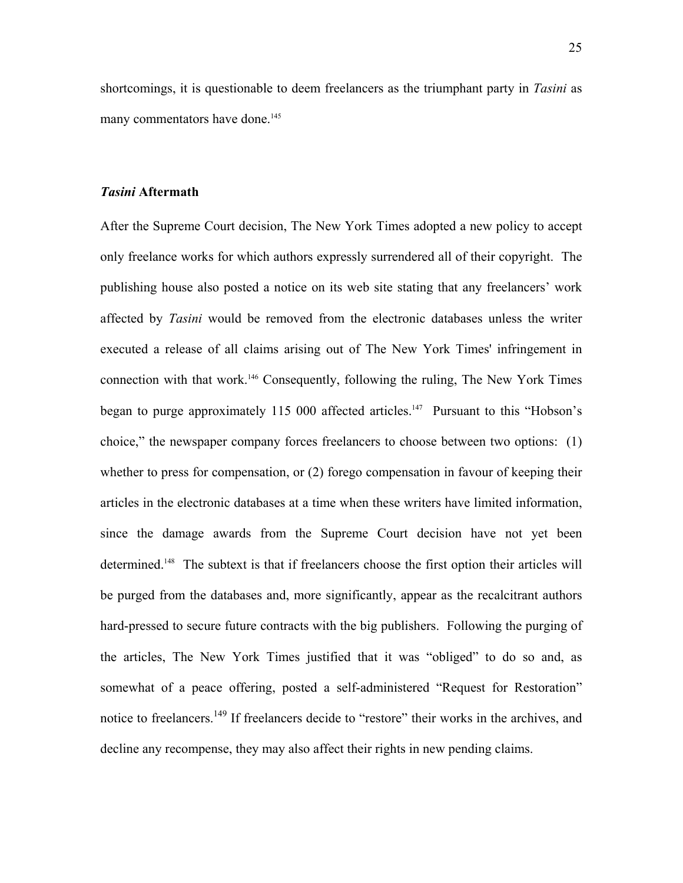shortcomings, it is questionable to deem freelancers as the triumphant party in *Tasini* as many commentators have done.[145]

### *Tasini* Aftermath

After the Supreme Court decision, The New York Times adopted a new policy to accept only freelance works for which authors expressly surrendered all of their copyright. The publishing house also posted a notice on its web site stating that any freelancers' work affected by *Tasini* would be removed from the electronic databases unless the writer executed a release of all claims arising out of The New York Times' infringement in connection with that work.[146] Consequently, following the ruling, The New York Times began to purge approximately 115 000 affected articles.[147] Pursuant to this "Hobson's choice," the newspaper company forces freelancers to choose between two options: (1) whether to press for compensation, or (2) forego compensation in favour of keeping their articles in the electronic databases at a time when these writers have limited information, since the damage awards from the Supreme Court decision have not yet been determined.[148] The subtext is that if freelancers choose the first option their articles will be purged from the databases and, more significantly, appear as the recalcitrant authors hard-pressed to secure future contracts with the big publishers. Following the purging of the articles, The New York Times justified that it was "obliged" to do so and, as somewhat of a peace offering, posted a self-administered "Request for Restoration" notice to freelancers.[149] If freelancers decide to "restore" their works in the archives, and decline any recompense, they may also affect their rights in new pending claims.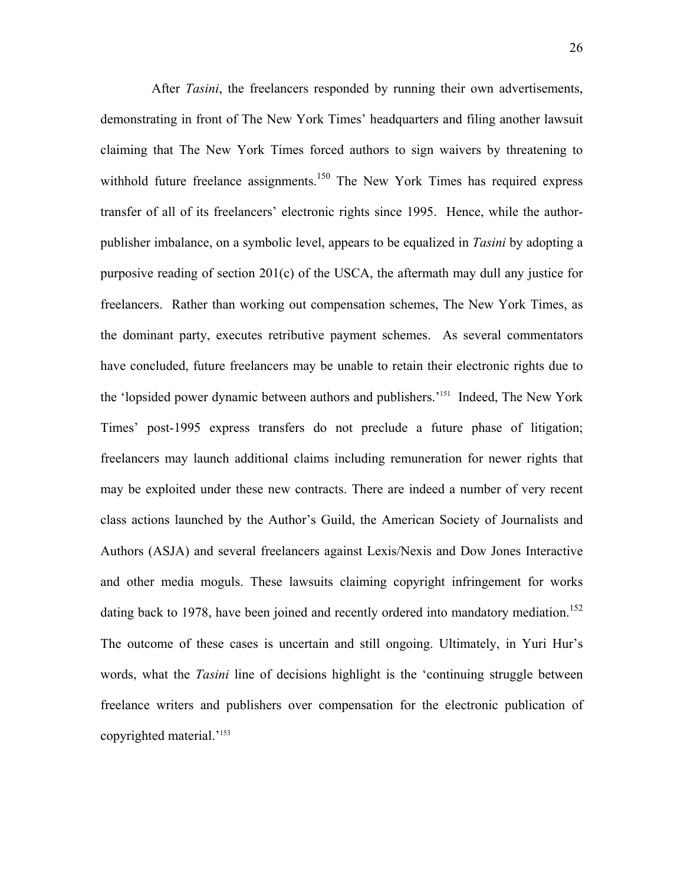After *Tasini*, the freelancers responded by running their own advertisements, demonstrating in front of The New York Times' headquarters and filing another lawsuit claiming that The New York Times forced authors to sign waivers by threatening to withhold future freelance assignments.[150] The New York Times has required express transfer of all of its freelancers' electronic rights since 1995. Hence, while the author-publisher imbalance, on a symbolic level, appears to be equalized in *Tasini* by adopting a purposive reading of section 201(c) of the USCA, the aftermath may dull any justice for freelancers. Rather than working out compensation schemes, The New York Times, as the dominant party, executes retributive payment schemes. As several commentators have concluded, future freelancers may be unable to retain their electronic rights due to the 'lopsided power dynamic between authors and publishers.'[151] Indeed, The New York Times' post-1995 express transfers do not preclude a future phase of litigation; freelancers may launch additional claims including remuneration for newer rights that may be exploited under these new contracts. There are indeed a number of very recent class actions launched by the Author's Guild, the American Society of Journalists and Authors (ASJA) and several freelancers against Lexis/Nexis and Dow Jones Interactive and other media moguls. These lawsuits claiming copyright infringement for works dating back to 1978, have been joined and recently ordered into mandatory mediation.[152] The outcome of these cases is uncertain and still ongoing. Ultimately, in Yuri Hur's words, what the *Tasini* line of decisions highlight is the 'continuing struggle between freelance writers and publishers over compensation for the electronic publication of copyrighted material.'[153]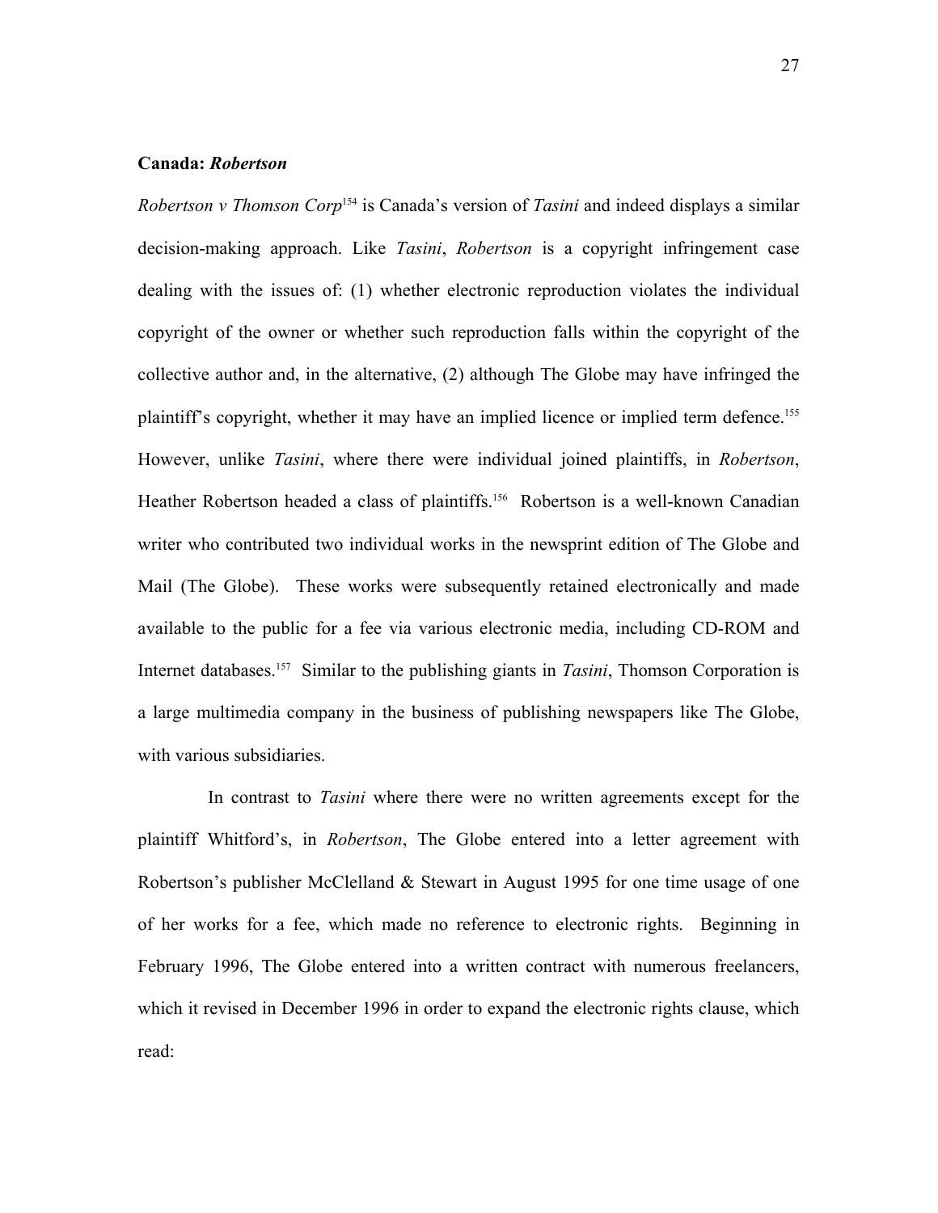**Canada: *Robertson***

*Robertson v Thomson Corp*[154] is Canada's version of *Tasini* and indeed displays a similar decision-making approach. Like *Tasini*, *Robertson* is a copyright infringement case dealing with the issues of: (1) whether electronic reproduction violates the individual copyright of the owner or whether such reproduction falls within the copyright of the collective author and, in the alternative, (2) although The Globe may have infringed the plaintiff's copyright, whether it may have an implied licence or implied term defence.[155] However, unlike *Tasini*, where there were individual joined plaintiffs, in *Robertson*, Heather Robertson headed a class of plaintiffs.[156] Robertson is a well-known Canadian writer who contributed two individual works in the newsprint edition of The Globe and Mail (The Globe). These works were subsequently retained electronically and made available to the public for a fee via various electronic media, including CD-ROM and Internet databases.[157] Similar to the publishing giants in *Tasini*, Thomson Corporation is a large multimedia company in the business of publishing newspapers like The Globe, with various subsidiaries.

In contrast to *Tasini* where there were no written agreements except for the plaintiff Whitford's, in *Robertson*, The Globe entered into a letter agreement with Robertson's publisher McClelland & Stewart in August 1995 for one time usage of one of her works for a fee, which made no reference to electronic rights. Beginning in February 1996, The Globe entered into a written contract with numerous freelancers, which it revised in December 1996 in order to expand the electronic rights clause, which read: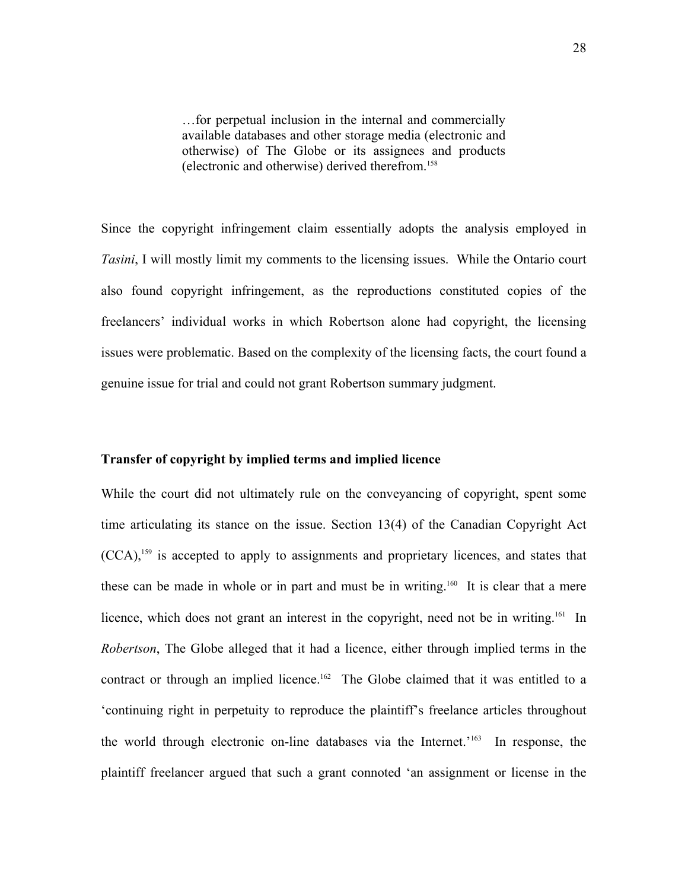> …for perpetual inclusion in the internal and commercially available databases and other storage media (electronic and otherwise) of The Globe or its assignees and products (electronic and otherwise) derived therefrom.[158]

Since the copyright infringement claim essentially adopts the analysis employed in *Tasini*, I will mostly limit my comments to the licensing issues. While the Ontario court also found copyright infringement, as the reproductions constituted copies of the freelancers' individual works in which Robertson alone had copyright, the licensing issues were problematic. Based on the complexity of the licensing facts, the court found a genuine issue for trial and could not grant Robertson summary judgment.

**Transfer of copyright by implied terms and implied licence**

While the court did not ultimately rule on the conveyancing of copyright, spent some time articulating its stance on the issue. Section 13(4) of the Canadian Copyright Act (CCA),[159] is accepted to apply to assignments and proprietary licences, and states that these can be made in whole or in part and must be in writing.[160] It is clear that a mere licence, which does not grant an interest in the copyright, need not be in writing.[161] In *Robertson*, The Globe alleged that it had a licence, either through implied terms in the contract or through an implied licence.[162] The Globe claimed that it was entitled to a 'continuing right in perpetuity to reproduce the plaintiff's freelance articles throughout the world through electronic on-line databases via the Internet.'[163] In response, the plaintiff freelancer argued that such a grant connoted 'an assignment or license in the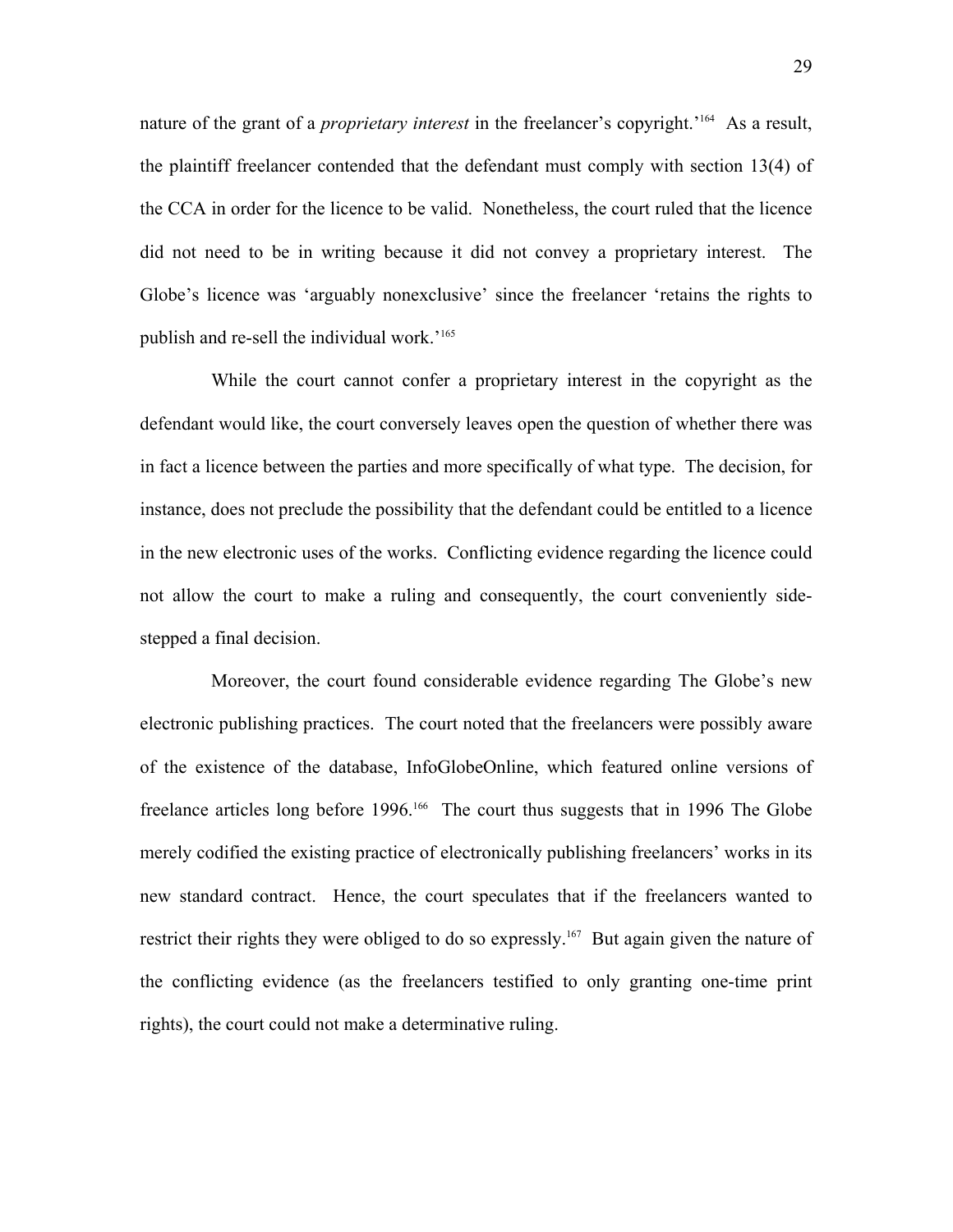nature of the grant of a *proprietary interest* in the freelancer's copyright.'[164] As a result, the plaintiff freelancer contended that the defendant must comply with section 13(4) of the CCA in order for the licence to be valid. Nonetheless, the court ruled that the licence did not need to be in writing because it did not convey a proprietary interest. The Globe's licence was 'arguably nonexclusive' since the freelancer 'retains the rights to publish and re-sell the individual work.'[165]

While the court cannot confer a proprietary interest in the copyright as the defendant would like, the court conversely leaves open the question of whether there was in fact a licence between the parties and more specifically of what type. The decision, for instance, does not preclude the possibility that the defendant could be entitled to a licence in the new electronic uses of the works. Conflicting evidence regarding the licence could not allow the court to make a ruling and consequently, the court conveniently side-stepped a final decision.

Moreover, the court found considerable evidence regarding The Globe's new electronic publishing practices. The court noted that the freelancers were possibly aware of the existence of the database, InfoGlobeOnline, which featured online versions of freelance articles long before 1996.[166] The court thus suggests that in 1996 The Globe merely codified the existing practice of electronically publishing freelancers' works in its new standard contract. Hence, the court speculates that if the freelancers wanted to restrict their rights they were obliged to do so expressly.[167] But again given the nature of the conflicting evidence (as the freelancers testified to only granting one-time print rights), the court could not make a determinative ruling.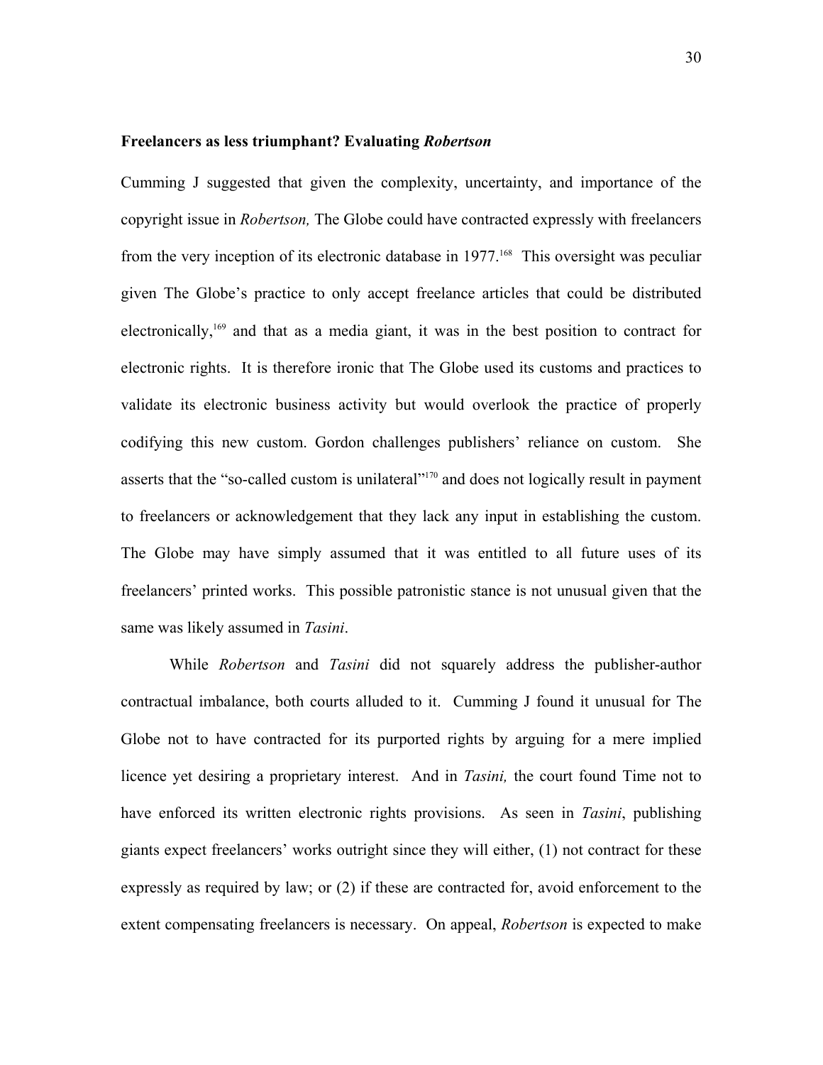**Freelancers as less triumphant? Evaluating *Robertson***

Cumming J suggested that given the complexity, uncertainty, and importance of the copyright issue in *Robertson,* The Globe could have contracted expressly with freelancers from the very inception of its electronic database in 1977.[168] This oversight was peculiar given The Globe's practice to only accept freelance articles that could be distributed electronically,[169] and that as a media giant, it was in the best position to contract for electronic rights. It is therefore ironic that The Globe used its customs and practices to validate its electronic business activity but would overlook the practice of properly codifying this new custom. Gordon challenges publishers' reliance on custom. She asserts that the "so-called custom is unilateral"[170] and does not logically result in payment to freelancers or acknowledgement that they lack any input in establishing the custom. The Globe may have simply assumed that it was entitled to all future uses of its freelancers' printed works. This possible patronistic stance is not unusual given that the same was likely assumed in *Tasini*.

While *Robertson* and *Tasini* did not squarely address the publisher-author contractual imbalance, both courts alluded to it. Cumming J found it unusual for The Globe not to have contracted for its purported rights by arguing for a mere implied licence yet desiring a proprietary interest. And in *Tasini,* the court found Time not to have enforced its written electronic rights provisions. As seen in *Tasini*, publishing giants expect freelancers' works outright since they will either, (1) not contract for these expressly as required by law; or (2) if these are contracted for, avoid enforcement to the extent compensating freelancers is necessary. On appeal, *Robertson* is expected to make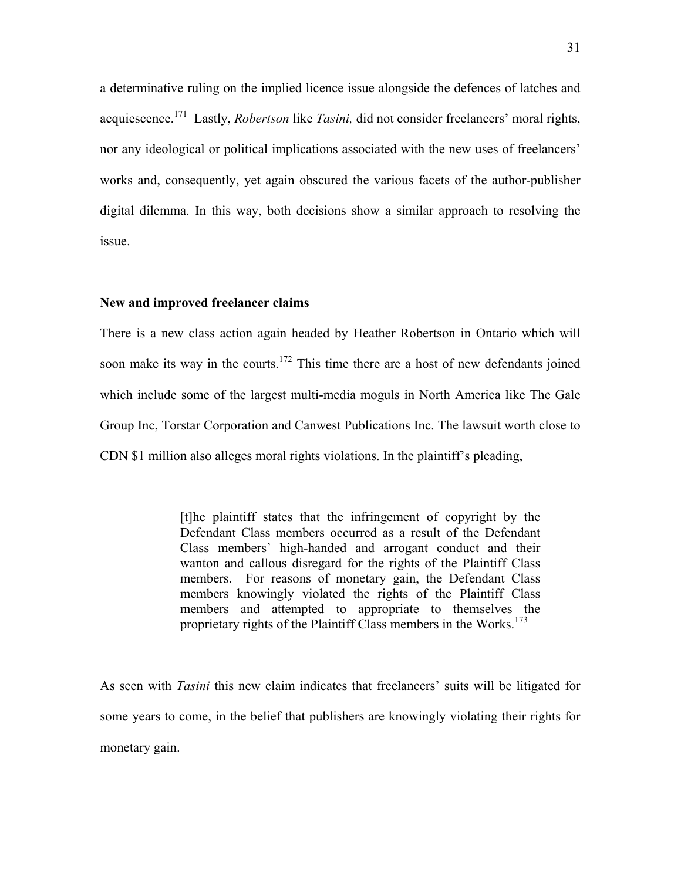a determinative ruling on the implied licence issue alongside the defences of latches and acquiescence.[171] Lastly, *Robertson* like *Tasini,* did not consider freelancers' moral rights, nor any ideological or political implications associated with the new uses of freelancers' works and, consequently, yet again obscured the various facets of the author-publisher digital dilemma. In this way, both decisions show a similar approach to resolving the issue.

**New and improved freelancer claims**

There is a new class action again headed by Heather Robertson in Ontario which will soon make its way in the courts.[172] This time there are a host of new defendants joined which include some of the largest multi-media moguls in North America like The Gale Group Inc, Torstar Corporation and Canwest Publications Inc. The lawsuit worth close to CDN $1 million also alleges moral rights violations. In the plaintiff's pleading,

> [t]he plaintiff states that the infringement of copyright by the Defendant Class members occurred as a result of the Defendant Class members' high-handed and arrogant conduct and their wanton and callous disregard for the rights of the Plaintiff Class members. For reasons of monetary gain, the Defendant Class members knowingly violated the rights of the Plaintiff Class members and attempted to appropriate to themselves the proprietary rights of the Plaintiff Class members in the Works.[173]

As seen with *Tasini* this new claim indicates that freelancers' suits will be litigated for some years to come, in the belief that publishers are knowingly violating their rights for monetary gain.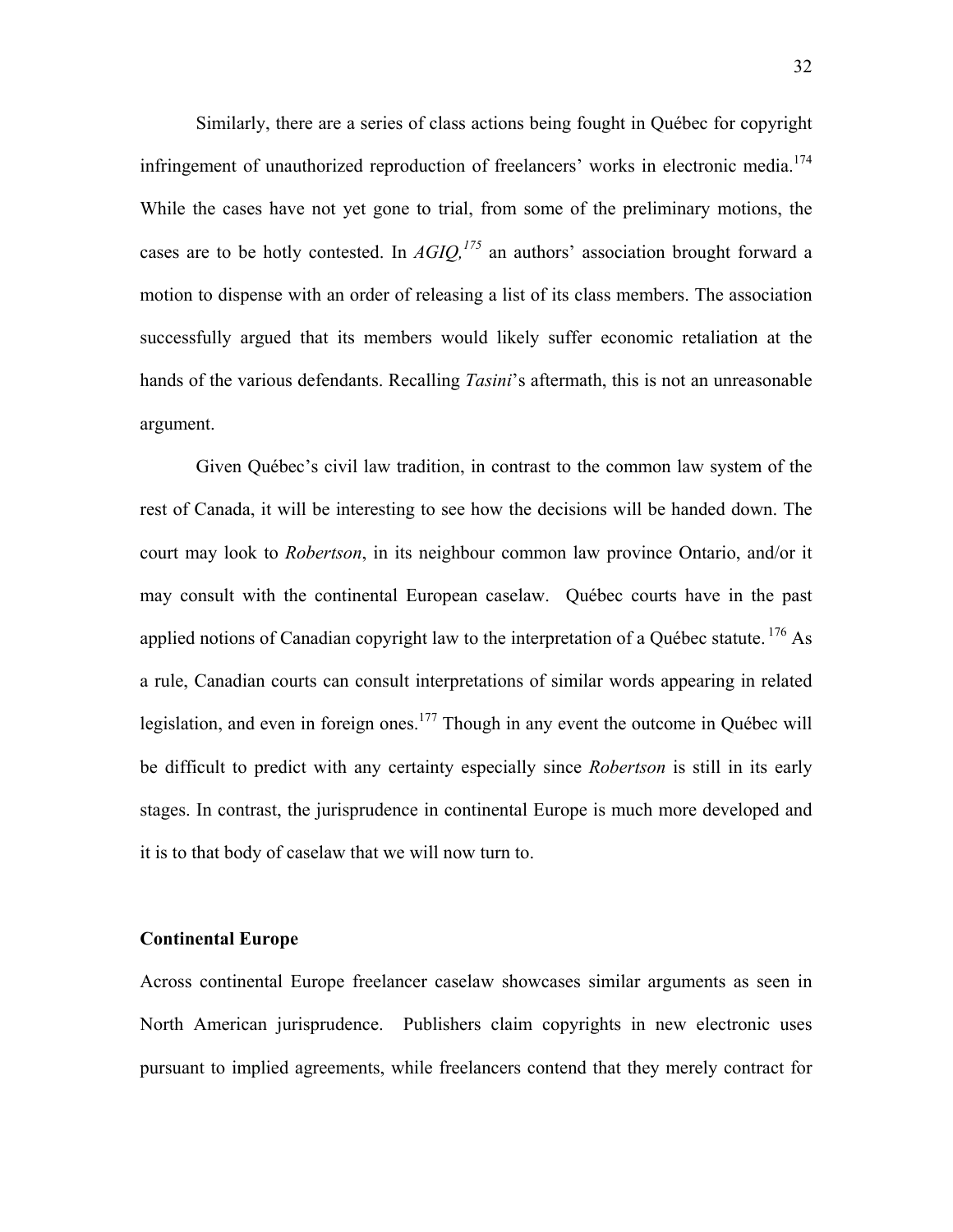Similarly, there are a series of class actions being fought in Québec for copyright infringement of unauthorized reproduction of freelancers' works in electronic media.[174] While the cases have not yet gone to trial, from some of the preliminary motions, the cases are to be hotly contested. In *AGIQ,*[175] an authors' association brought forward a motion to dispense with an order of releasing a list of its class members. The association successfully argued that its members would likely suffer economic retaliation at the hands of the various defendants. Recalling *Tasini*'s aftermath, this is not an unreasonable argument.

Given Québec's civil law tradition, in contrast to the common law system of the rest of Canada, it will be interesting to see how the decisions will be handed down. The court may look to *Robertson*, in its neighbour common law province Ontario, and/or it may consult with the continental European caselaw. Québec courts have in the past applied notions of Canadian copyright law to the interpretation of a Québec statute.[176] As a rule, Canadian courts can consult interpretations of similar words appearing in related legislation, and even in foreign ones.[177] Though in any event the outcome in Québec will be difficult to predict with any certainty especially since *Robertson* is still in its early stages. In contrast, the jurisprudence in continental Europe is much more developed and it is to that body of caselaw that we will now turn to.

**Continental Europe**

Across continental Europe freelancer caselaw showcases similar arguments as seen in North American jurisprudence. Publishers claim copyrights in new electronic uses pursuant to implied agreements, while freelancers contend that they merely contract for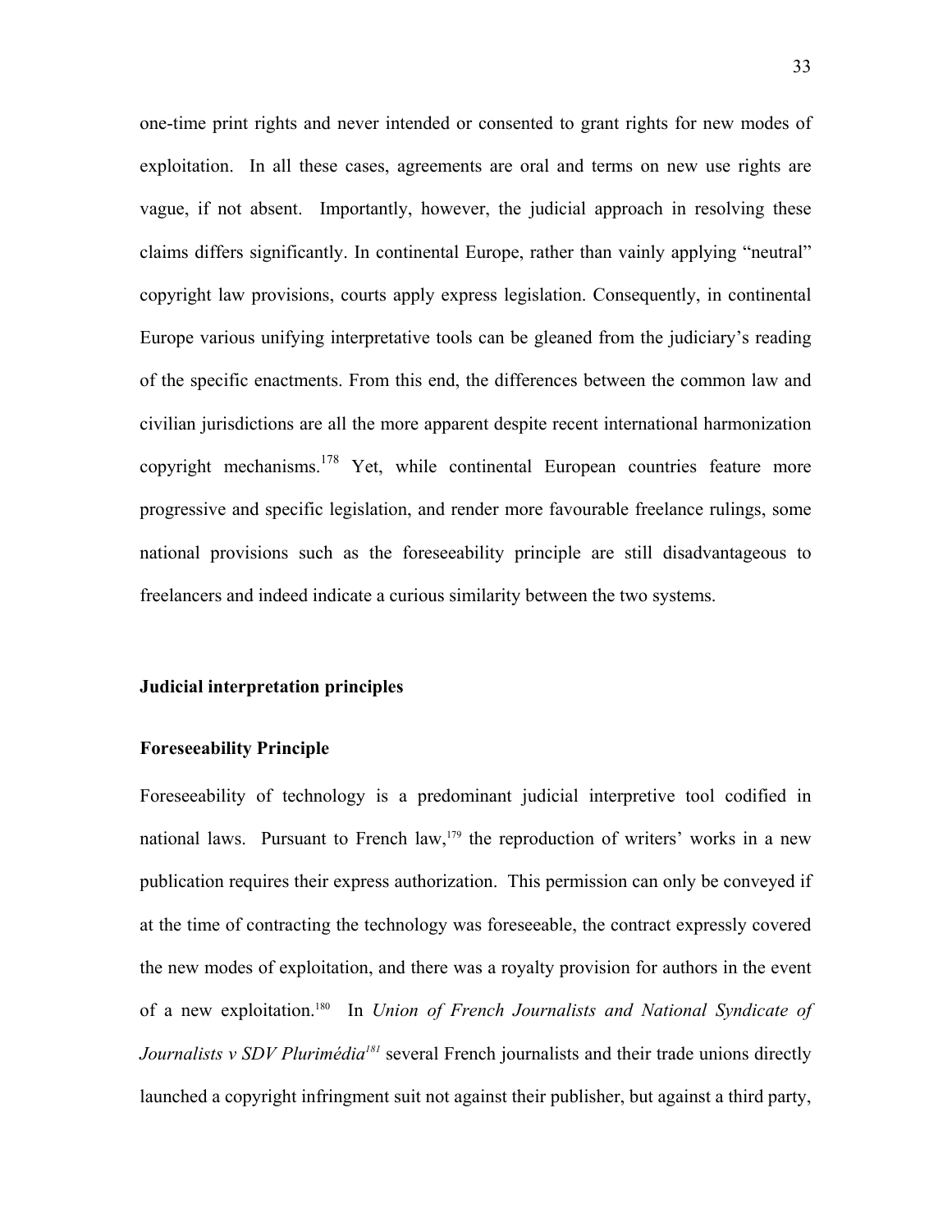one-time print rights and never intended or consented to grant rights for new modes of exploitation. In all these cases, agreements are oral and terms on new use rights are vague, if not absent. Importantly, however, the judicial approach in resolving these claims differs significantly. In continental Europe, rather than vainly applying "neutral" copyright law provisions, courts apply express legislation. Consequently, in continental Europe various unifying interpretative tools can be gleaned from the judiciary's reading of the specific enactments. From this end, the differences between the common law and civilian jurisdictions are all the more apparent despite recent international harmonization copyright mechanisms.[178] Yet, while continental European countries feature more progressive and specific legislation, and render more favourable freelance rulings, some national provisions such as the foreseeability principle are still disadvantageous to freelancers and indeed indicate a curious similarity between the two systems.

## Judicial interpretation principles

### Foreseeability Principle

Foreseeability of technology is a predominant judicial interpretive tool codified in national laws. Pursuant to French law,[179] the reproduction of writers' works in a new publication requires their express authorization. This permission can only be conveyed if at the time of contracting the technology was foreseeable, the contract expressly covered the new modes of exploitation, and there was a royalty provision for authors in the event of a new exploitation.[180] In *Union of French Journalists and National Syndicate of Journalists v SDV Plurimédia*[181] several French journalists and their trade unions directly launched a copyright infringment suit not against their publisher, but against a third party,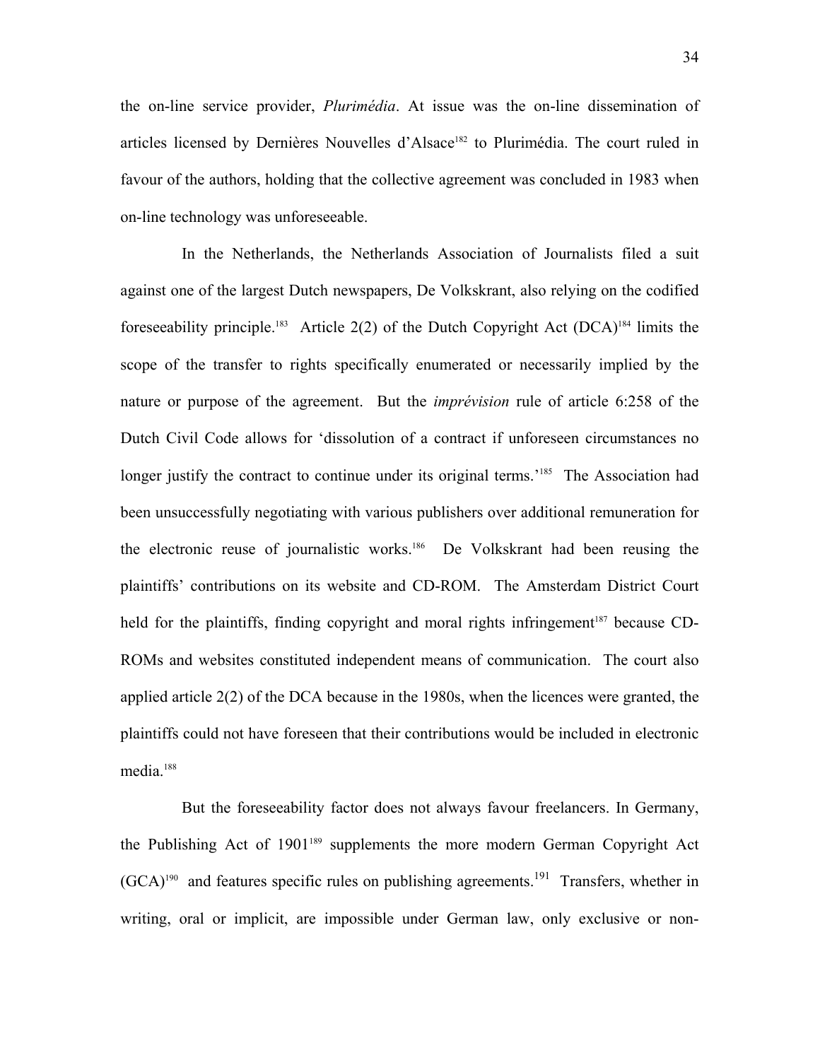the on-line service provider, *Plurimédia*. At issue was the on-line dissemination of articles licensed by Dernières Nouvelles d'Alsace[182] to Plurimédia. The court ruled in favour of the authors, holding that the collective agreement was concluded in 1983 when on-line technology was unforeseeable.

In the Netherlands, the Netherlands Association of Journalists filed a suit against one of the largest Dutch newspapers, De Volkskrant, also relying on the codified foreseeability principle.[183] Article 2(2) of the Dutch Copyright Act (DCA)[184] limits the scope of the transfer to rights specifically enumerated or necessarily implied by the nature or purpose of the agreement. But the *imprévision* rule of article 6:258 of the Dutch Civil Code allows for 'dissolution of a contract if unforeseen circumstances no longer justify the contract to continue under its original terms.'[185] The Association had been unsuccessfully negotiating with various publishers over additional remuneration for the electronic reuse of journalistic works.[186] De Volkskrant had been reusing the plaintiffs' contributions on its website and CD-ROM. The Amsterdam District Court held for the plaintiffs, finding copyright and moral rights infringement[187] because CD-ROMs and websites constituted independent means of communication. The court also applied article 2(2) of the DCA because in the 1980s, when the licences were granted, the plaintiffs could not have foreseen that their contributions would be included in electronic media.[188]

But the foreseeability factor does not always favour freelancers. In Germany, the Publishing Act of 1901[189] supplements the more modern German Copyright Act (GCA)[190] and features specific rules on publishing agreements.[191] Transfers, whether in writing, oral or implicit, are impossible under German law, only exclusive or non-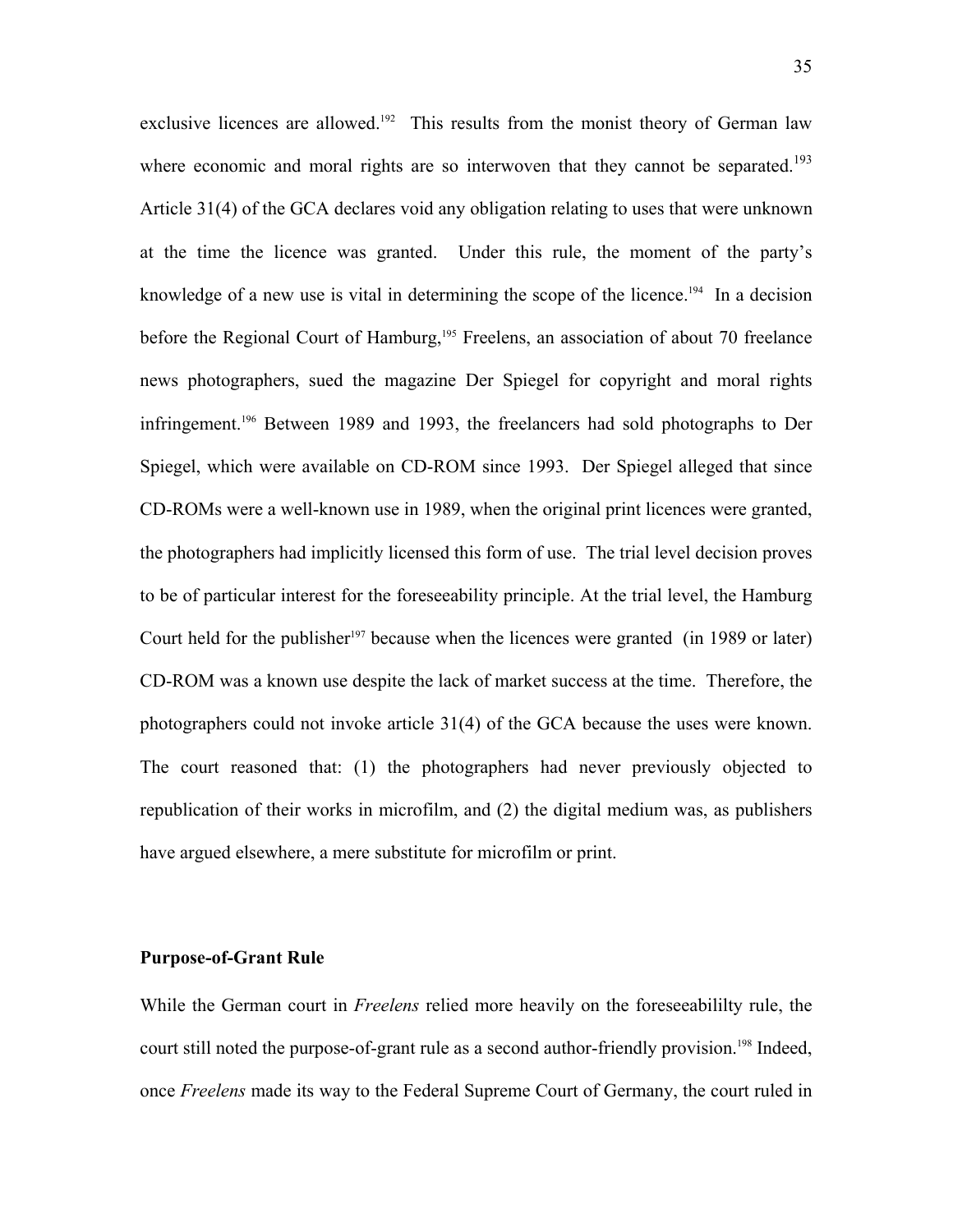exclusive licences are allowed.[192] This results from the monist theory of German law where economic and moral rights are so interwoven that they cannot be separated.[193] Article 31(4) of the GCA declares void any obligation relating to uses that were unknown at the time the licence was granted. Under this rule, the moment of the party's knowledge of a new use is vital in determining the scope of the licence.[194] In a decision before the Regional Court of Hamburg,[195] Freelens, an association of about 70 freelance news photographers, sued the magazine Der Spiegel for copyright and moral rights infringement.[196] Between 1989 and 1993, the freelancers had sold photographs to Der Spiegel, which were available on CD-ROM since 1993. Der Spiegel alleged that since CD-ROMs were a well-known use in 1989, when the original print licences were granted, the photographers had implicitly licensed this form of use. The trial level decision proves to be of particular interest for the foreseeability principle. At the trial level, the Hamburg Court held for the publisher[197] because when the licences were granted (in 1989 or later) CD-ROM was a known use despite the lack of market success at the time. Therefore, the photographers could not invoke article 31(4) of the GCA because the uses were known. The court reasoned that: (1) the photographers had never previously objected to republication of their works in microfilm, and (2) the digital medium was, as publishers have argued elsewhere, a mere substitute for microfilm or print.

**Purpose-of-Grant Rule**

While the German court in *Freelens* relied more heavily on the foreseeabililty rule, the court still noted the purpose-of-grant rule as a second author-friendly provision.[198] Indeed, once *Freelens* made its way to the Federal Supreme Court of Germany, the court ruled in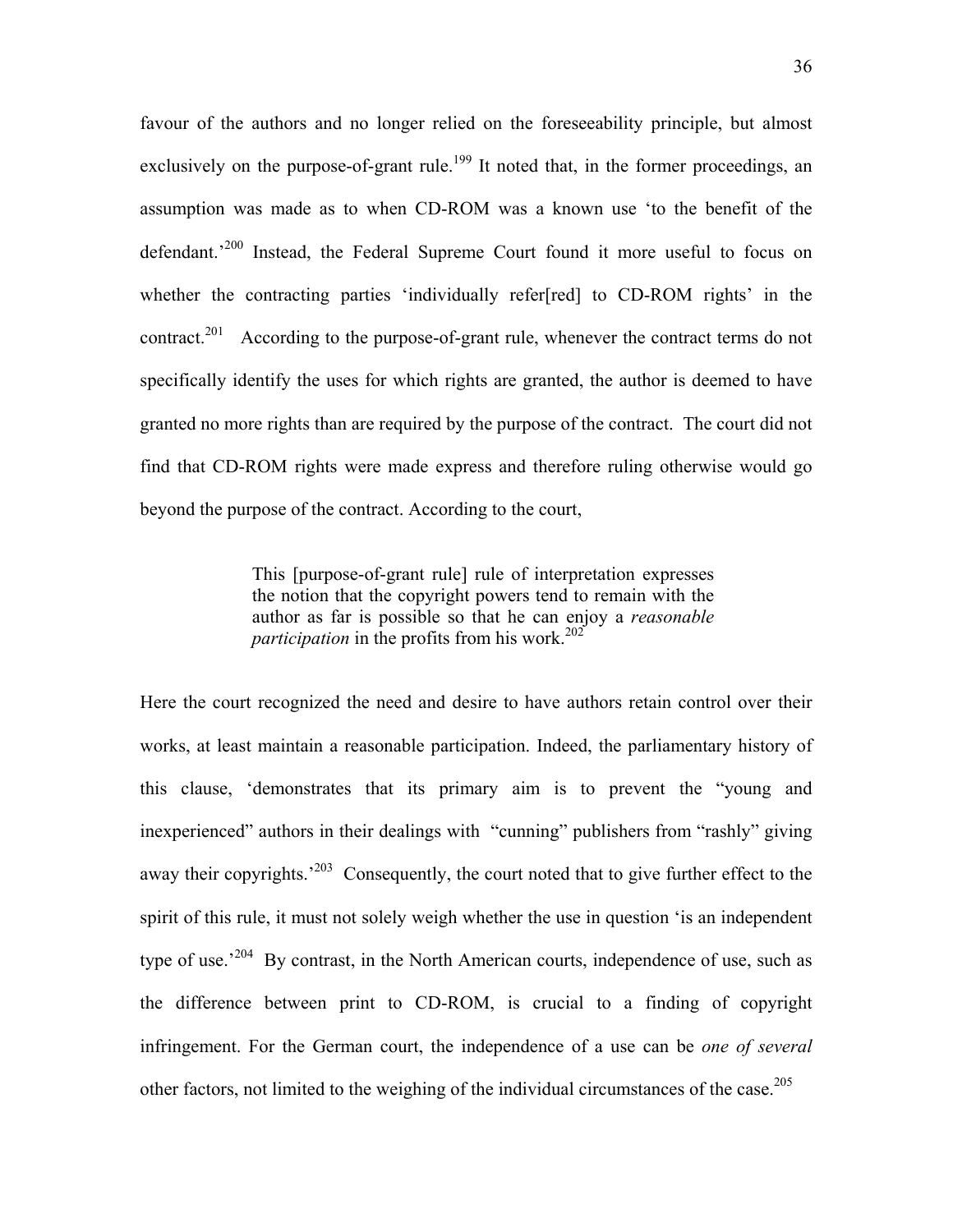favour of the authors and no longer relied on the foreseeability principle, but almost exclusively on the purpose-of-grant rule.[199] It noted that, in the former proceedings, an assumption was made as to when CD-ROM was a known use 'to the benefit of the defendant.'[200] Instead, the Federal Supreme Court found it more useful to focus on whether the contracting parties 'individually refer[red] to CD-ROM rights' in the contract.[201] According to the purpose-of-grant rule, whenever the contract terms do not specifically identify the uses for which rights are granted, the author is deemed to have granted no more rights than are required by the purpose of the contract. The court did not find that CD-ROM rights were made express and therefore ruling otherwise would go beyond the purpose of the contract. According to the court,

> This [purpose-of-grant rule] rule of interpretation expresses the notion that the copyright powers tend to remain with the author as far is possible so that he can enjoy a *reasonable participation* in the profits from his work.[202]

Here the court recognized the need and desire to have authors retain control over their works, at least maintain a reasonable participation. Indeed, the parliamentary history of this clause, 'demonstrates that its primary aim is to prevent the "young and inexperienced" authors in their dealings with "cunning" publishers from "rashly" giving away their copyrights.'[203] Consequently, the court noted that to give further effect to the spirit of this rule, it must not solely weigh whether the use in question 'is an independent type of use.'[204] By contrast, in the North American courts, independence of use, such as the difference between print to CD-ROM, is crucial to a finding of copyright infringement. For the German court, the independence of a use can be *one of several* other factors, not limited to the weighing of the individual circumstances of the case.[205]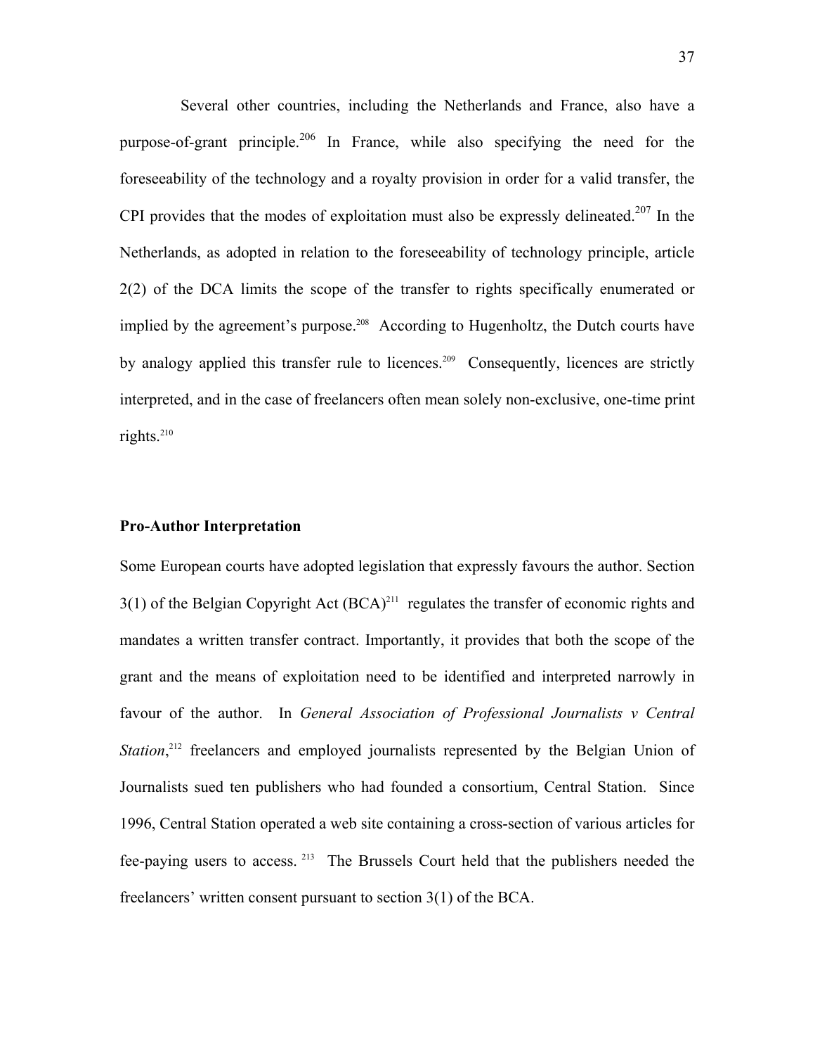Several other countries, including the Netherlands and France, also have a purpose-of-grant principle.[206] In France, while also specifying the need for the foreseeability of the technology and a royalty provision in order for a valid transfer, the CPI provides that the modes of exploitation must also be expressly delineated.[207] In the Netherlands, as adopted in relation to the foreseeability of technology principle, article 2(2) of the DCA limits the scope of the transfer to rights specifically enumerated or implied by the agreement's purpose.[208] According to Hugenholtz, the Dutch courts have by analogy applied this transfer rule to licences.[209] Consequently, licences are strictly interpreted, and in the case of freelancers often mean solely non-exclusive, one-time print rights.[210]

**Pro-Author Interpretation**

Some European courts have adopted legislation that expressly favours the author. Section 3(1) of the Belgian Copyright Act (BCA)[211] regulates the transfer of economic rights and mandates a written transfer contract. Importantly, it provides that both the scope of the grant and the means of exploitation need to be identified and interpreted narrowly in favour of the author. In *General Association of Professional Journalists v Central Station*,[212] freelancers and employed journalists represented by the Belgian Union of Journalists sued ten publishers who had founded a consortium, Central Station. Since 1996, Central Station operated a web site containing a cross-section of various articles for fee-paying users to access.[213] The Brussels Court held that the publishers needed the freelancers' written consent pursuant to section 3(1) of the BCA.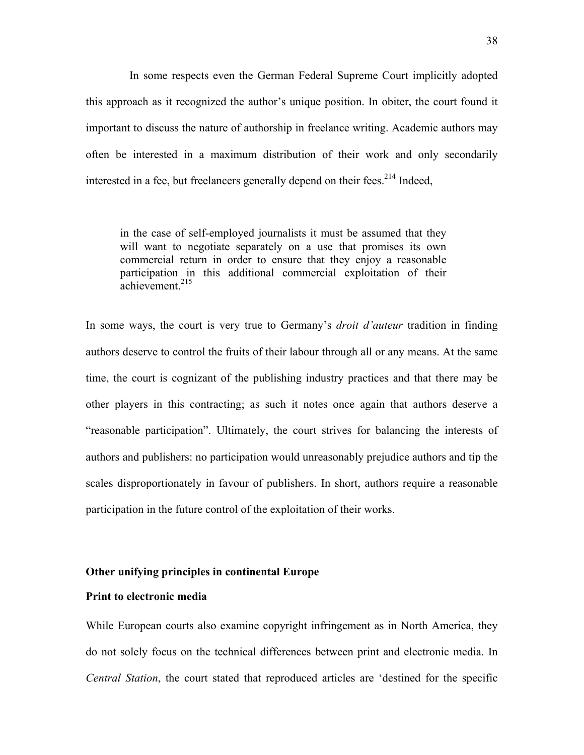In some respects even the German Federal Supreme Court implicitly adopted this approach as it recognized the author's unique position. In obiter, the court found it important to discuss the nature of authorship in freelance writing. Academic authors may often be interested in a maximum distribution of their work and only secondarily interested in a fee, but freelancers generally depend on their fees.[214] Indeed,

> in the case of self-employed journalists it must be assumed that they will want to negotiate separately on a use that promises its own commercial return in order to ensure that they enjoy a reasonable participation in this additional commercial exploitation of their achievement.[215]

In some ways, the court is very true to Germany's *droit d'auteur* tradition in finding authors deserve to control the fruits of their labour through all or any means. At the same time, the court is cognizant of the publishing industry practices and that there may be other players in this contracting; as such it notes once again that authors deserve a "reasonable participation". Ultimately, the court strives for balancing the interests of authors and publishers: no participation would unreasonably prejudice authors and tip the scales disproportionately in favour of publishers. In short, authors require a reasonable participation in the future control of the exploitation of their works.

**Other unifying principles in continental Europe**

**Print to electronic media**

While European courts also examine copyright infringement as in North America, they do not solely focus on the technical differences between print and electronic media. In *Central Station*, the court stated that reproduced articles are 'destined for the specific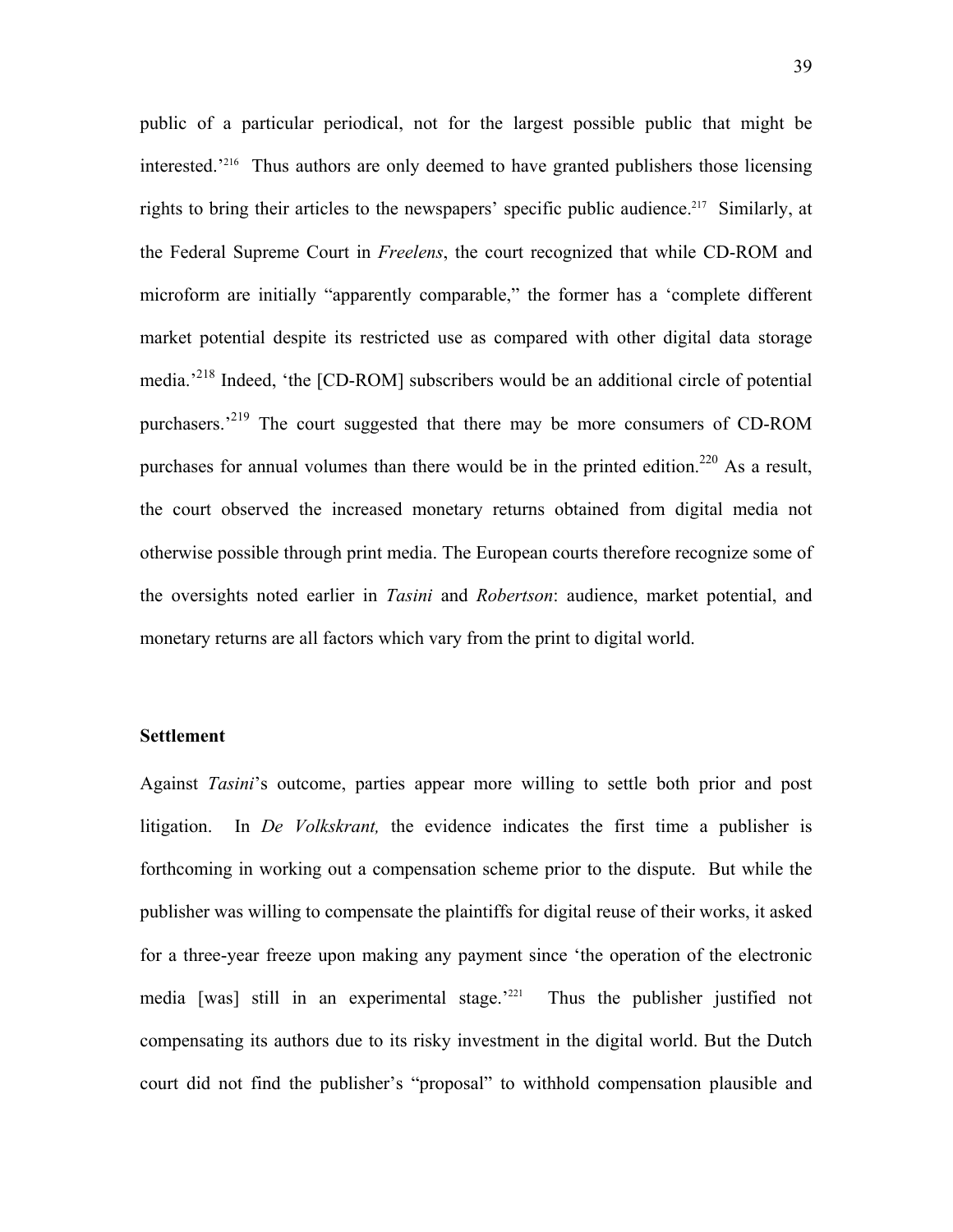public of a particular periodical, not for the largest possible public that might be interested.'[216] Thus authors are only deemed to have granted publishers those licensing rights to bring their articles to the newspapers' specific public audience.[217] Similarly, at the Federal Supreme Court in *Freelens*, the court recognized that while CD-ROM and microform are initially "apparently comparable," the former has a 'complete different market potential despite its restricted use as compared with other digital data storage media.'[218] Indeed, 'the [CD-ROM] subscribers would be an additional circle of potential purchasers.'[219] The court suggested that there may be more consumers of CD-ROM purchases for annual volumes than there would be in the printed edition.[220] As a result, the court observed the increased monetary returns obtained from digital media not otherwise possible through print media. The European courts therefore recognize some of the oversights noted earlier in *Tasini* and *Robertson*: audience, market potential, and monetary returns are all factors which vary from the print to digital world.

**Settlement**

Against *Tasini*'s outcome, parties appear more willing to settle both prior and post litigation. In *De Volkskrant,* the evidence indicates the first time a publisher is forthcoming in working out a compensation scheme prior to the dispute. But while the publisher was willing to compensate the plaintiffs for digital reuse of their works, it asked for a three-year freeze upon making any payment since 'the operation of the electronic media [was] still in an experimental stage.'[221] Thus the publisher justified not compensating its authors due to its risky investment in the digital world. But the Dutch court did not find the publisher's "proposal" to withhold compensation plausible and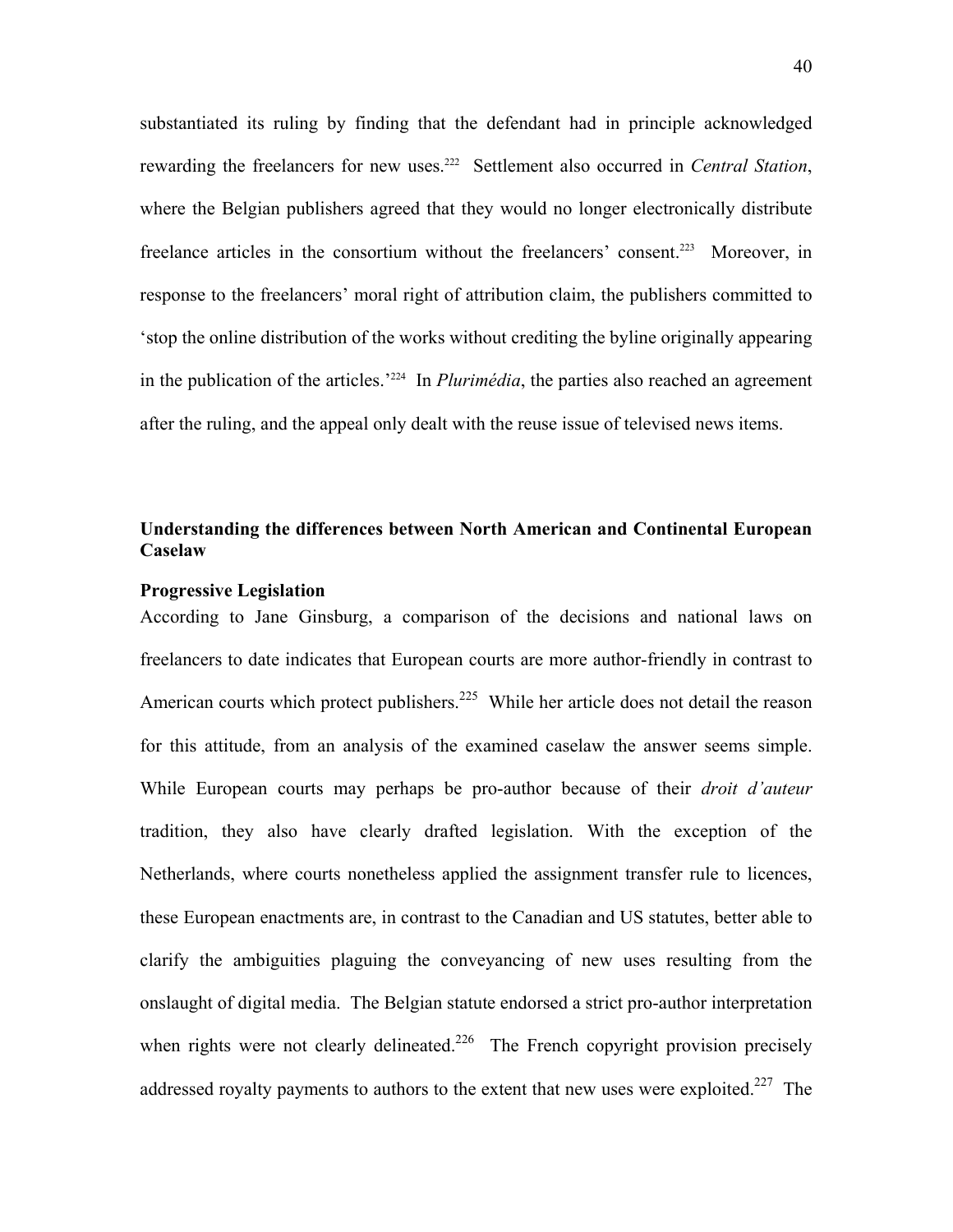substantiated its ruling by finding that the defendant had in principle acknowledged rewarding the freelancers for new uses.[222] Settlement also occurred in *Central Station*, where the Belgian publishers agreed that they would no longer electronically distribute freelance articles in the consortium without the freelancers' consent.[223] Moreover, in response to the freelancers' moral right of attribution claim, the publishers committed to 'stop the online distribution of the works without crediting the byline originally appearing in the publication of the articles.'[224] In *Plurimédia*, the parties also reached an agreement after the ruling, and the appeal only dealt with the reuse issue of televised news items.

## Understanding the differences between North American and Continental European Caselaw

### Progressive Legislation

According to Jane Ginsburg, a comparison of the decisions and national laws on freelancers to date indicates that European courts are more author-friendly in contrast to American courts which protect publishers.[225] While her article does not detail the reason for this attitude, from an analysis of the examined caselaw the answer seems simple. While European courts may perhaps be pro-author because of their *droit d'auteur* tradition, they also have clearly drafted legislation. With the exception of the Netherlands, where courts nonetheless applied the assignment transfer rule to licences, these European enactments are, in contrast to the Canadian and US statutes, better able to clarify the ambiguities plaguing the conveyancing of new uses resulting from the onslaught of digital media. The Belgian statute endorsed a strict pro-author interpretation when rights were not clearly delineated.[226] The French copyright provision precisely addressed royalty payments to authors to the extent that new uses were exploited.[227] The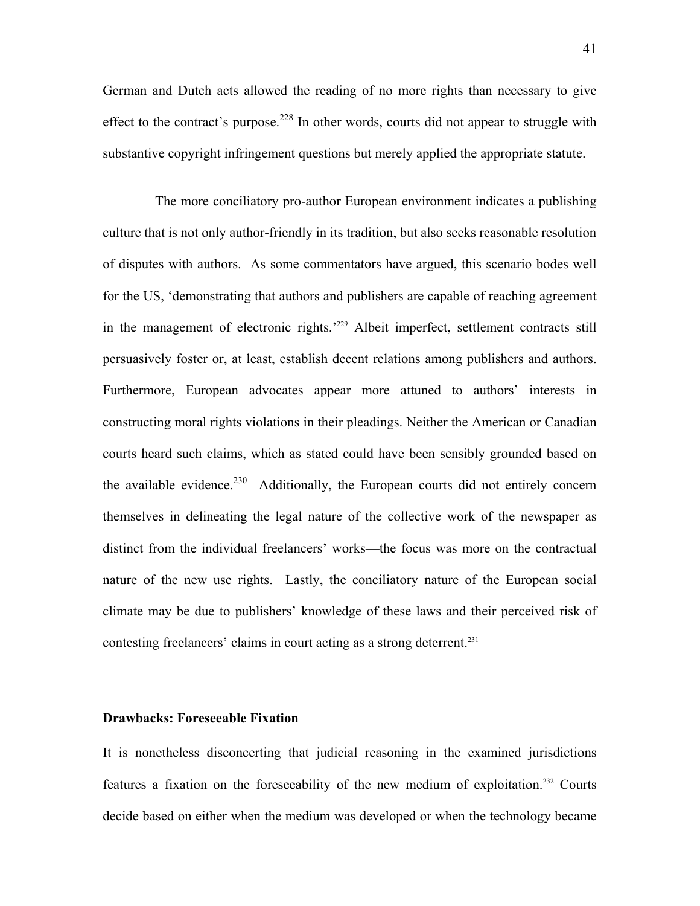German and Dutch acts allowed the reading of no more rights than necessary to give effect to the contract's purpose.[228] In other words, courts did not appear to struggle with substantive copyright infringement questions but merely applied the appropriate statute.

The more conciliatory pro-author European environment indicates a publishing culture that is not only author-friendly in its tradition, but also seeks reasonable resolution of disputes with authors. As some commentators have argued, this scenario bodes well for the US, 'demonstrating that authors and publishers are capable of reaching agreement in the management of electronic rights.'[229] Albeit imperfect, settlement contracts still persuasively foster or, at least, establish decent relations among publishers and authors. Furthermore, European advocates appear more attuned to authors' interests in constructing moral rights violations in their pleadings. Neither the American or Canadian courts heard such claims, which as stated could have been sensibly grounded based on the available evidence.[230] Additionally, the European courts did not entirely concern themselves in delineating the legal nature of the collective work of the newspaper as distinct from the individual freelancers' works—the focus was more on the contractual nature of the new use rights. Lastly, the conciliatory nature of the European social climate may be due to publishers' knowledge of these laws and their perceived risk of contesting freelancers' claims in court acting as a strong deterrent.[231]

**Drawbacks: Foreseeable Fixation**

It is nonetheless disconcerting that judicial reasoning in the examined jurisdictions features a fixation on the foreseeability of the new medium of exploitation.[232] Courts decide based on either when the medium was developed or when the technology became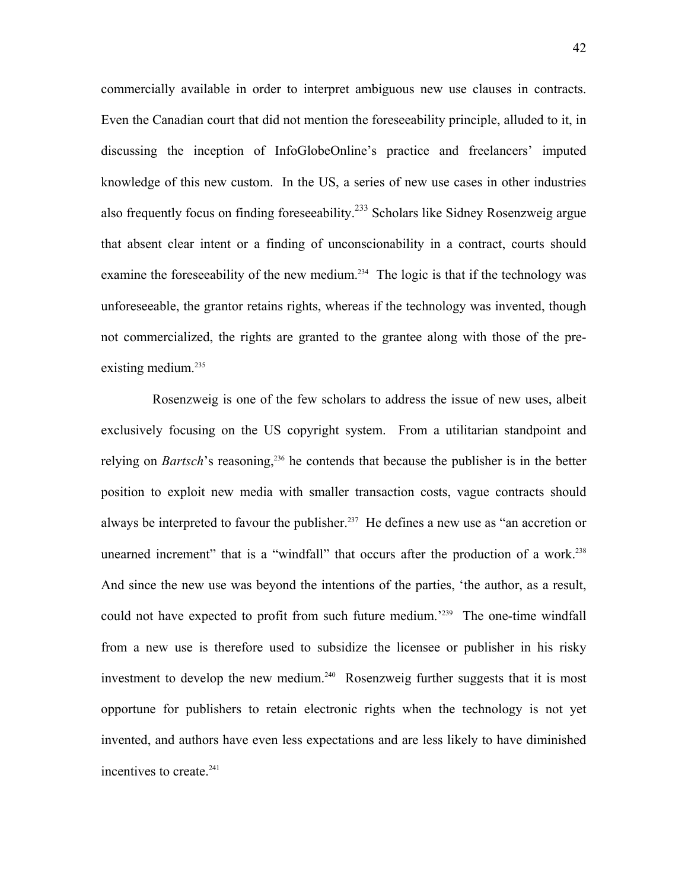commercially available in order to interpret ambiguous new use clauses in contracts. Even the Canadian court that did not mention the foreseeability principle, alluded to it, in discussing the inception of InfoGlobeOnline's practice and freelancers' imputed knowledge of this new custom. In the US, a series of new use cases in other industries also frequently focus on finding foreseeability.[233] Scholars like Sidney Rosenzweig argue that absent clear intent or a finding of unconscionability in a contract, courts should examine the foreseeability of the new medium.[234] The logic is that if the technology was unforeseeable, the grantor retains rights, whereas if the technology was invented, though not commercialized, the rights are granted to the grantee along with those of the pre-existing medium.[235]

Rosenzweig is one of the few scholars to address the issue of new uses, albeit exclusively focusing on the US copyright system. From a utilitarian standpoint and relying on *Bartsch*'s reasoning,[236] he contends that because the publisher is in the better position to exploit new media with smaller transaction costs, vague contracts should always be interpreted to favour the publisher.[237] He defines a new use as "an accretion or unearned increment" that is a "windfall" that occurs after the production of a work.[238] And since the new use was beyond the intentions of the parties, 'the author, as a result, could not have expected to profit from such future medium.'[239] The one-time windfall from a new use is therefore used to subsidize the licensee or publisher in his risky investment to develop the new medium.[240] Rosenzweig further suggests that it is most opportune for publishers to retain electronic rights when the technology is not yet invented, and authors have even less expectations and are less likely to have diminished incentives to create.[241]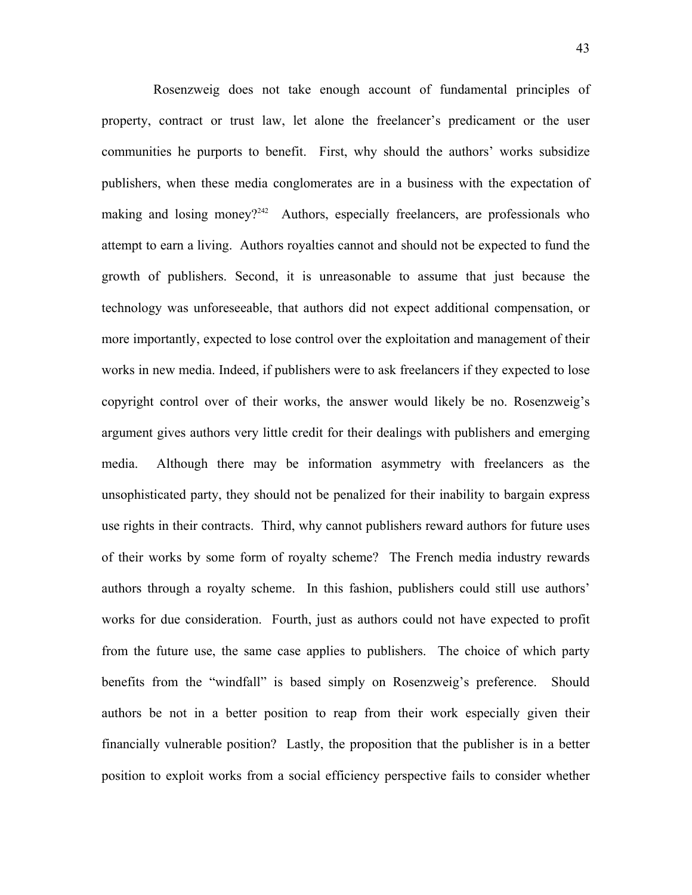Rosenzweig does not take enough account of fundamental principles of property, contract or trust law, let alone the freelancer's predicament or the user communities he purports to benefit. First, why should the authors' works subsidize publishers, when these media conglomerates are in a business with the expectation of making and losing money?[242] Authors, especially freelancers, are professionals who attempt to earn a living. Authors royalties cannot and should not be expected to fund the growth of publishers. Second, it is unreasonable to assume that just because the technology was unforeseeable, that authors did not expect additional compensation, or more importantly, expected to lose control over the exploitation and management of their works in new media. Indeed, if publishers were to ask freelancers if they expected to lose copyright control over of their works, the answer would likely be no. Rosenzweig's argument gives authors very little credit for their dealings with publishers and emerging media. Although there may be information asymmetry with freelancers as the unsophisticated party, they should not be penalized for their inability to bargain express use rights in their contracts. Third, why cannot publishers reward authors for future uses of their works by some form of royalty scheme? The French media industry rewards authors through a royalty scheme. In this fashion, publishers could still use authors' works for due consideration. Fourth, just as authors could not have expected to profit from the future use, the same case applies to publishers. The choice of which party benefits from the "windfall" is based simply on Rosenzweig's preference. Should authors be not in a better position to reap from their work especially given their financially vulnerable position? Lastly, the proposition that the publisher is in a better position to exploit works from a social efficiency perspective fails to consider whether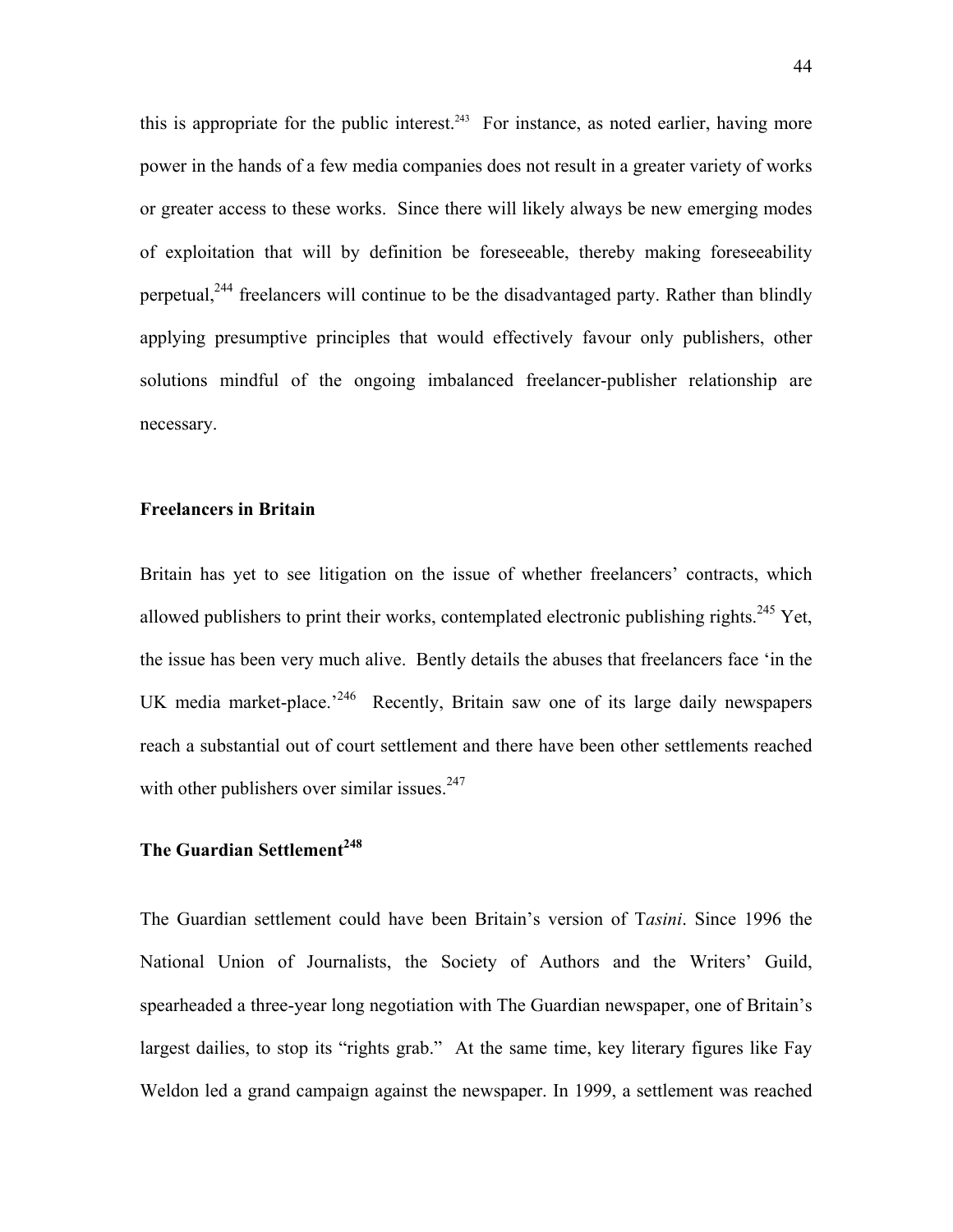this is appropriate for the public interest.[243] For instance, as noted earlier, having more power in the hands of a few media companies does not result in a greater variety of works or greater access to these works. Since there will likely always be new emerging modes of exploitation that will by definition be foreseeable, thereby making foreseeability perpetual,[244] freelancers will continue to be the disadvantaged party. Rather than blindly applying presumptive principles that would effectively favour only publishers, other solutions mindful of the ongoing imbalanced freelancer-publisher relationship are necessary.

### Freelancers in Britain

Britain has yet to see litigation on the issue of whether freelancers' contracts, which allowed publishers to print their works, contemplated electronic publishing rights.[245] Yet, the issue has been very much alive. Bently details the abuses that freelancers face 'in the UK media market-place.'[246] Recently, Britain saw one of its large daily newspapers reach a substantial out of court settlement and there have been other settlements reached with other publishers over similar issues.[247]

### The Guardian Settlement[248]

The Guardian settlement could have been Britain's version of T*asini*. Since 1996 the National Union of Journalists, the Society of Authors and the Writers' Guild, spearheaded a three-year long negotiation with The Guardian newspaper, one of Britain's largest dailies, to stop its "rights grab." At the same time, key literary figures like Fay Weldon led a grand campaign against the newspaper. In 1999, a settlement was reached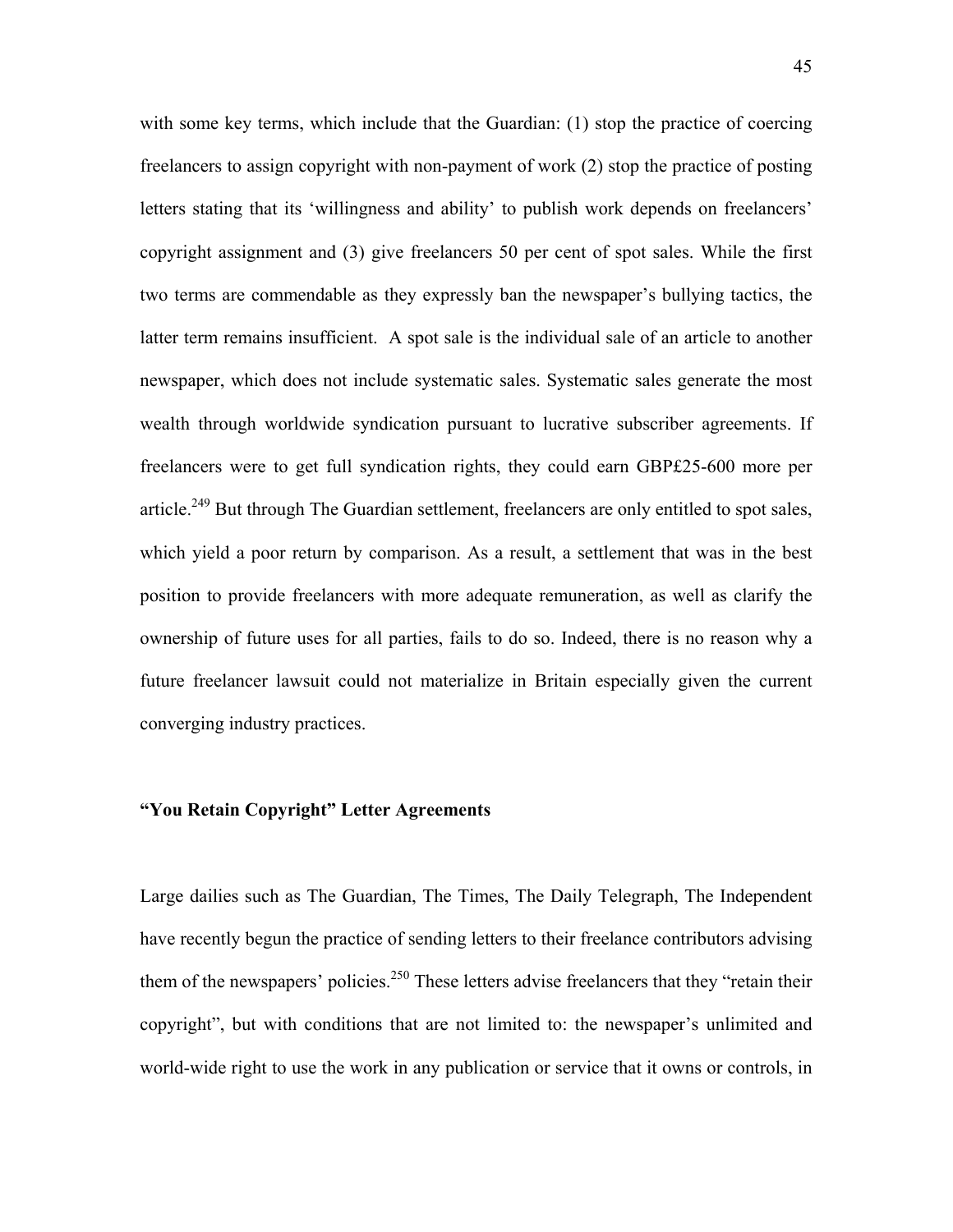with some key terms, which include that the Guardian: (1) stop the practice of coercing freelancers to assign copyright with non-payment of work (2) stop the practice of posting letters stating that its 'willingness and ability' to publish work depends on freelancers' copyright assignment and (3) give freelancers 50 per cent of spot sales. While the first two terms are commendable as they expressly ban the newspaper's bullying tactics, the latter term remains insufficient. A spot sale is the individual sale of an article to another newspaper, which does not include systematic sales. Systematic sales generate the most wealth through worldwide syndication pursuant to lucrative subscriber agreements. If freelancers were to get full syndication rights, they could earn GBP£25-600 more per article.[249] But through The Guardian settlement, freelancers are only entitled to spot sales, which yield a poor return by comparison. As a result, a settlement that was in the best position to provide freelancers with more adequate remuneration, as well as clarify the ownership of future uses for all parties, fails to do so. Indeed, there is no reason why a future freelancer lawsuit could not materialize in Britain especially given the current converging industry practices.

**"You Retain Copyright" Letter Agreements**

Large dailies such as The Guardian, The Times, The Daily Telegraph, The Independent have recently begun the practice of sending letters to their freelance contributors advising them of the newspapers' policies.[250] These letters advise freelancers that they "retain their copyright", but with conditions that are not limited to: the newspaper's unlimited and world-wide right to use the work in any publication or service that it owns or controls, in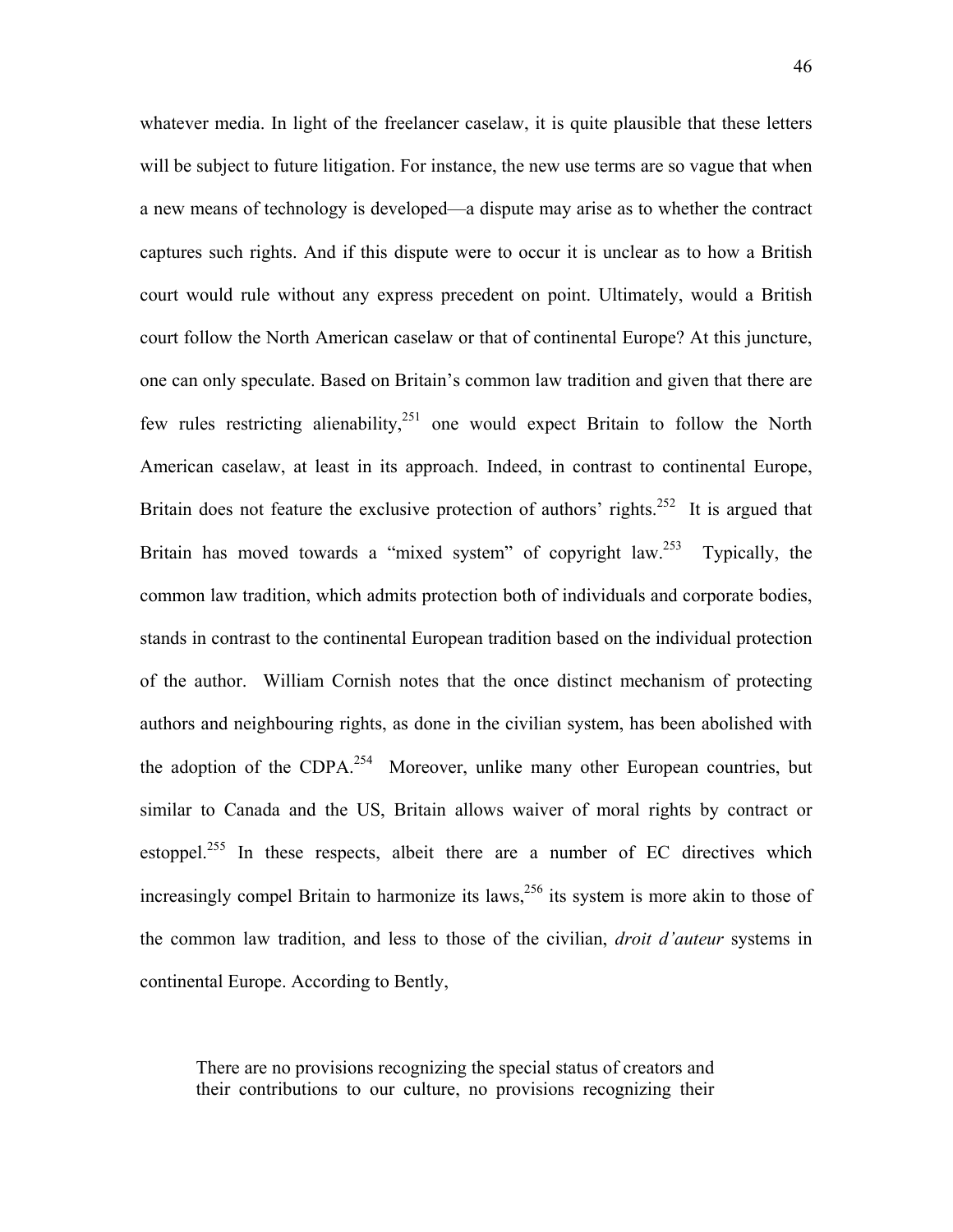whatever media. In light of the freelancer caselaw, it is quite plausible that these letters will be subject to future litigation. For instance, the new use terms are so vague that when a new means of technology is developed—a dispute may arise as to whether the contract captures such rights. And if this dispute were to occur it is unclear as to how a British court would rule without any express precedent on point. Ultimately, would a British court follow the North American caselaw or that of continental Europe? At this juncture, one can only speculate. Based on Britain's common law tradition and given that there are few rules restricting alienability,[251] one would expect Britain to follow the North American caselaw, at least in its approach. Indeed, in contrast to continental Europe, Britain does not feature the exclusive protection of authors' rights.[252] It is argued that Britain has moved towards a "mixed system" of copyright law.[253] Typically, the common law tradition, which admits protection both of individuals and corporate bodies, stands in contrast to the continental European tradition based on the individual protection of the author. William Cornish notes that the once distinct mechanism of protecting authors and neighbouring rights, as done in the civilian system, has been abolished with the adoption of the CDPA.[254] Moreover, unlike many other European countries, but similar to Canada and the US, Britain allows waiver of moral rights by contract or estoppel.[255] In these respects, albeit there are a number of EC directives which increasingly compel Britain to harmonize its laws,[256] its system is more akin to those of the common law tradition, and less to those of the civilian, *droit d'auteur* systems in continental Europe. According to Bently,

> There are no provisions recognizing the special status of creators and their contributions to our culture, no provisions recognizing their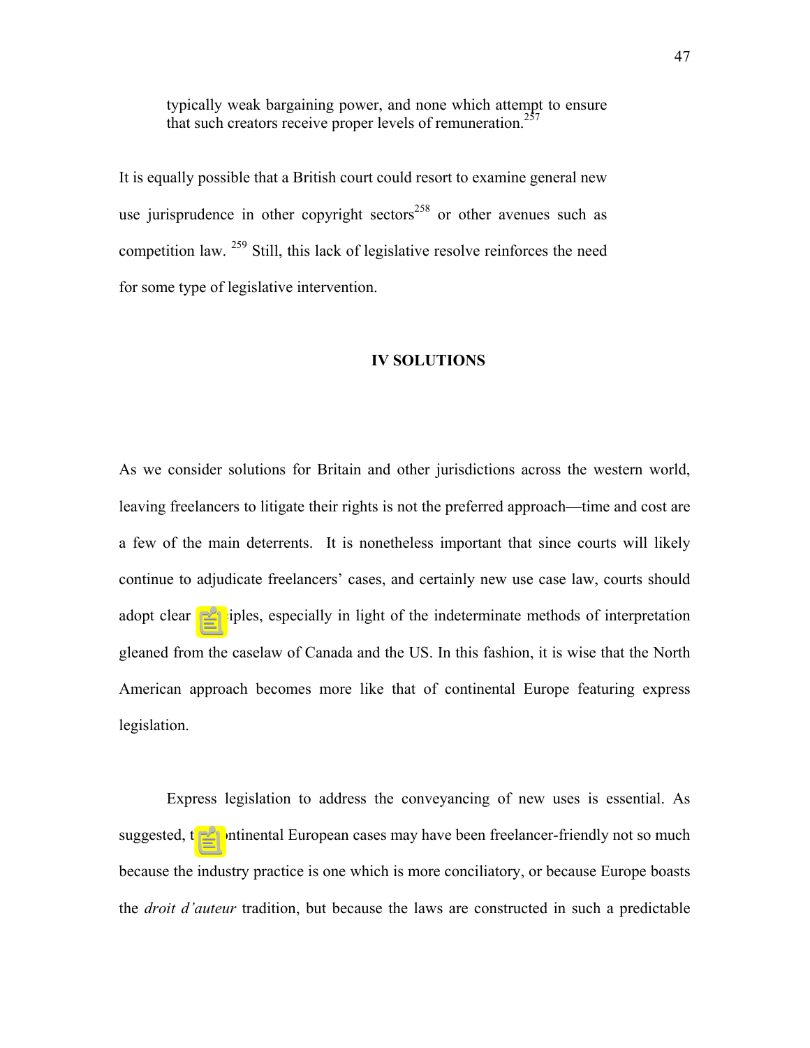typically weak bargaining power, and none which attempt to ensure that such creators receive proper levels of remuneration.[257]

It is equally possible that a British court could resort to examine general new use jurisprudence in other copyright sectors[258] or other avenues such as competition law. [259] Still, this lack of legislative resolve reinforces the need for some type of legislative intervention.

## IV SOLUTIONS

As we consider solutions for Britain and other jurisdictions across the western world, leaving freelancers to litigate their rights is not the preferred approach—time and cost are a few of the main deterrents. It is nonetheless important that since courts will likely continue to adjudicate freelancers' cases, and certainly new use case law, courts should adopt clear principles, especially in light of the indeterminate methods of interpretation gleaned from the caselaw of Canada and the US. In this fashion, it is wise that the North American approach becomes more like that of continental Europe featuring express legislation.

Express legislation to address the conveyancing of new uses is essential. As suggested, the continental European cases may have been freelancer-friendly not so much because the industry practice is one which is more conciliatory, or because Europe boasts the *droit d'auteur* tradition, but because the laws are constructed in such a predictable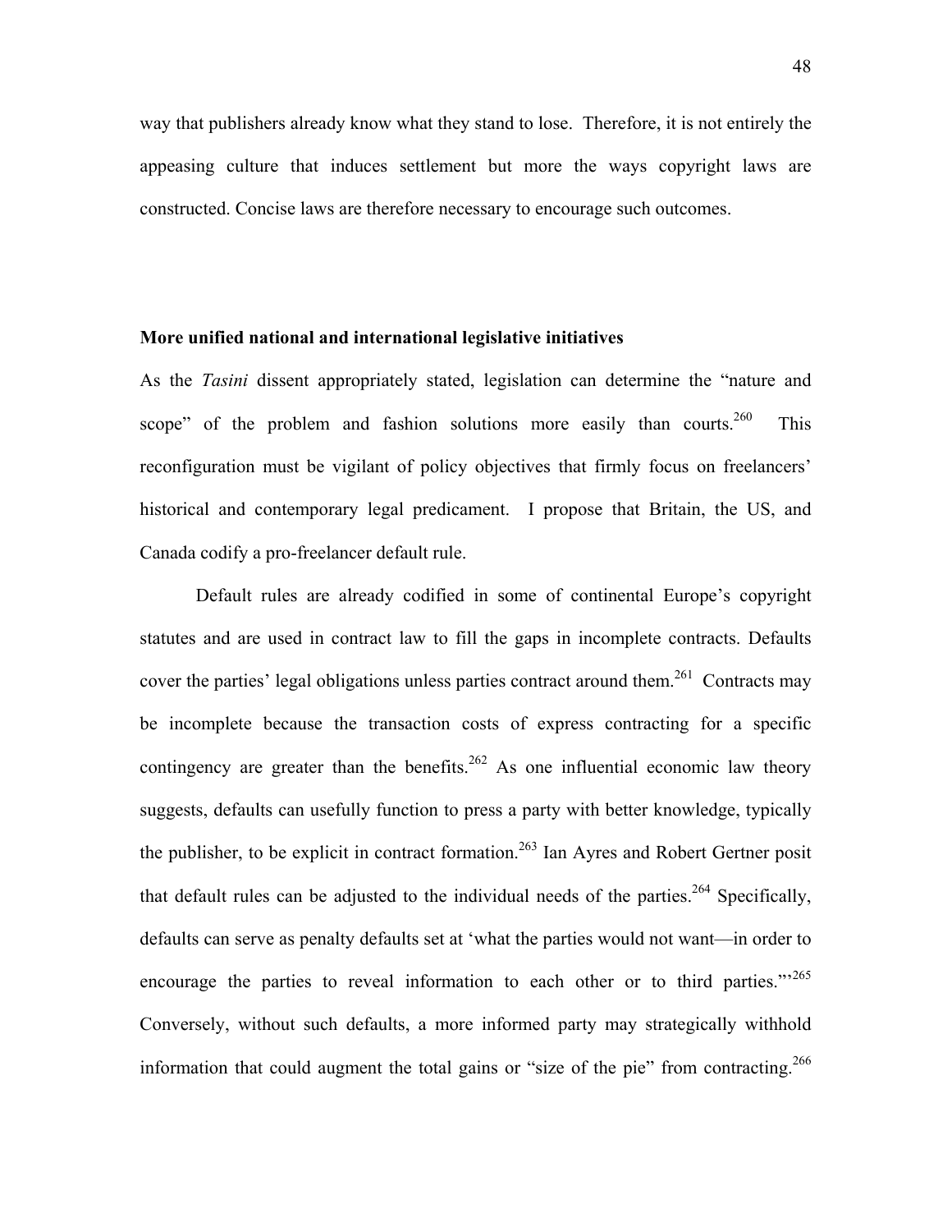way that publishers already know what they stand to lose. Therefore, it is not entirely the appeasing culture that induces settlement but more the ways copyright laws are constructed. Concise laws are therefore necessary to encourage such outcomes.

**More unified national and international legislative initiatives**

As the *Tasini* dissent appropriately stated, legislation can determine the "nature and scope" of the problem and fashion solutions more easily than courts.[260] This reconfiguration must be vigilant of policy objectives that firmly focus on freelancers' historical and contemporary legal predicament. I propose that Britain, the US, and Canada codify a pro-freelancer default rule.

Default rules are already codified in some of continental Europe's copyright statutes and are used in contract law to fill the gaps in incomplete contracts. Defaults cover the parties' legal obligations unless parties contract around them.[261] Contracts may be incomplete because the transaction costs of express contracting for a specific contingency are greater than the benefits.[262] As one influential economic law theory suggests, defaults can usefully function to press a party with better knowledge, typically the publisher, to be explicit in contract formation.[263] Ian Ayres and Robert Gertner posit that default rules can be adjusted to the individual needs of the parties.[264] Specifically, defaults can serve as penalty defaults set at 'what the parties would not want—in order to encourage the parties to reveal information to each other or to third parties."'[265] Conversely, without such defaults, a more informed party may strategically withhold information that could augment the total gains or "size of the pie" from contracting.[266]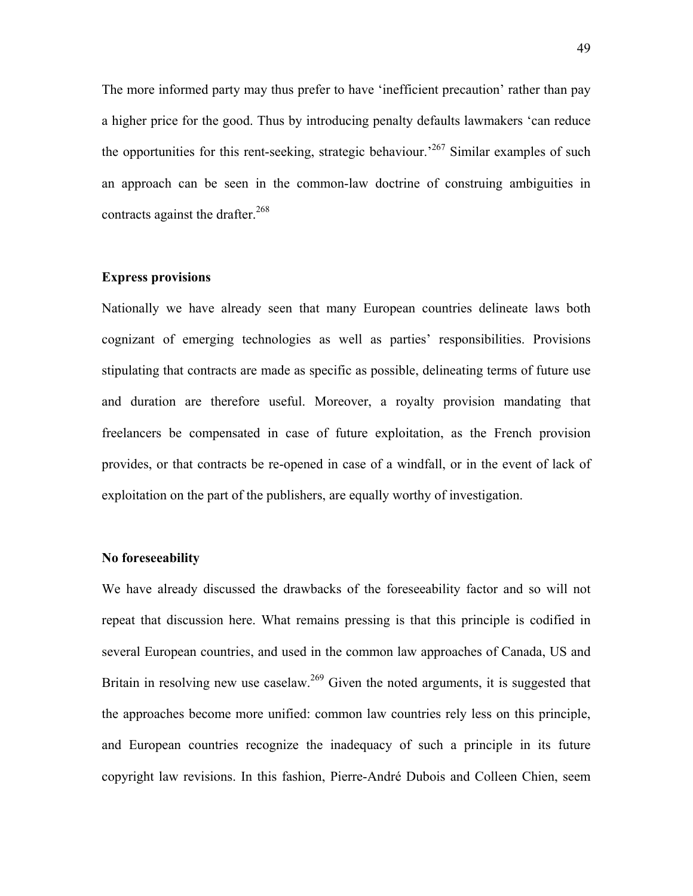The more informed party may thus prefer to have 'inefficient precaution' rather than pay a higher price for the good. Thus by introducing penalty defaults lawmakers 'can reduce the opportunities for this rent-seeking, strategic behaviour.'[267] Similar examples of such an approach can be seen in the common-law doctrine of construing ambiguities in contracts against the drafter.[268]

**Express provisions**

Nationally we have already seen that many European countries delineate laws both cognizant of emerging technologies as well as parties' responsibilities. Provisions stipulating that contracts are made as specific as possible, delineating terms of future use and duration are therefore useful. Moreover, a royalty provision mandating that freelancers be compensated in case of future exploitation, as the French provision provides, or that contracts be re-opened in case of a windfall, or in the event of lack of exploitation on the part of the publishers, are equally worthy of investigation.

**No foreseeability**

We have already discussed the drawbacks of the foreseeability factor and so will not repeat that discussion here. What remains pressing is that this principle is codified in several European countries, and used in the common law approaches of Canada, US and Britain in resolving new use caselaw.[269] Given the noted arguments, it is suggested that the approaches become more unified: common law countries rely less on this principle, and European countries recognize the inadequacy of such a principle in its future copyright law revisions. In this fashion, Pierre-André Dubois and Colleen Chien, seem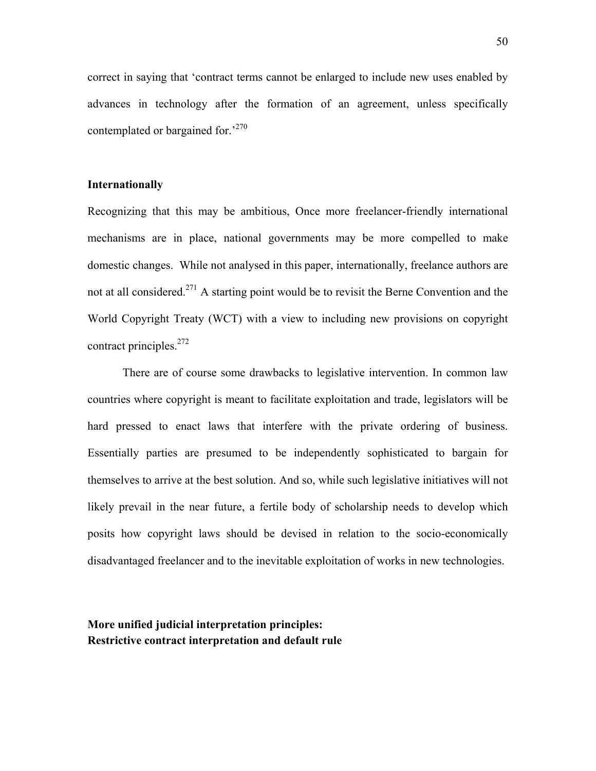correct in saying that 'contract terms cannot be enlarged to include new uses enabled by advances in technology after the formation of an agreement, unless specifically contemplated or bargained for.'[270]

**Internationally**

Recognizing that this may be ambitious, Once more freelancer-friendly international mechanisms are in place, national governments may be more compelled to make domestic changes. While not analysed in this paper, internationally, freelance authors are not at all considered.[271] A starting point would be to revisit the Berne Convention and the World Copyright Treaty (WCT) with a view to including new provisions on copyright contract principles.[272]

There are of course some drawbacks to legislative intervention. In common law countries where copyright is meant to facilitate exploitation and trade, legislators will be hard pressed to enact laws that interfere with the private ordering of business. Essentially parties are presumed to be independently sophisticated to bargain for themselves to arrive at the best solution. And so, while such legislative initiatives will not likely prevail in the near future, a fertile body of scholarship needs to develop which posits how copyright laws should be devised in relation to the socio-economically disadvantaged freelancer and to the inevitable exploitation of works in new technologies.

**More unified judicial interpretation principles:**
**Restrictive contract interpretation and default rule**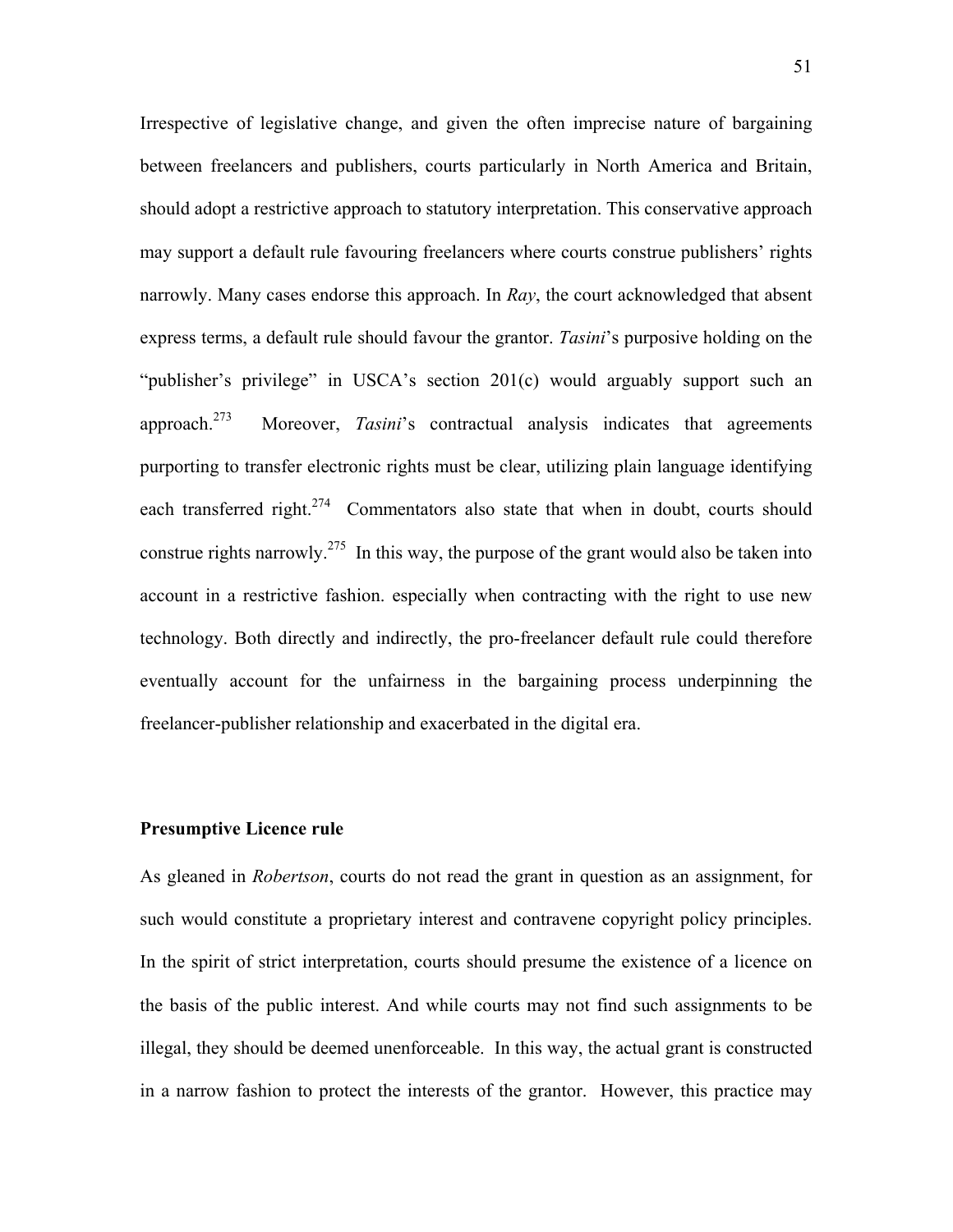Irrespective of legislative change, and given the often imprecise nature of bargaining between freelancers and publishers, courts particularly in North America and Britain, should adopt a restrictive approach to statutory interpretation. This conservative approach may support a default rule favouring freelancers where courts construe publishers' rights narrowly. Many cases endorse this approach. In *Ray*, the court acknowledged that absent express terms, a default rule should favour the grantor. *Tasini*'s purposive holding on the "publisher's privilege" in USCA's section 201(c) would arguably support such an approach.[273] Moreover, *Tasini*'s contractual analysis indicates that agreements purporting to transfer electronic rights must be clear, utilizing plain language identifying each transferred right.[274] Commentators also state that when in doubt, courts should construe rights narrowly.[275] In this way, the purpose of the grant would also be taken into account in a restrictive fashion. especially when contracting with the right to use new technology. Both directly and indirectly, the pro-freelancer default rule could therefore eventually account for the unfairness in the bargaining process underpinning the freelancer-publisher relationship and exacerbated in the digital era.

**Presumptive Licence rule**

As gleaned in *Robertson*, courts do not read the grant in question as an assignment, for such would constitute a proprietary interest and contravene copyright policy principles. In the spirit of strict interpretation, courts should presume the existence of a licence on the basis of the public interest. And while courts may not find such assignments to be illegal, they should be deemed unenforceable. In this way, the actual grant is constructed in a narrow fashion to protect the interests of the grantor. However, this practice may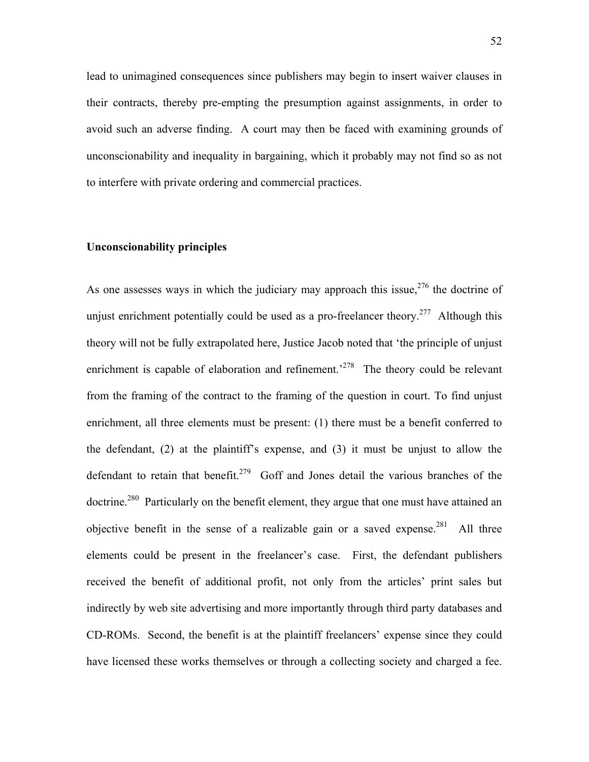lead to unimagined consequences since publishers may begin to insert waiver clauses in their contracts, thereby pre-empting the presumption against assignments, in order to avoid such an adverse finding. A court may then be faced with examining grounds of unconscionability and inequality in bargaining, which it probably may not find so as not to interfere with private ordering and commercial practices.

**Unconscionability principles**

As one assesses ways in which the judiciary may approach this issue,[276] the doctrine of unjust enrichment potentially could be used as a pro-freelancer theory.[277] Although this theory will not be fully extrapolated here, Justice Jacob noted that 'the principle of unjust enrichment is capable of elaboration and refinement.'[278] The theory could be relevant from the framing of the contract to the framing of the question in court. To find unjust enrichment, all three elements must be present: (1) there must be a benefit conferred to the defendant, (2) at the plaintiff's expense, and (3) it must be unjust to allow the defendant to retain that benefit.[279] Goff and Jones detail the various branches of the doctrine.[280] Particularly on the benefit element, they argue that one must have attained an objective benefit in the sense of a realizable gain or a saved expense.[281] All three elements could be present in the freelancer's case. First, the defendant publishers received the benefit of additional profit, not only from the articles' print sales but indirectly by web site advertising and more importantly through third party databases and CD-ROMs. Second, the benefit is at the plaintiff freelancers' expense since they could have licensed these works themselves or through a collecting society and charged a fee.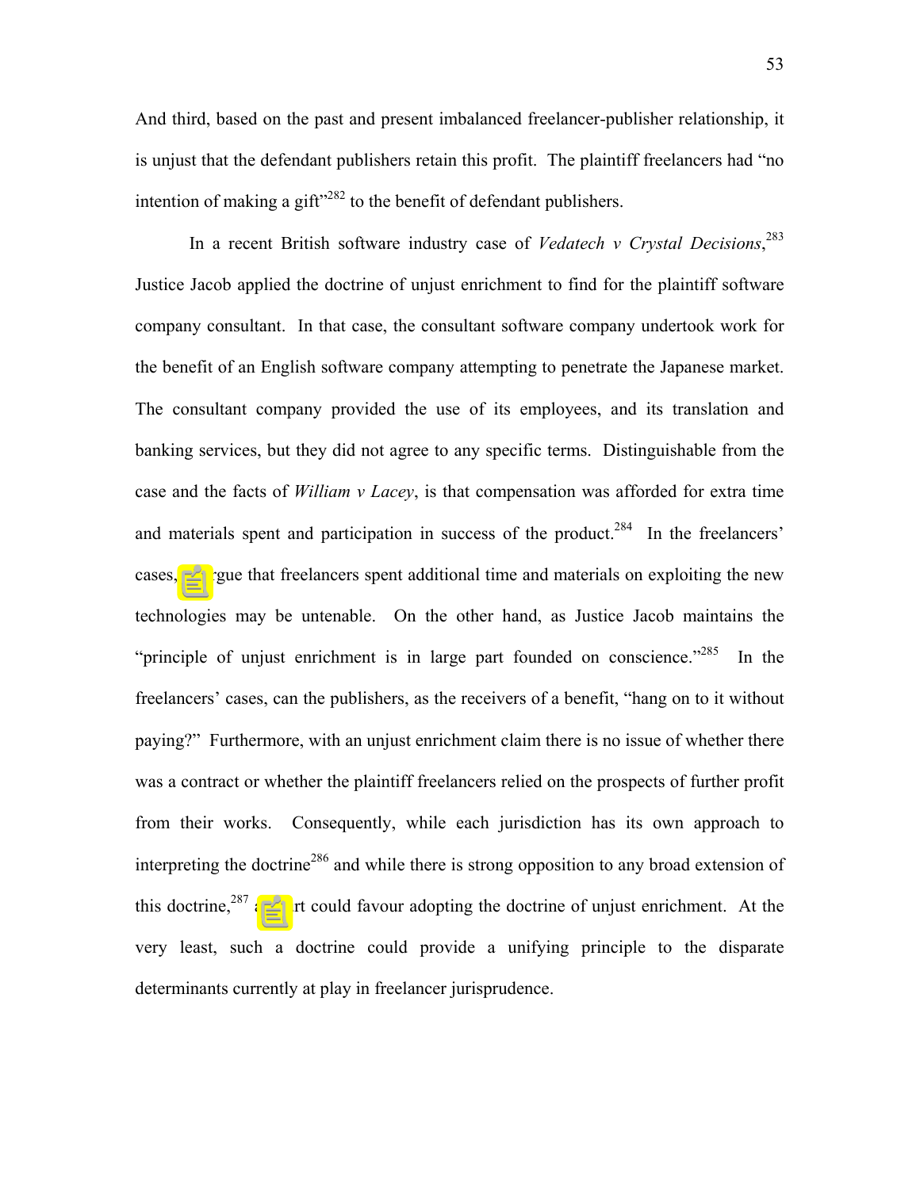And third, based on the past and present imbalanced freelancer-publisher relationship, it is unjust that the defendant publishers retain this profit. The plaintiff freelancers had "no intention of making a gift"[282] to the benefit of defendant publishers.

In a recent British software industry case of *Vedatech v Crystal Decisions*,[283] Justice Jacob applied the doctrine of unjust enrichment to find for the plaintiff software company consultant. In that case, the consultant software company undertook work for the benefit of an English software company attempting to penetrate the Japanese market. The consultant company provided the use of its employees, and its translation and banking services, but they did not agree to any specific terms. Distinguishable from the case and the facts of *William v Lacey*, is that compensation was afforded for extra time and materials spent and participation in success of the product.[284] In the freelancers' cases, [...]gue that freelancers spent additional time and materials on exploiting the new technologies may be untenable. On the other hand, as Justice Jacob maintains the "principle of unjust enrichment is in large part founded on conscience."[285] In the freelancers' cases, can the publishers, as the receivers of a benefit, "hang on to it without paying?" Furthermore, with an unjust enrichment claim there is no issue of whether there was a contract or whether the plaintiff freelancers relied on the prospects of further profit from their works. Consequently, while each jurisdiction has its own approach to interpreting the doctrine[286] and while there is strong opposition to any broad extension of this doctrine,[287] [...]rt could favour adopting the doctrine of unjust enrichment. At the very least, such a doctrine could provide a unifying principle to the disparate determinants currently at play in freelancer jurisprudence.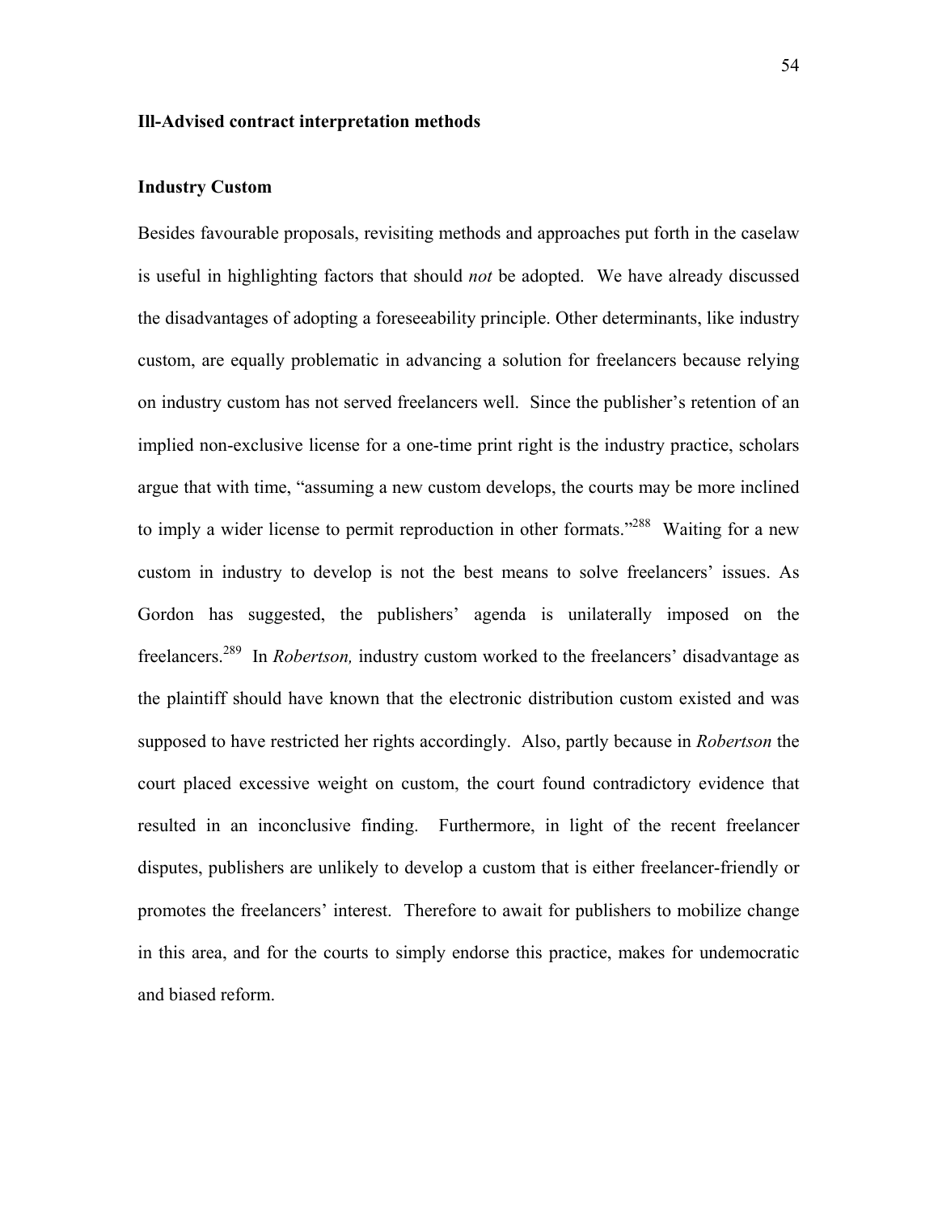**Ill-Advised contract interpretation methods**

**Industry Custom**

Besides favourable proposals, revisiting methods and approaches put forth in the caselaw is useful in highlighting factors that should *not* be adopted. We have already discussed the disadvantages of adopting a foreseeability principle. Other determinants, like industry custom, are equally problematic in advancing a solution for freelancers because relying on industry custom has not served freelancers well. Since the publisher's retention of an implied non-exclusive license for a one-time print right is the industry practice, scholars argue that with time, "assuming a new custom develops, the courts may be more inclined to imply a wider license to permit reproduction in other formats."[288] Waiting for a new custom in industry to develop is not the best means to solve freelancers' issues. As Gordon has suggested, the publishers' agenda is unilaterally imposed on the freelancers.[289] In *Robertson,* industry custom worked to the freelancers' disadvantage as the plaintiff should have known that the electronic distribution custom existed and was supposed to have restricted her rights accordingly. Also, partly because in *Robertson* the court placed excessive weight on custom, the court found contradictory evidence that resulted in an inconclusive finding. Furthermore, in light of the recent freelancer disputes, publishers are unlikely to develop a custom that is either freelancer-friendly or promotes the freelancers' interest. Therefore to await for publishers to mobilize change in this area, and for the courts to simply endorse this practice, makes for undemocratic and biased reform.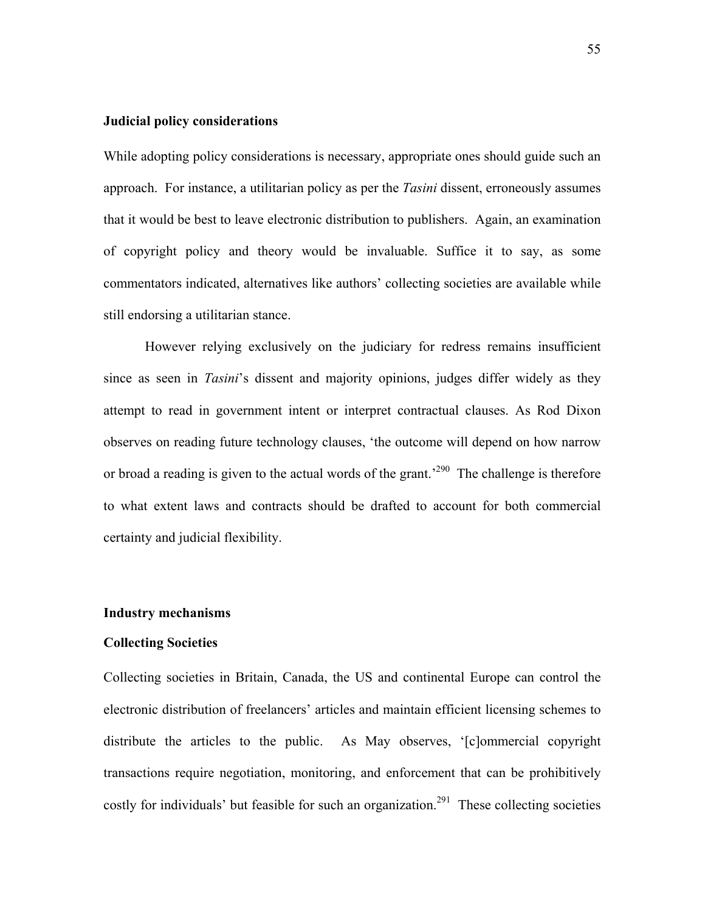**Judicial policy considerations**

While adopting policy considerations is necessary, appropriate ones should guide such an approach. For instance, a utilitarian policy as per the *Tasini* dissent, erroneously assumes that it would be best to leave electronic distribution to publishers. Again, an examination of copyright policy and theory would be invaluable. Suffice it to say, as some commentators indicated, alternatives like authors' collecting societies are available while still endorsing a utilitarian stance.

However relying exclusively on the judiciary for redress remains insufficient since as seen in *Tasini*'s dissent and majority opinions, judges differ widely as they attempt to read in government intent or interpret contractual clauses. As Rod Dixon observes on reading future technology clauses, 'the outcome will depend on how narrow or broad a reading is given to the actual words of the grant.'[290] The challenge is therefore to what extent laws and contracts should be drafted to account for both commercial certainty and judicial flexibility.

**Industry mechanisms**

**Collecting Societies**

Collecting societies in Britain, Canada, the US and continental Europe can control the electronic distribution of freelancers' articles and maintain efficient licensing schemes to distribute the articles to the public. As May observes, '[c]ommercial copyright transactions require negotiation, monitoring, and enforcement that can be prohibitively costly for individuals' but feasible for such an organization.[291] These collecting societies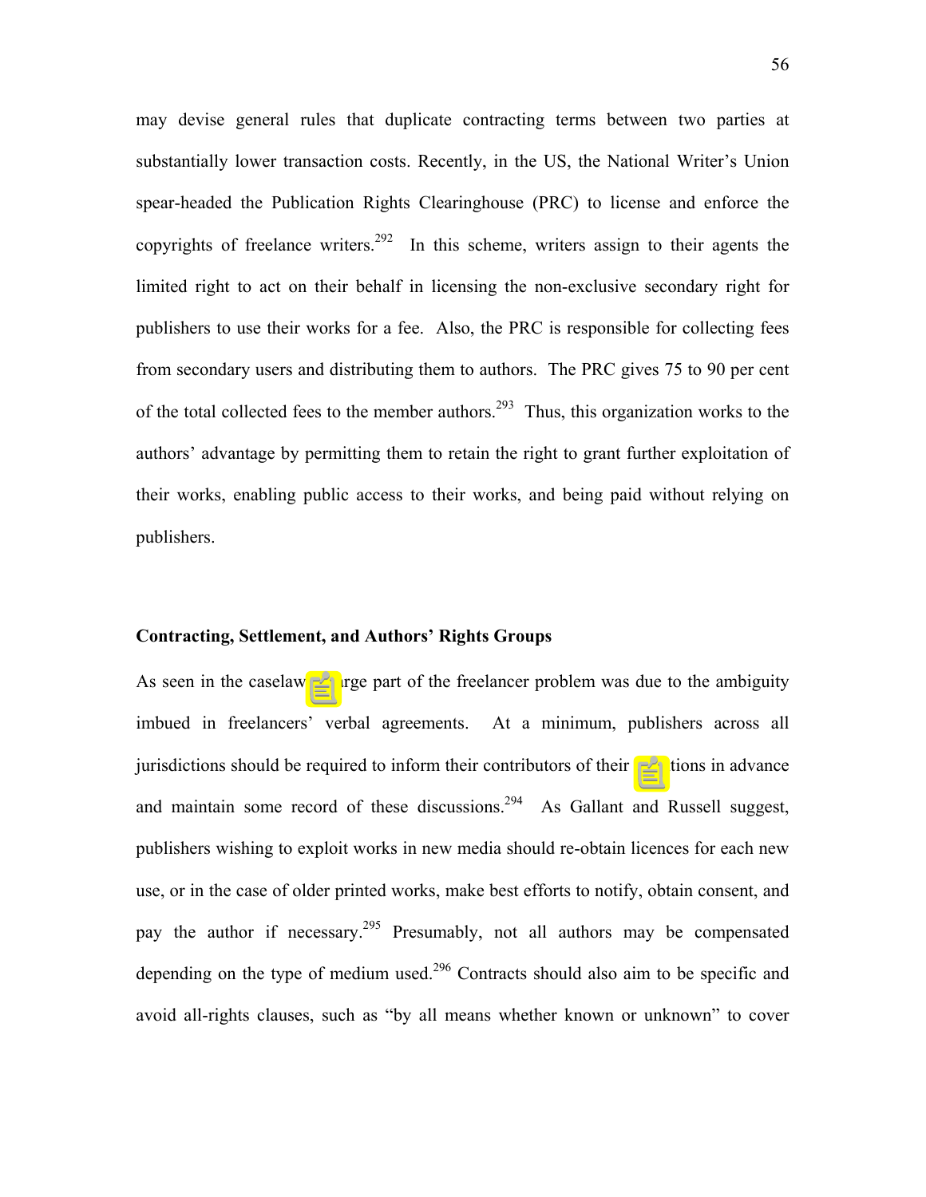may devise general rules that duplicate contracting terms between two parties at substantially lower transaction costs. Recently, in the US, the National Writer's Union spear-headed the Publication Rights Clearinghouse (PRC) to license and enforce the copyrights of freelance writers.[292] In this scheme, writers assign to their agents the limited right to act on their behalf in licensing the non-exclusive secondary right for publishers to use their works for a fee. Also, the PRC is responsible for collecting fees from secondary users and distributing them to authors. The PRC gives 75 to 90 per cent of the total collected fees to the member authors.[293] Thus, this organization works to the authors' advantage by permitting them to retain the right to grant further exploitation of their works, enabling public access to their works, and being paid without relying on publishers.

**Contracting, Settlement, and Authors' Rights Groups**

As seen in the caselaw, a large part of the freelancer problem was due to the ambiguity imbued in freelancers' verbal agreements. At a minimum, publishers across all jurisdictions should be required to inform their contributors of their intentions in advance and maintain some record of these discussions.[294] As Gallant and Russell suggest, publishers wishing to exploit works in new media should re-obtain licences for each new use, or in the case of older printed works, make best efforts to notify, obtain consent, and pay the author if necessary.[295] Presumably, not all authors may be compensated depending on the type of medium used.[296] Contracts should also aim to be specific and avoid all-rights clauses, such as "by all means whether known or unknown" to cover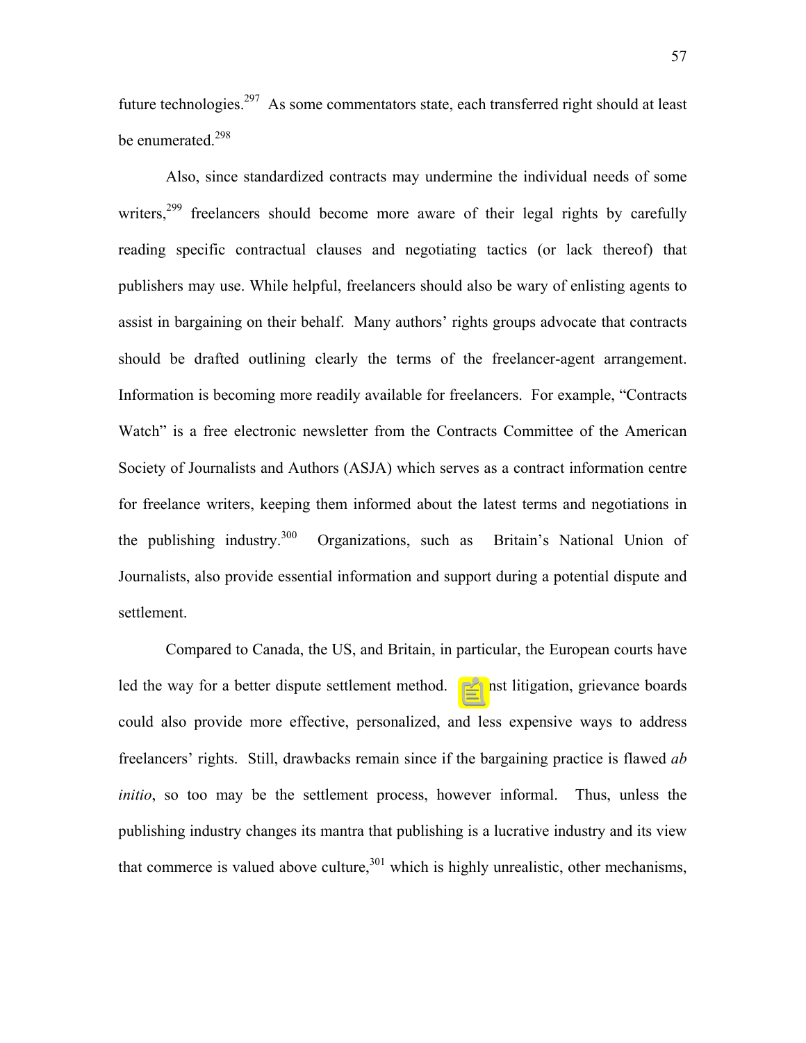future technologies.[297] As some commentators state, each transferred right should at least be enumerated.[298]

Also, since standardized contracts may undermine the individual needs of some writers,[299] freelancers should become more aware of their legal rights by carefully reading specific contractual clauses and negotiating tactics (or lack thereof) that publishers may use. While helpful, freelancers should also be wary of enlisting agents to assist in bargaining on their behalf. Many authors' rights groups advocate that contracts should be drafted outlining clearly the terms of the freelancer-agent arrangement. Information is becoming more readily available for freelancers. For example, "Contracts Watch" is a free electronic newsletter from the Contracts Committee of the American Society of Journalists and Authors (ASJA) which serves as a contract information centre for freelance writers, keeping them informed about the latest terms and negotiations in the publishing industry.[300] Organizations, such as Britain's National Union of Journalists, also provide essential information and support during a potential dispute and settlement.

Compared to Canada, the US, and Britain, in particular, the European courts have led the way for a better dispute settlement method. nst litigation, grievance boards could also provide more effective, personalized, and less expensive ways to address freelancers' rights. Still, drawbacks remain since if the bargaining practice is flawed *ab initio*, so too may be the settlement process, however informal. Thus, unless the publishing industry changes its mantra that publishing is a lucrative industry and its view that commerce is valued above culture,[301] which is highly unrealistic, other mechanisms,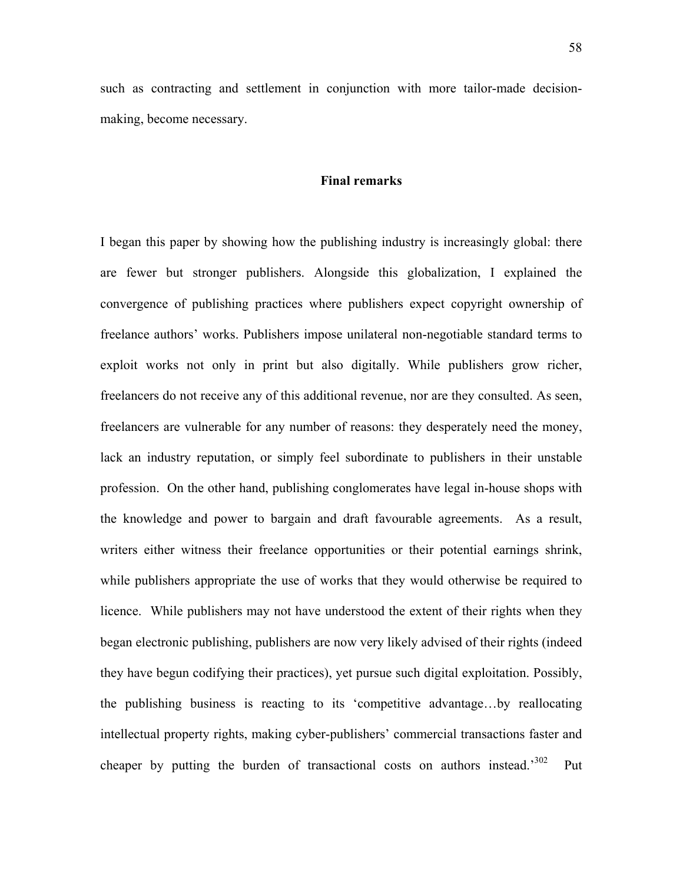such as contracting and settlement in conjunction with more tailor-made decision-making, become necessary.

## Final remarks

I began this paper by showing how the publishing industry is increasingly global: there are fewer but stronger publishers. Alongside this globalization, I explained the convergence of publishing practices where publishers expect copyright ownership of freelance authors' works. Publishers impose unilateral non-negotiable standard terms to exploit works not only in print but also digitally. While publishers grow richer, freelancers do not receive any of this additional revenue, nor are they consulted. As seen, freelancers are vulnerable for any number of reasons: they desperately need the money, lack an industry reputation, or simply feel subordinate to publishers in their unstable profession. On the other hand, publishing conglomerates have legal in-house shops with the knowledge and power to bargain and draft favourable agreements. As a result, writers either witness their freelance opportunities or their potential earnings shrink, while publishers appropriate the use of works that they would otherwise be required to licence. While publishers may not have understood the extent of their rights when they began electronic publishing, publishers are now very likely advised of their rights (indeed they have begun codifying their practices), yet pursue such digital exploitation. Possibly, the publishing business is reacting to its 'competitive advantage…by reallocating intellectual property rights, making cyber-publishers' commercial transactions faster and cheaper by putting the burden of transactional costs on authors instead.'[302] Put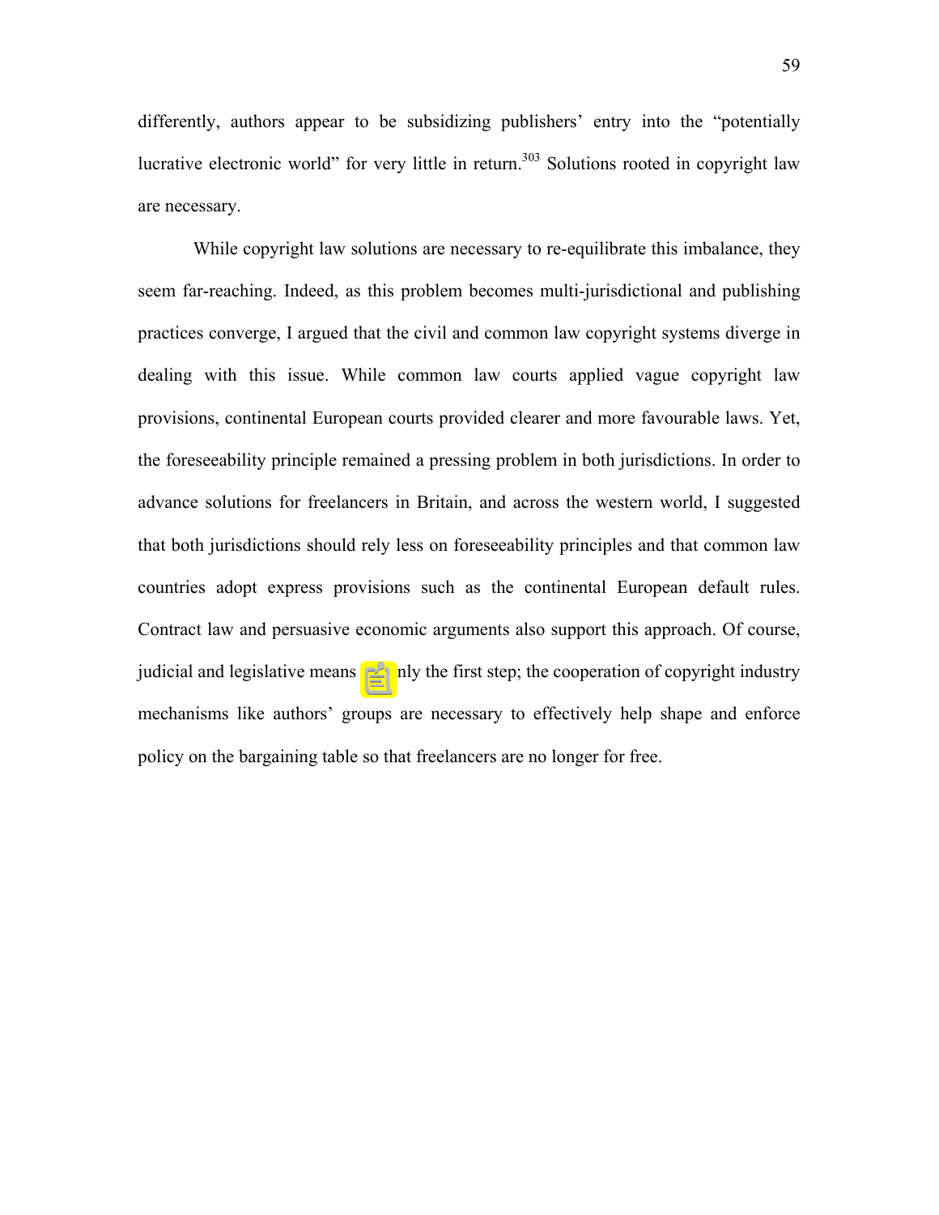differently, authors appear to be subsidizing publishers' entry into the "potentially lucrative electronic world" for very little in return.[303] Solutions rooted in copyright law are necessary.

While copyright law solutions are necessary to re-equilibrate this imbalance, they seem far-reaching. Indeed, as this problem becomes multi-jurisdictional and publishing practices converge, I argued that the civil and common law copyright systems diverge in dealing with this issue. While common law courts applied vague copyright law provisions, continental European courts provided clearer and more favourable laws. Yet, the foreseeability principle remained a pressing problem in both jurisdictions. In order to advance solutions for freelancers in Britain, and across the western world, I suggested that both jurisdictions should rely less on foreseeability principles and that common law countries adopt express provisions such as the continental European default rules. Contract law and persuasive economic arguments also support this approach. Of course, judicial and legislative means nly the first step; the cooperation of copyright industry mechanisms like authors' groups are necessary to effectively help shape and enforce policy on the bargaining table so that freelancers are no longer for free.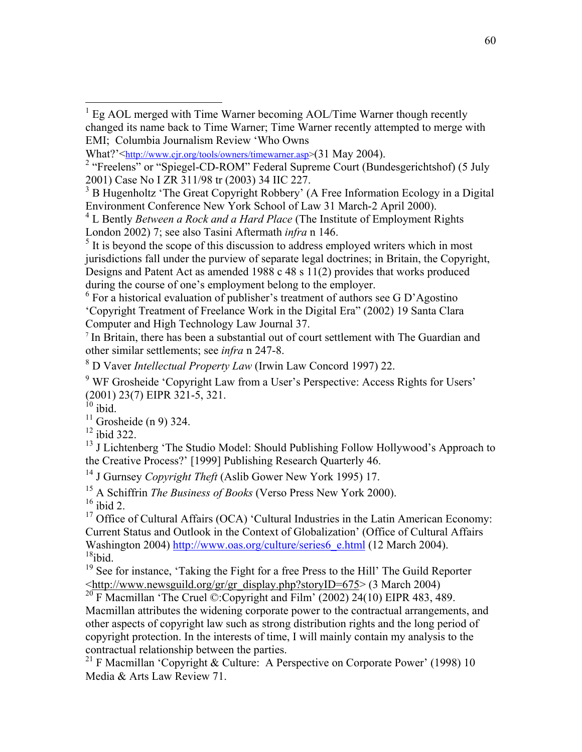[1] Eg AOL merged with Time Warner becoming AOL/Time Warner though recently changed its name back to Time Warner; Time Warner recently attempted to merge with EMI; Columbia Journalism Review 'Who Owns What?'<http://www.cjr.org/tools/owners/timewarner.asp>(31 May 2004).

[2] "Freelens" or "Spiegel-CD-ROM" Federal Supreme Court (Bundesgerichtshof) (5 July 2001) Case No I ZR 311/98 tr (2003) 34 IIC 227.

[3] B Hugenholtz 'The Great Copyright Robbery' (A Free Information Ecology in a Digital Environment Conference New York School of Law 31 March-2 April 2000).

[4] L Bently *Between a Rock and a Hard Place* (The Institute of Employment Rights London 2002) 7; see also Tasini Aftermath *infra* n 146.

[5] It is beyond the scope of this discussion to address employed writers which in most jurisdictions fall under the purview of separate legal doctrines; in Britain, the Copyright, Designs and Patent Act as amended 1988 c 48 s 11(2) provides that works produced during the course of one's employment belong to the employer.

[6] For a historical evaluation of publisher's treatment of authors see G D'Agostino 'Copyright Treatment of Freelance Work in the Digital Era" (2002) 19 Santa Clara Computer and High Technology Law Journal 37.

[7] In Britain, there has been a substantial out of court settlement with The Guardian and other similar settlements; see *infra* n 247-8.

[8] D Vaver *Intellectual Property Law* (Irwin Law Concord 1997) 22.

[9] WF Grosheide 'Copyright Law from a User's Perspective: Access Rights for Users' (2001) 23(7) EIPR 321-5, 321.

[10] ibid.

[11] Grosheide (n 9) 324.

[12] ibid 322.

[13] J Lichtenberg 'The Studio Model: Should Publishing Follow Hollywood's Approach to the Creative Process?' [1999] Publishing Research Quarterly 46.

[14] J Gurnsey *Copyright Theft* (Aslib Gower New York 1995) 17.

[15] A Schiffrin *The Business of Books* (Verso Press New York 2000).

[16] ibid 2.

[17] Office of Cultural Affairs (OCA) 'Cultural Industries in the Latin American Economy: Current Status and Outlook in the Context of Globalization' (Office of Cultural Affairs Washington 2004) http://www.oas.org/culture/series6_e.html (12 March 2004).

[18] ibid.

[19] See for instance, 'Taking the Fight for a free Press to the Hill' The Guild Reporter <http://www.newsguild.org/gr/gr_display.php?storyID=675> (3 March 2004)

[20] F Macmillan 'The Cruel ©:Copyright and Film' (2002) 24(10) EIPR 483, 489. Macmillan attributes the widening corporate power to the contractual arrangements, and other aspects of copyright law such as strong distribution rights and the long period of copyright protection. In the interests of time, I will mainly contain my analysis to the contractual relationship between the parties.

[21] F Macmillan 'Copyright & Culture: A Perspective on Corporate Power' (1998) 10 Media & Arts Law Review 71.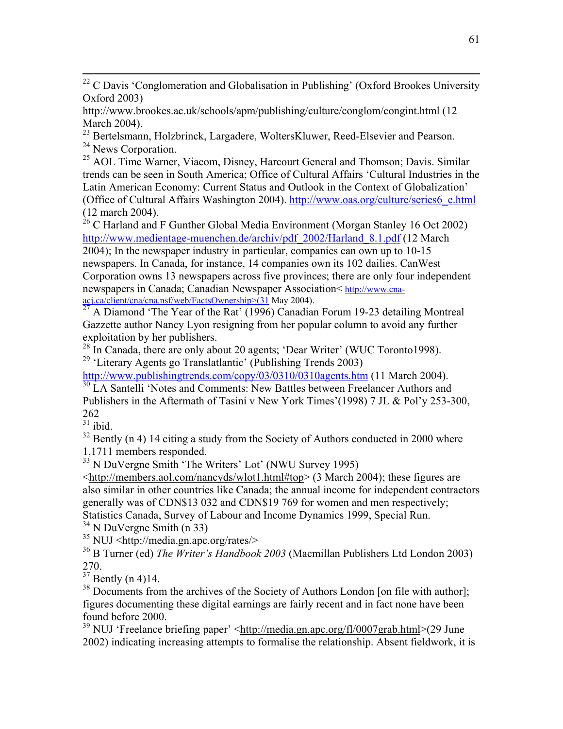[22] C Davis 'Conglomeration and Globalisation in Publishing' (Oxford Brookes University Oxford 2003) http://www.brookes.ac.uk/schools/apm/publishing/culture/conglom/congint.html (12 March 2004).

[23] Bertelsmann, Holzbrinck, Largadere, WoltersKluwer, Reed-Elsevier and Pearson.

[24] News Corporation.

[25] AOL Time Warner, Viacom, Disney, Harcourt General and Thomson; Davis. Similar trends can be seen in South America; Office of Cultural Affairs 'Cultural Industries in the Latin American Economy: Current Status and Outlook in the Context of Globalization' (Office of Cultural Affairs Washington 2004). http://www.oas.org/culture/series6_e.html (12 march 2004).

[26] C Harland and F Gunther Global Media Environment (Morgan Stanley 16 Oct 2002) http://www.medientage-muenchen.de/archiv/pdf_2002/Harland_8.1.pdf (12 March 2004); In the newspaper industry in particular, companies can own up to 10-15 newspapers. In Canada, for instance, 14 companies own its 102 dailies. CanWest Corporation owns 13 newspapers across five provinces; there are only four independent newspapers in Canada; Canadian Newspaper Association< http://www.cna-acj.ca/client/cna/cna.nsf/web/FactsOwnership>(31 May 2004).

[27] A Diamond 'The Year of the Rat' (1996) Canadian Forum 19-23 detailing Montreal Gazzette author Nancy Lyon resigning from her popular column to avoid any further exploitation by her publishers.

[28] In Canada, there are only about 20 agents; 'Dear Writer' (WUC Toronto1998).

[29] 'Literary Agents go Translatlantic' (Publishing Trends 2003) http://www.publishingtrends.com/copy/03/0310/0310agents.htm (11 March 2004).

[30] LA Santelli 'Notes and Comments: New Battles between Freelancer Authors and Publishers in the Aftermath of Tasini v New York Times'(1998) 7 JL & Pol'y 253-300, 262

[31] ibid.

[32] Bently (n 4) 14 citing a study from the Society of Authors conducted in 2000 where 1,1711 members responded.

[33] N DuVergne Smith 'The Writers' Lot' (NWU Survey 1995) <http://members.aol.com/nancyds/wlot1.html#top> (3 March 2004); these figures are also similar in other countries like Canada; the annual income for independent contractors generally was of CDN$13 032 and CDN$19 769 for women and men respectively; Statistics Canada, Survey of Labour and Income Dynamics 1999, Special Run.

[34] N DuVergne Smith (n 33)

[35] NUJ <http://media.gn.apc.org/rates/>

[36] B Turner (ed) *The Writer's Handbook 2003* (Macmillan Publishers Ltd London 2003) 270.

[37] Bently (n 4)14.

[38] Documents from the archives of the Society of Authors London [on file with author]; figures documenting these digital earnings are fairly recent and in fact none have been found before 2000.

[39] NUJ 'Freelance briefing paper' <http://media.gn.apc.org/fl/0007grab.html>(29 June 2002) indicating increasing attempts to formalise the relationship. Absent fieldwork, it is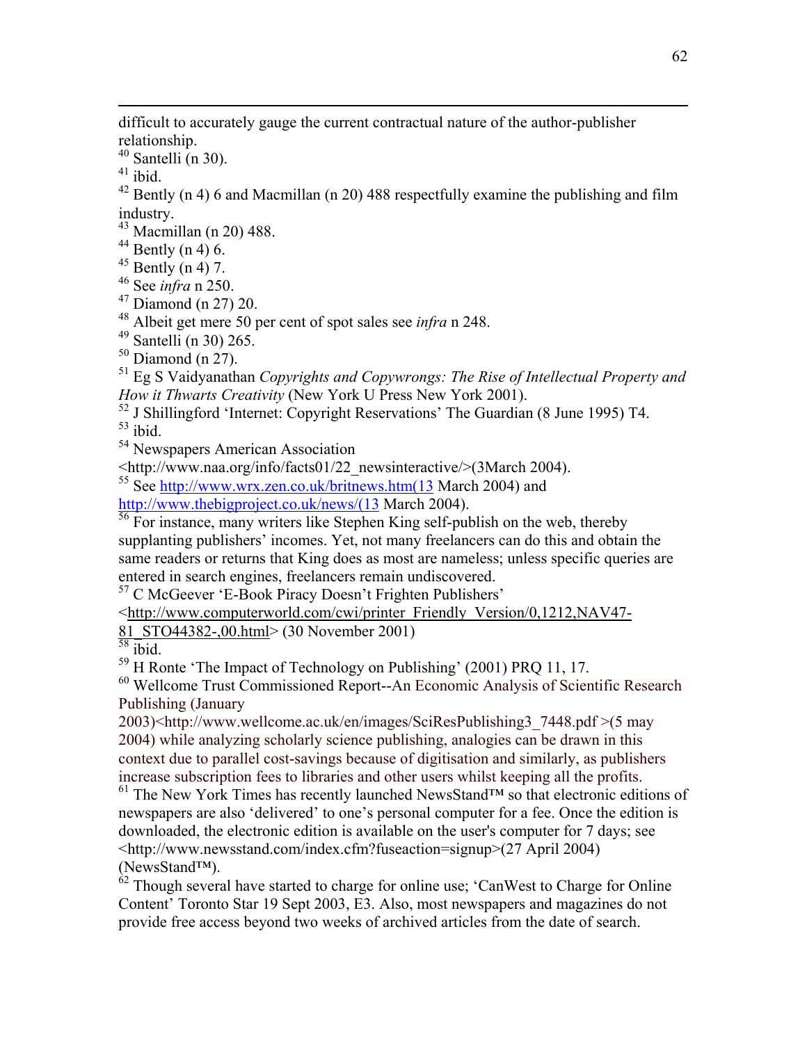difficult to accurately gauge the current contractual nature of the author-publisher relationship.

[40] Santelli (n 30).

[41] ibid.

[42] Bently (n 4) 6 and Macmillan (n 20) 488 respectfully examine the publishing and film industry.

[43] Macmillan (n 20) 488.

[44] Bently (n 4) 6.

[45] Bently (n 4) 7.

[46] See *infra* n 250.

[47] Diamond (n 27) 20.

[48] Albeit get mere 50 per cent of spot sales see *infra* n 248.

[49] Santelli (n 30) 265.

[50] Diamond (n 27).

[51] Eg S Vaidyanathan *Copyrights and Copywrongs: The Rise of Intellectual Property and How it Thwarts Creativity* (New York U Press New York 2001).

[52] J Shillingford 'Internet: Copyright Reservations' The Guardian (8 June 1995) T4.

[53] ibid.

[54] Newspapers American Association <http://www.naa.org/info/facts01/22_newsinteractive/>(3March 2004).

[55] See http://www.wrx.zen.co.uk/britnews.htm(13 March 2004) and http://www.thebigproject.co.uk/news/(13 March 2004).

[56] For instance, many writers like Stephen King self-publish on the web, thereby supplanting publishers' incomes. Yet, not many freelancers can do this and obtain the same readers or returns that King does as most are nameless; unless specific queries are entered in search engines, freelancers remain undiscovered.

[57] C McGeever 'E-Book Piracy Doesn't Frighten Publishers' <http://www.computerworld.com/cwi/printer_Friendly_Version/0,1212,NAV47-81_STO44382-,00.html> (30 November 2001)

[58] ibid.

[59] H Ronte 'The Impact of Technology on Publishing' (2001) PRQ 11, 17.

[60] Wellcome Trust Commissioned Report--An Economic Analysis of Scientific Research Publishing (January 2003)<http://www.wellcome.ac.uk/en/images/SciResPublishing3_7448.pdf >(5 may 2004) while analyzing scholarly science publishing, analogies can be drawn in this context due to parallel cost-savings because of digitisation and similarly, as publishers increase subscription fees to libraries and other users whilst keeping all the profits.

[61] The New York Times has recently launched NewsStand™ so that electronic editions of newspapers are also 'delivered' to one's personal computer for a fee. Once the edition is downloaded, the electronic edition is available on the user's computer for 7 days; see <http://www.newsstand.com/index.cfm?fuseaction=signup>(27 April 2004) (NewsStand™).

[62] Though several have started to charge for online use; 'CanWest to Charge for Online Content' Toronto Star 19 Sept 2003, E3. Also, most newspapers and magazines do not provide free access beyond two weeks of archived articles from the date of search.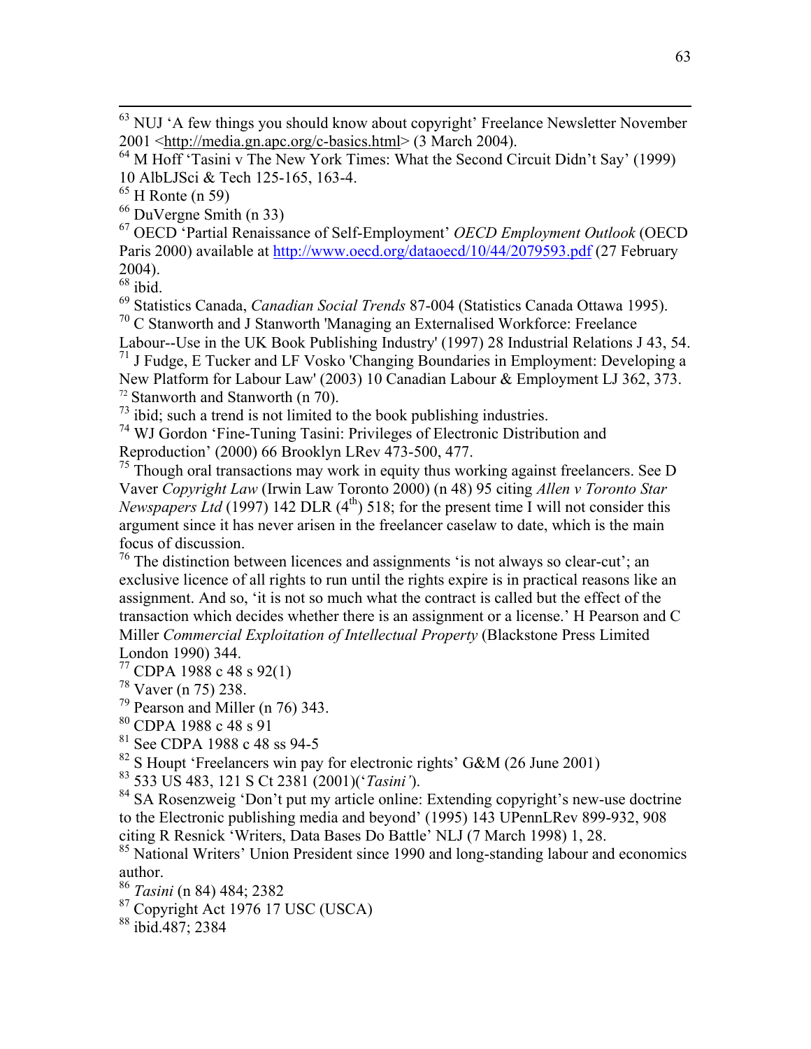[63] NUJ 'A few things you should know about copyright' Freelance Newsletter November 2001 <http://media.gn.apc.org/c-basics.html> (3 March 2004).

[64] M Hoff 'Tasini v The New York Times: What the Second Circuit Didn't Say' (1999) 10 AlbLJSci & Tech 125-165, 163-4.

[65] H Ronte (n 59)

[66] DuVergne Smith (n 33)

[67] OECD 'Partial Renaissance of Self-Employment' *OECD Employment Outlook* (OECD Paris 2000) available at http://www.oecd.org/dataoecd/10/44/2079593.pdf (27 February 2004).

[68] ibid.

[69] Statistics Canada, *Canadian Social Trends* 87-004 (Statistics Canada Ottawa 1995).

[70] C Stanworth and J Stanworth 'Managing an Externalised Workforce: Freelance Labour--Use in the UK Book Publishing Industry' (1997) 28 Industrial Relations J 43, 54.

[71] J Fudge, E Tucker and LF Vosko 'Changing Boundaries in Employment: Developing a New Platform for Labour Law' (2003) 10 Canadian Labour & Employment LJ 362, 373.

[72] Stanworth and Stanworth (n 70).

[73] ibid; such a trend is not limited to the book publishing industries.

[74] WJ Gordon 'Fine-Tuning Tasini: Privileges of Electronic Distribution and Reproduction' (2000) 66 Brooklyn LRev 473-500, 477.

[75] Though oral transactions may work in equity thus working against freelancers. See D Vaver *Copyright Law* (Irwin Law Toronto 2000) (n 48) 95 citing *Allen v Toronto Star Newspapers Ltd* (1997) 142 DLR (4th) 518; for the present time I will not consider this argument since it has never arisen in the freelancer caselaw to date, which is the main focus of discussion.

[76] The distinction between licences and assignments 'is not always so clear-cut'; an exclusive licence of all rights to run until the rights expire is in practical reasons like an assignment. And so, 'it is not so much what the contract is called but the effect of the transaction which decides whether there is an assignment or a license.' H Pearson and C Miller *Commercial Exploitation of Intellectual Property* (Blackstone Press Limited London 1990) 344.

[77] CDPA 1988 c 48 s 92(1)

[78] Vaver (n 75) 238.

[79] Pearson and Miller (n 76) 343.

[80] CDPA 1988 c 48 s 91

[81] See CDPA 1988 c 48 ss 94-5

[82] S Houpt 'Freelancers win pay for electronic rights' G&M (26 June 2001)

[83] 533 US 483, 121 S Ct 2381 (2001)('*Tasini'*).

[84] SA Rosenzweig 'Don't put my article online: Extending copyright's new-use doctrine to the Electronic publishing media and beyond' (1995) 143 UPennLRev 899-932, 908 citing R Resnick 'Writers, Data Bases Do Battle' NLJ (7 March 1998) 1, 28.

[85] National Writers' Union President since 1990 and long-standing labour and economics author.

[86] *Tasini* (n 84) 484; 2382

[87] Copyright Act 1976 17 USC (USCA)

[88] ibid.487; 2384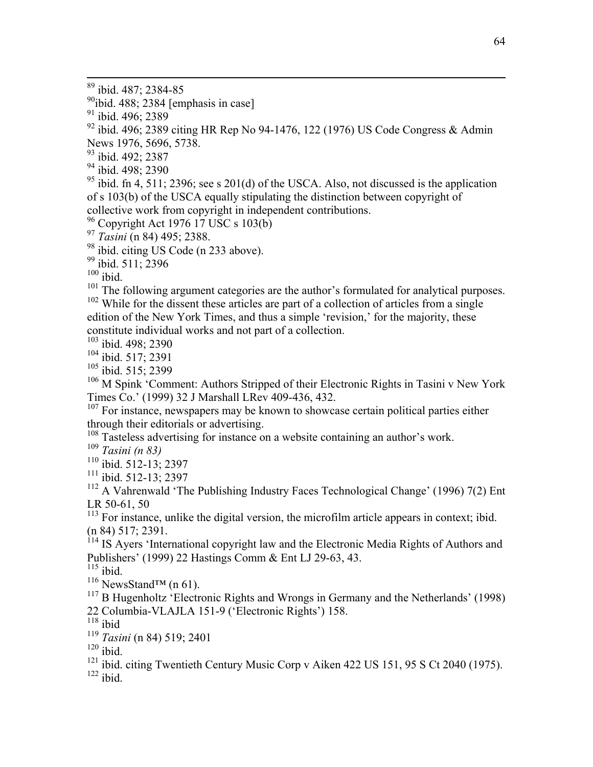[89] ibid. 487; 2384-85

[90]ibid. 488; 2384 [emphasis in case]

[91] ibid. 496; 2389

[92] ibid. 496; 2389 citing HR Rep No 94-1476, 122 (1976) US Code Congress & Admin News 1976, 5696, 5738.

[93] ibid. 492; 2387

[94] ibid. 498; 2390

[95] ibid. fn 4, 511; 2396; see s 201(d) of the USCA. Also, not discussed is the application of s 103(b) of the USCA equally stipulating the distinction between copyright of collective work from copyright in independent contributions.

[96] Copyright Act 1976 17 USC s 103(b)

[97] *Tasini* (n 84) 495; 2388.

[98] ibid. citing US Code (n 233 above).

[99] ibid. 511; 2396

[100] ibid.

[101] The following argument categories are the author's formulated for analytical purposes.

[102] While for the dissent these articles are part of a collection of articles from a single edition of the New York Times, and thus a simple 'revision,' for the majority, these constitute individual works and not part of a collection.

[103] ibid. 498; 2390

[104] ibid. 517; 2391

[105] ibid. 515; 2399

[106] M Spink 'Comment: Authors Stripped of their Electronic Rights in Tasini v New York Times Co.' (1999) 32 J Marshall LRev 409-436, 432.

[107] For instance, newspapers may be known to showcase certain political parties either through their editorials or advertising.

[108] Tasteless advertising for instance on a website containing an author's work.

[109] *Tasini (n 83)*

[110] ibid. 512-13; 2397

[111] ibid. 512-13; 2397

[112] A Vahrenwald 'The Publishing Industry Faces Technological Change' (1996) 7(2) Ent LR 50-61, 50

[113] For instance, unlike the digital version, the microfilm article appears in context; ibid. (n 84) 517; 2391.

[114] IS Ayers 'International copyright law and the Electronic Media Rights of Authors and Publishers' (1999) 22 Hastings Comm & Ent LJ 29-63, 43.

[115] ibid.

[116] NewsStand™ (n 61).

[117] B Hugenholtz 'Electronic Rights and Wrongs in Germany and the Netherlands' (1998) 22 Columbia-VLAJLA 151-9 ('Electronic Rights') 158.

[118] ibid

[119] *Tasini* (n 84) 519; 2401

[120] ibid.

[121] ibid. citing Twentieth Century Music Corp v Aiken 422 US 151, 95 S Ct 2040 (1975).

[122] ibid.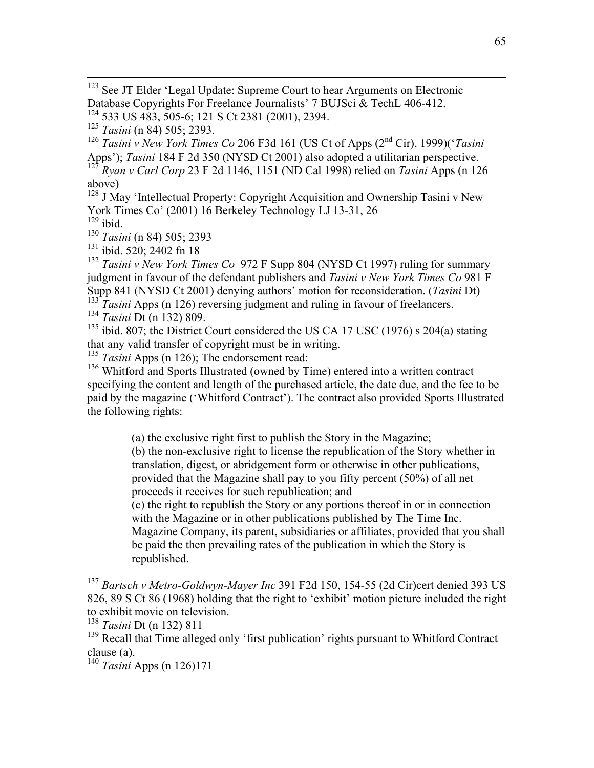[123] See JT Elder 'Legal Update: Supreme Court to hear Arguments on Electronic Database Copyrights For Freelance Journalists' 7 BUJSci & TechL 406-412.

[124] 533 US 483, 505-6; 121 S Ct 2381 (2001), 2394.

[125] *Tasini* (n 84) 505; 2393.

[126] *Tasini v New York Times Co* 206 F3d 161 (US Ct of Apps (2nd Cir), 1999)('*Tasini* Apps'); *Tasini* 184 F 2d 350 (NYSD Ct 2001) also adopted a utilitarian perspective.

[127] *Ryan v Carl Corp* 23 F 2d 1146, 1151 (ND Cal 1998) relied on *Tasini* Apps (n 126 above)

[128] J May 'Intellectual Property: Copyright Acquisition and Ownership Tasini v New York Times Co' (2001) 16 Berkeley Technology LJ 13-31, 26

[129] ibid.

[130] *Tasini* (n 84) 505; 2393

[131] ibid. 520; 2402 fn 18

[132] *Tasini v New York Times Co* 972 F Supp 804 (NYSD Ct 1997) ruling for summary judgment in favour of the defendant publishers and *Tasini v New York Times Co* 981 F Supp 841 (NYSD Ct 2001) denying authors' motion for reconsideration. (*Tasini* Dt)

[133] *Tasini* Apps (n 126) reversing judgment and ruling in favour of freelancers.

[134] *Tasini* Dt (n 132) 809.

[135] ibid. 807; the District Court considered the US CA 17 USC (1976) s 204(a) stating that any valid transfer of copyright must be in writing.

[135] *Tasini* Apps (n 126); The endorsement read:

[136] Whitford and Sports Illustrated (owned by Time) entered into a written contract specifying the content and length of the purchased article, the date due, and the fee to be paid by the magazine ('Whitford Contract'). The contract also provided Sports Illustrated the following rights:

> (a) the exclusive right first to publish the Story in the Magazine;
> (b) the non-exclusive right to license the republication of the Story whether in translation, digest, or abridgement form or otherwise in other publications, provided that the Magazine shall pay to you fifty percent (50%) of all net proceeds it receives for such republication; and
> (c) the right to republish the Story or any portions thereof in or in connection with the Magazine or in other publications published by The Time Inc. Magazine Company, its parent, subsidiaries or affiliates, provided that you shall be paid the then prevailing rates of the publication in which the Story is republished.

[137] *Bartsch v Metro-Goldwyn-Mayer Inc* 391 F2d 150, 154-55 (2d Cir)cert denied 393 US 826, 89 S Ct 86 (1968) holding that the right to 'exhibit' motion picture included the right to exhibit movie on television.

[138] *Tasini* Dt (n 132) 811

[139] Recall that Time alleged only 'first publication' rights pursuant to Whitford Contract clause (a).

[140] *Tasini* Apps (n 126)171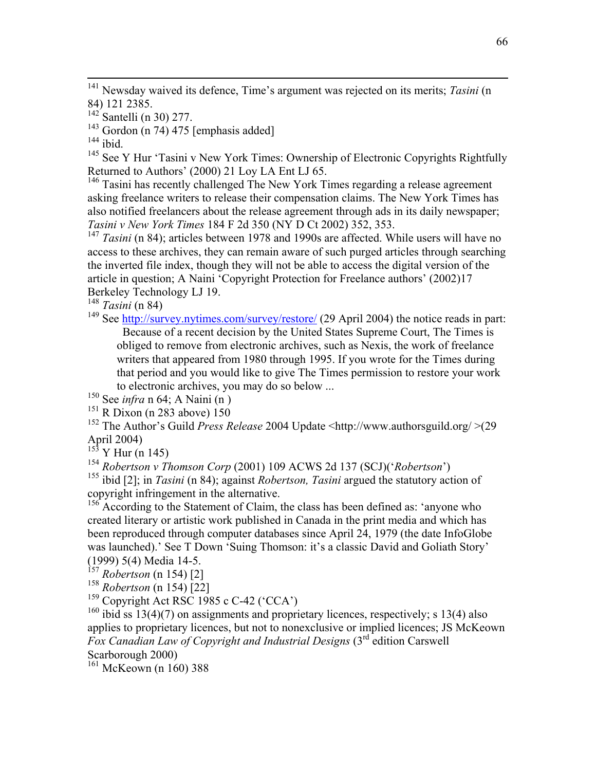[141] Newsday waived its defence, Time's argument was rejected on its merits; *Tasini* (n 84) 121 2385.

[142] Santelli (n 30) 277.

[143] Gordon (n 74) 475 [emphasis added]

[144] ibid.

[145] See Y Hur 'Tasini v New York Times: Ownership of Electronic Copyrights Rightfully Returned to Authors' (2000) 21 Loy LA Ent LJ 65.

[146] Tasini has recently challenged The New York Times regarding a release agreement asking freelance writers to release their compensation claims. The New York Times has also notified freelancers about the release agreement through ads in its daily newspaper; *Tasini v New York Times* 184 F 2d 350 (NY D Ct 2002) 352, 353.

[147] *Tasini* (n 84); articles between 1978 and 1990s are affected. While users will have no access to these archives, they can remain aware of such purged articles through searching the inverted file index, though they will not be able to access the digital version of the article in question; A Naini 'Copyright Protection for Freelance authors' (2002)17 Berkeley Technology LJ 19.

[148] *Tasini* (n 84)

[149] See http://survey.nytimes.com/survey/restore/ (29 April 2004) the notice reads in part:

> Because of a recent decision by the United States Supreme Court, The Times is obliged to remove from electronic archives, such as Nexis, the work of freelance writers that appeared from 1980 through 1995. If you wrote for the Times during that period and you would like to give The Times permission to restore your work to electronic archives, you may do so below ...

[150] See *infra* n 64; A Naini (n )

[151] R Dixon (n 283 above) 150

[152] The Author's Guild *Press Release* 2004 Update <http://www.authorsguild.org/ >(29 April 2004)

[153] Y Hur (n 145)

[154] *Robertson v Thomson Corp* (2001) 109 ACWS 2d 137 (SCJ)('*Robertson*')

[155] ibid [2]; in *Tasini* (n 84); against *Robertson, Tasini* argued the statutory action of copyright infringement in the alternative.

[156] According to the Statement of Claim, the class has been defined as: 'anyone who created literary or artistic work published in Canada in the print media and which has been reproduced through computer databases since April 24, 1979 (the date InfoGlobe was launched).' See T Down 'Suing Thomson: it's a classic David and Goliath Story' (1999) 5(4) Media 14-5.

[157] *Robertson* (n 154) [2]

[158] *Robertson* (n 154) [22]

[159] Copyright Act RSC 1985 c C-42 ('CCA')

[160] ibid ss 13(4)(7) on assignments and proprietary licences, respectively; s 13(4) also applies to proprietary licences, but not to nonexclusive or implied licences; JS McKeown *Fox Canadian Law of Copyright and Industrial Designs* (3rd edition Carswell Scarborough 2000)

[161] McKeown (n 160) 388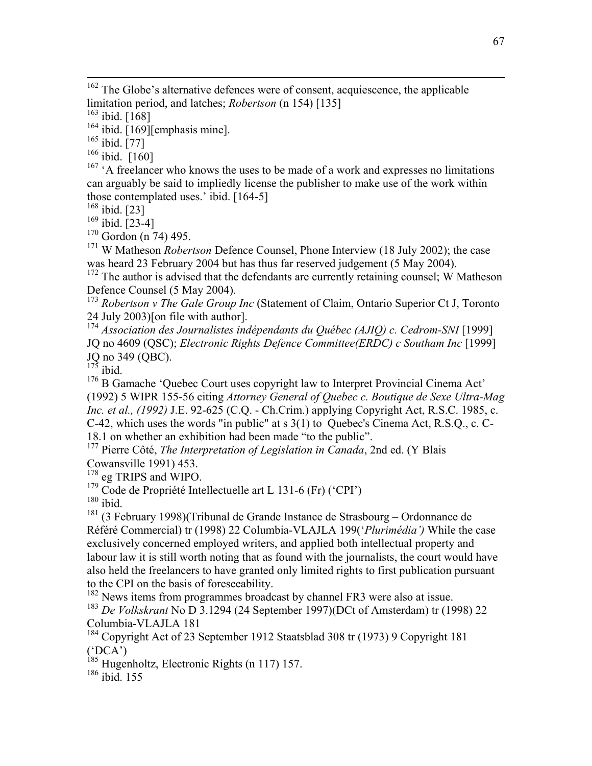[162] The Globe's alternative defences were of consent, acquiescence, the applicable limitation period, and latches; *Robertson* (n 154) [135]

[163] ibid. [168]

[164] ibid. [169][emphasis mine].

[165] ibid. [77]

[166] ibid. [160]

[167] 'A freelancer who knows the uses to be made of a work and expresses no limitations can arguably be said to impliedly license the publisher to make use of the work within those contemplated uses.' ibid. [164-5]

[168] ibid. [23]

[169] ibid. [23-4]

[170] Gordon (n 74) 495.

[171] W Matheson *Robertson* Defence Counsel, Phone Interview (18 July 2002); the case was heard 23 February 2004 but has thus far reserved judgement (5 May 2004).

[172] The author is advised that the defendants are currently retaining counsel; W Matheson Defence Counsel (5 May 2004).

[173] *Robertson v The Gale Group Inc* (Statement of Claim, Ontario Superior Ct J, Toronto 24 July 2003)[on file with author].

[174] *Association des Journalistes indépendants du Québec (AJIQ) c. Cedrom-SNI* [1999] JQ no 4609 (QSC); *Electronic Rights Defence Committee(ERDC) c Southam Inc* [1999] JQ no 349 (QBC).

[175] ibid.

[176] B Gamache 'Quebec Court uses copyright law to Interpret Provincial Cinema Act' (1992) 5 WIPR 155-56 citing *Attorney General of Quebec c. Boutique de Sexe Ultra-Mag Inc. et al., (1992)* J.E. 92-625 (C.Q. - Ch.Crim.) applying Copyright Act, R.S.C. 1985, c. C-42, which uses the words "in public" at s 3(1) to Quebec's Cinema Act, R.S.Q., c. C-18.1 on whether an exhibition had been made "to the public".

[177] Pierre Côté, *The Interpretation of Legislation in Canada*, 2nd ed. (Y Blais Cowansville 1991) 453.

[178] eg TRIPS and WIPO.

[179] Code de Propriété Intellectuelle art L 131-6 (Fr) ('CPI')

[180] ibid.

[181] (3 February 1998)(Tribunal de Grande Instance de Strasbourg – Ordonnance de Référé Commercial) tr (1998) 22 Columbia-VLAJLA 199('*Plurimédia')* While the case exclusively concerned employed writers, and applied both intellectual property and labour law it is still worth noting that as found with the journalists, the court would have also held the freelancers to have granted only limited rights to first publication pursuant to the CPI on the basis of foreseeability.

[182] News items from programmes broadcast by channel FR3 were also at issue.

[183] *De Volkskrant* No D 3.1294 (24 September 1997)(DCt of Amsterdam) tr (1998) 22 Columbia-VLAJLA 181

[184] Copyright Act of 23 September 1912 Staatsblad 308 tr (1973) 9 Copyright 181 ('DCA')

[185] Hugenholtz, Electronic Rights (n 117) 157.

[186] ibid. 155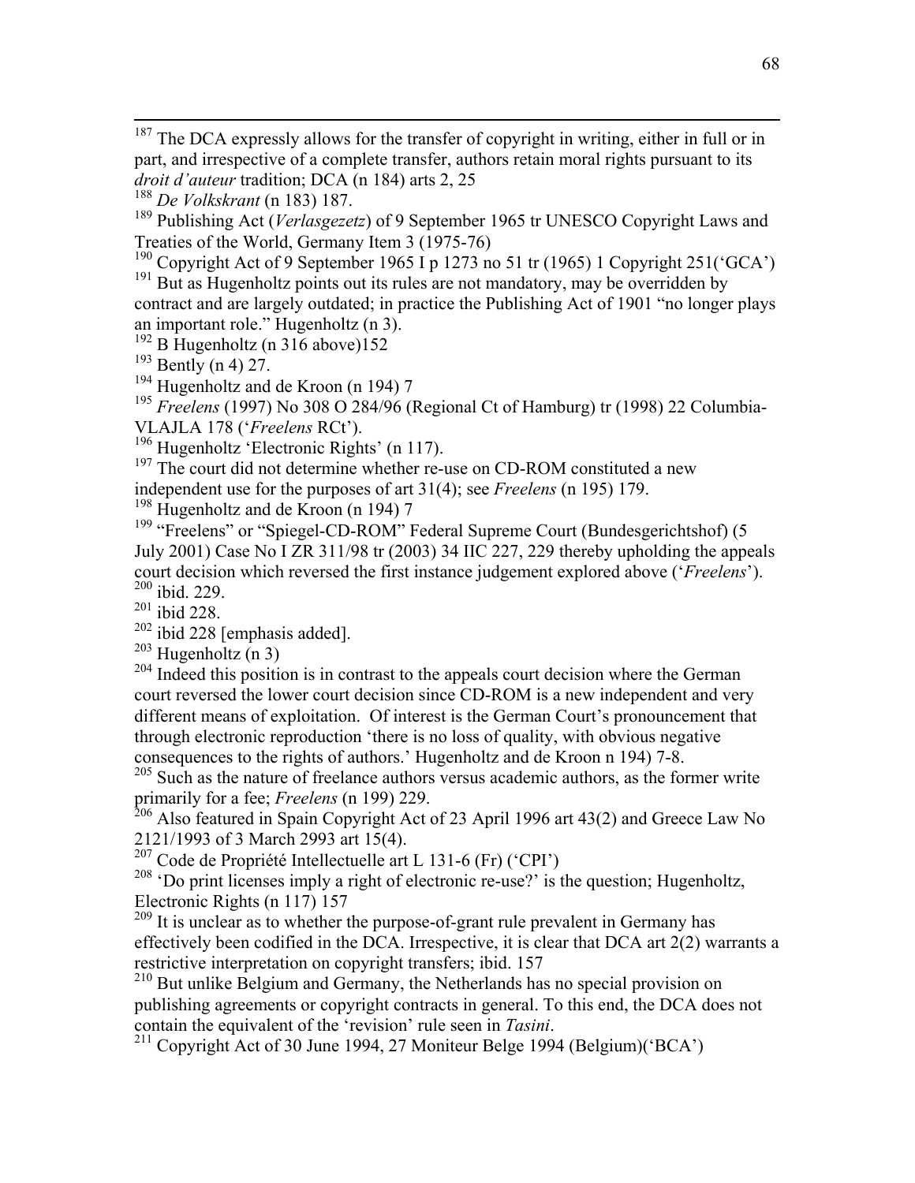[187] The DCA expressly allows for the transfer of copyright in writing, either in full or in part, and irrespective of a complete transfer, authors retain moral rights pursuant to its *droit d'auteur* tradition; DCA (n 184) arts 2, 25

[188] *De Volkskrant* (n 183) 187.

[189] Publishing Act (*Verlasgezetz*) of 9 September 1965 tr UNESCO Copyright Laws and Treaties of the World, Germany Item 3 (1975-76)

[190] Copyright Act of 9 September 1965 I p 1273 no 51 tr (1965) 1 Copyright 251('GCA')

[191] But as Hugenholtz points out its rules are not mandatory, may be overridden by contract and are largely outdated; in practice the Publishing Act of 1901 "no longer plays an important role." Hugenholtz (n 3).

[192] B Hugenholtz (n 316 above)152

[193] Bently (n 4) 27.

[194] Hugenholtz and de Kroon (n 194) 7

[195] *Freelens* (1997) No 308 O 284/96 (Regional Ct of Hamburg) tr (1998) 22 Columbia-VLAJLA 178 ('*Freelens* RCt').

[196] Hugenholtz 'Electronic Rights' (n 117).

[197] The court did not determine whether re-use on CD-ROM constituted a new independent use for the purposes of art 31(4); see *Freelens* (n 195) 179.

[198] Hugenholtz and de Kroon (n 194) 7

[199] "Freelens" or "Spiegel-CD-ROM" Federal Supreme Court (Bundesgerichtshof) (5 July 2001) Case No I ZR 311/98 tr (2003) 34 IIC 227, 229 thereby upholding the appeals court decision which reversed the first instance judgement explored above ('*Freelens*').

[200] ibid. 229.

[201] ibid 228.

[202] ibid 228 [emphasis added].

[203] Hugenholtz (n 3)

[204] Indeed this position is in contrast to the appeals court decision where the German court reversed the lower court decision since CD-ROM is a new independent and very different means of exploitation. Of interest is the German Court's pronouncement that through electronic reproduction 'there is no loss of quality, with obvious negative consequences to the rights of authors.' Hugenholtz and de Kroon n 194) 7-8.

[205] Such as the nature of freelance authors versus academic authors, as the former write primarily for a fee; *Freelens* (n 199) 229.

[206] Also featured in Spain Copyright Act of 23 April 1996 art 43(2) and Greece Law No 2121/1993 of 3 March 2993 art 15(4).

[207] Code de Propriété Intellectuelle art L 131-6 (Fr) ('CPI')

[208] 'Do print licenses imply a right of electronic re-use?' is the question; Hugenholtz, Electronic Rights (n 117) 157

[209] It is unclear as to whether the purpose-of-grant rule prevalent in Germany has effectively been codified in the DCA. Irrespective, it is clear that DCA art 2(2) warrants a restrictive interpretation on copyright transfers; ibid. 157

[210] But unlike Belgium and Germany, the Netherlands has no special provision on publishing agreements or copyright contracts in general. To this end, the DCA does not contain the equivalent of the 'revision' rule seen in *Tasini*.

[211] Copyright Act of 30 June 1994, 27 Moniteur Belge 1994 (Belgium)('BCA')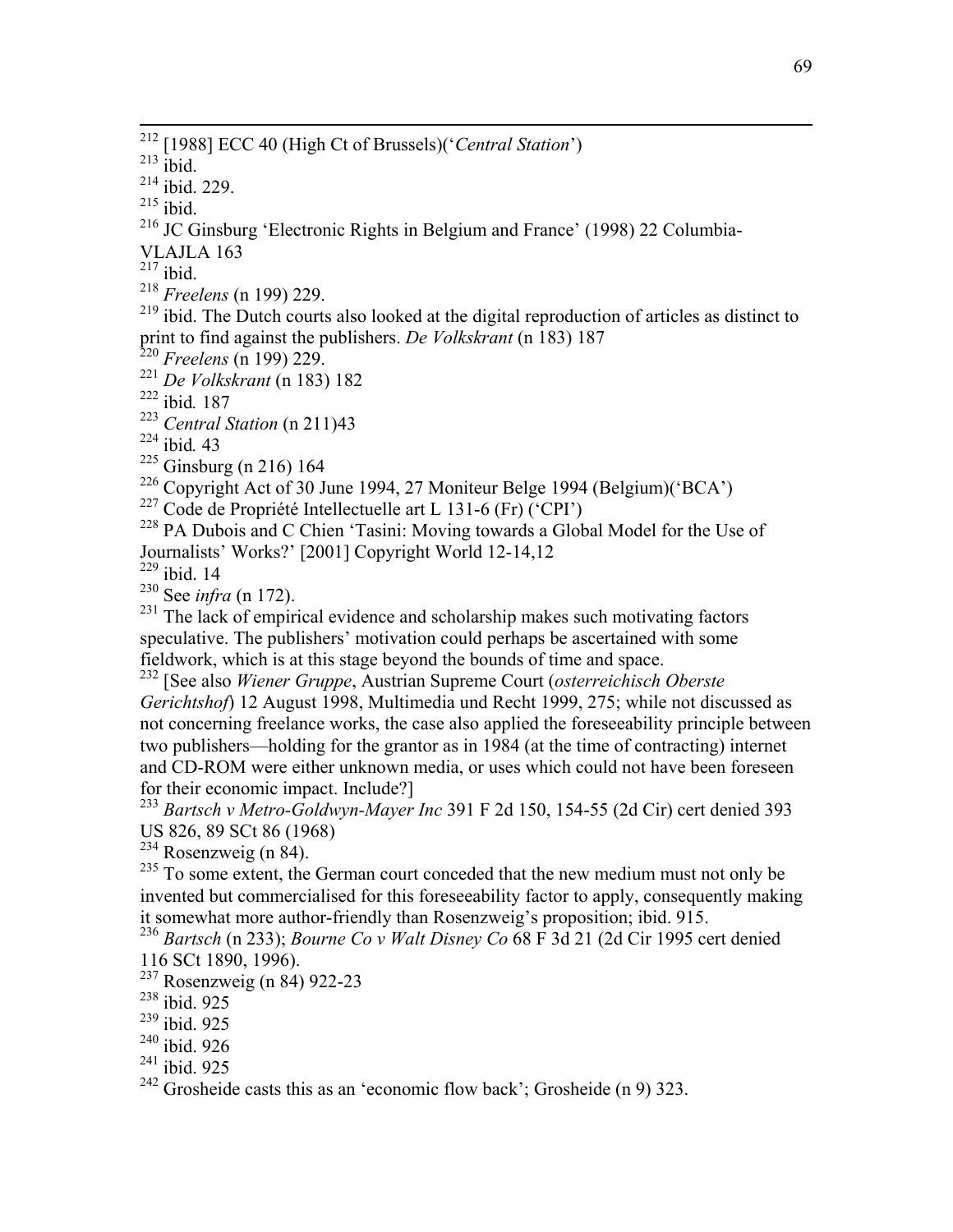[212] [1988] ECC 40 (High Ct of Brussels)('*Central Station*')

[213] ibid.

[214] ibid. 229.

[215] ibid.

[216] JC Ginsburg 'Electronic Rights in Belgium and France' (1998) 22 Columbia-VLAJLA 163

[217] ibid.

[218] *Freelens* (n 199) 229.

[219] ibid. The Dutch courts also looked at the digital reproduction of articles as distinct to print to find against the publishers. *De Volkskrant* (n 183) 187

[220] *Freelens* (n 199) 229.

[221] *De Volkskrant* (n 183) 182

[222] ibid*.* 187

[223] *Central Station* (n 211)43

[224] ibid*.* 43

[225] Ginsburg (n 216) 164

[226] Copyright Act of 30 June 1994, 27 Moniteur Belge 1994 (Belgium)('BCA')

[227] Code de Propriété Intellectuelle art L 131-6 (Fr) ('CPI')

[228] PA Dubois and C Chien 'Tasini: Moving towards a Global Model for the Use of Journalists' Works?' [2001] Copyright World 12-14,12

[229] ibid. 14

[230] See *infra* (n 172).

[231] The lack of empirical evidence and scholarship makes such motivating factors speculative. The publishers' motivation could perhaps be ascertained with some fieldwork, which is at this stage beyond the bounds of time and space.

[232] [See also *Wiener Gruppe*, Austrian Supreme Court (*osterreichisch Oberste Gerichtshof*) 12 August 1998, Multimedia und Recht 1999, 275; while not discussed as not concerning freelance works, the case also applied the foreseeability principle between two publishers—holding for the grantor as in 1984 (at the time of contracting) internet and CD-ROM were either unknown media, or uses which could not have been foreseen for their economic impact. Include?]

[233] *Bartsch v Metro-Goldwyn-Mayer Inc* 391 F 2d 150, 154-55 (2d Cir) cert denied 393 US 826, 89 SCt 86 (1968)

[234] Rosenzweig (n 84).

[235] To some extent, the German court conceded that the new medium must not only be invented but commercialised for this foreseeability factor to apply, consequently making it somewhat more author-friendly than Rosenzweig's proposition; ibid. 915.

[236] *Bartsch* (n 233); *Bourne Co v Walt Disney Co* 68 F 3d 21 (2d Cir 1995 cert denied 116 SCt 1890, 1996).

[237] Rosenzweig (n 84) 922-23

[238] ibid. 925

[239] ibid. 925

[240] ibid. 926

[241] ibid. 925

[242] Grosheide casts this as an 'economic flow back'; Grosheide (n 9) 323.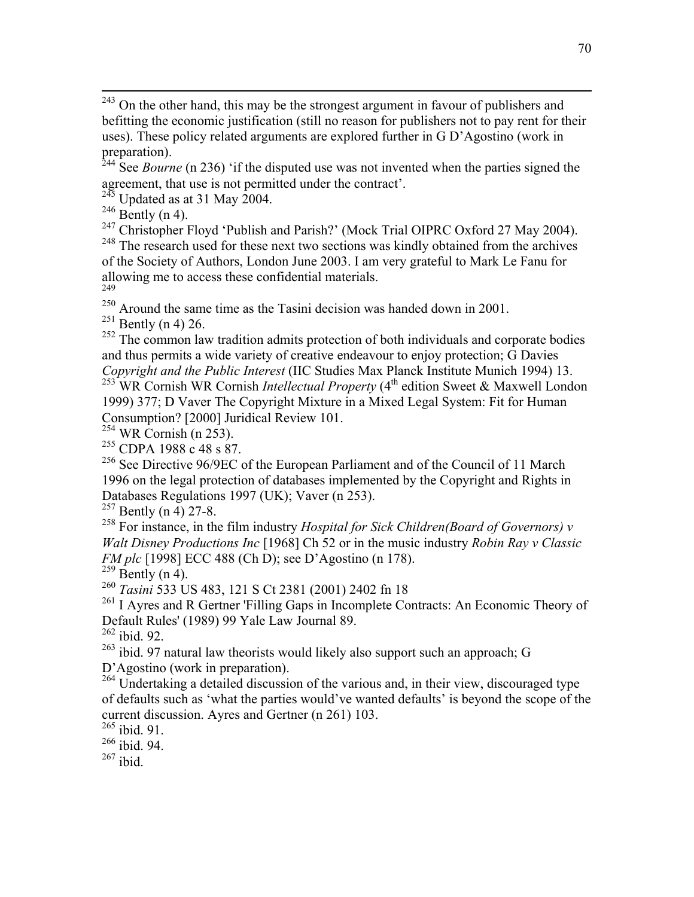[243] On the other hand, this may be the strongest argument in favour of publishers and befitting the economic justification (still no reason for publishers not to pay rent for their uses). These policy related arguments are explored further in G D'Agostino (work in preparation).

[244] See *Bourne* (n 236) 'if the disputed use was not invented when the parties signed the agreement, that use is not permitted under the contract'.

[245] Updated as at 31 May 2004.

[246] Bently (n 4).

[247] Christopher Floyd 'Publish and Parish?' (Mock Trial OIPRC Oxford 27 May 2004).

[248] The research used for these next two sections was kindly obtained from the archives of the Society of Authors, London June 2003. I am very grateful to Mark Le Fanu for allowing me to access these confidential materials.

[249]

[250] Around the same time as the Tasini decision was handed down in 2001.

[251] Bently (n 4) 26.

[252] The common law tradition admits protection of both individuals and corporate bodies and thus permits a wide variety of creative endeavour to enjoy protection; G Davies *Copyright and the Public Interest* (IIC Studies Max Planck Institute Munich 1994) 13.

[253] WR Cornish WR Cornish *Intellectual Property* (4th edition Sweet & Maxwell London 1999) 377; D Vaver The Copyright Mixture in a Mixed Legal System: Fit for Human Consumption? [2000] Juridical Review 101.

[254] WR Cornish (n 253).

[255] CDPA 1988 c 48 s 87.

[256] See Directive 96/9EC of the European Parliament and of the Council of 11 March 1996 on the legal protection of databases implemented by the Copyright and Rights in Databases Regulations 1997 (UK); Vaver (n 253).

[257] Bently (n 4) 27-8.

[258] For instance, in the film industry *Hospital for Sick Children(Board of Governors) v Walt Disney Productions Inc* [1968] Ch 52 or in the music industry *Robin Ray v Classic FM plc* [1998] ECC 488 (Ch D); see D'Agostino (n 178).

[259] Bently (n 4).

[260] *Tasini* 533 US 483, 121 S Ct 2381 (2001) 2402 fn 18

[261] I Ayres and R Gertner 'Filling Gaps in Incomplete Contracts: An Economic Theory of Default Rules' (1989) 99 Yale Law Journal 89.

[262] ibid. 92.

[263] ibid. 97 natural law theorists would likely also support such an approach; G D'Agostino (work in preparation).

[264] Undertaking a detailed discussion of the various and, in their view, discouraged type of defaults such as 'what the parties would've wanted defaults' is beyond the scope of the current discussion. Ayres and Gertner (n 261) 103.

[265] ibid. 91.

[266] ibid. 94.

[267] ibid.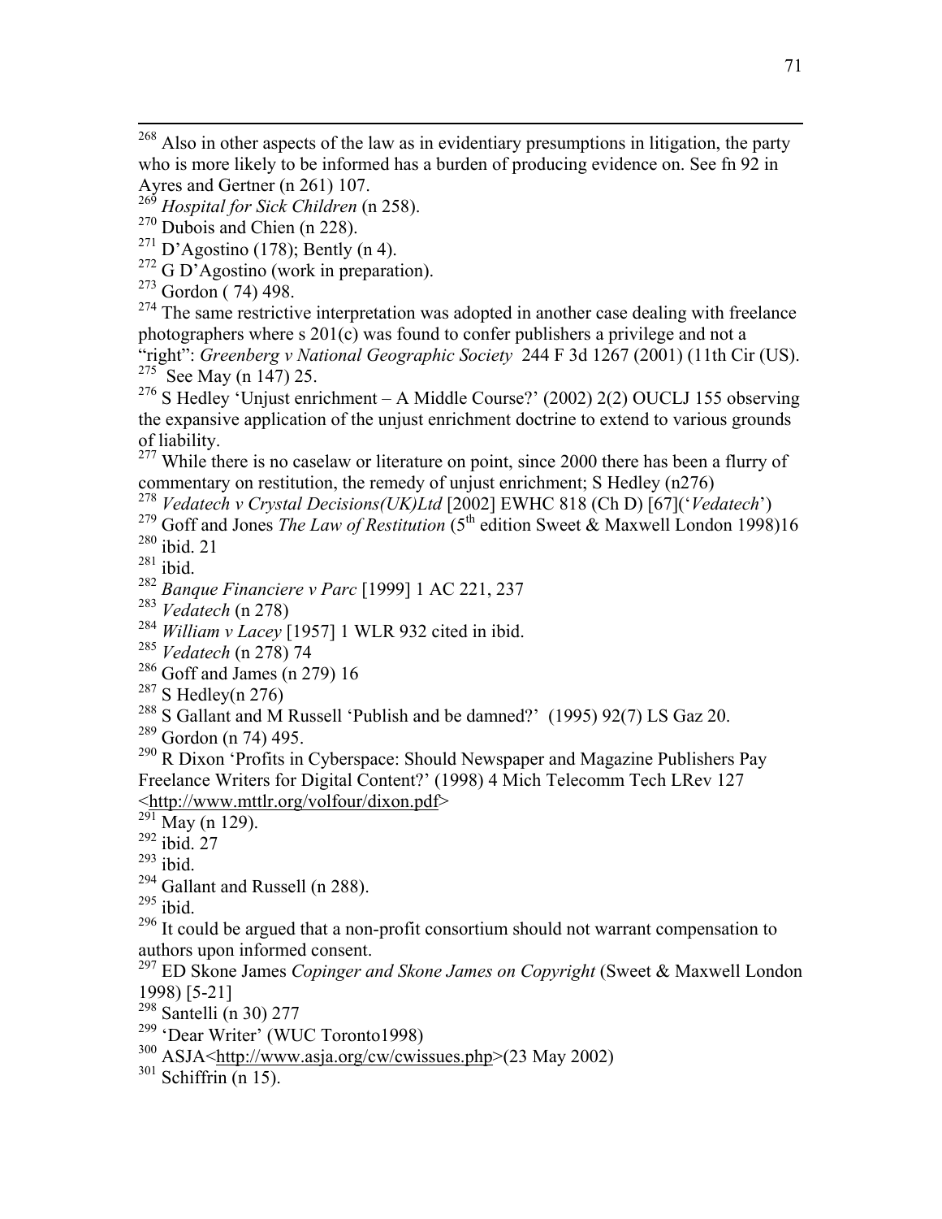[268] Also in other aspects of the law as in evidentiary presumptions in litigation, the party who is more likely to be informed has a burden of producing evidence on. See fn 92 in Ayres and Gertner (n 261) 107.

[269] *Hospital for Sick Children* (n 258).

[270] Dubois and Chien (n 228).

[271] D'Agostino (178); Bently (n 4).

[272] G D'Agostino (work in preparation).

[273] Gordon ( 74) 498.

[274] The same restrictive interpretation was adopted in another case dealing with freelance photographers where s 201(c) was found to confer publishers a privilege and not a "right": *Greenberg v National Geographic Society* 244 F 3d 1267 (2001) (11th Cir (US).

[275] See May (n 147) 25.

[276] S Hedley 'Unjust enrichment – A Middle Course?' (2002) 2(2) OUCLJ 155 observing the expansive application of the unjust enrichment doctrine to extend to various grounds of liability.

[277] While there is no caselaw or literature on point, since 2000 there has been a flurry of commentary on restitution, the remedy of unjust enrichment; S Hedley (n276)

[278] *Vedatech v Crystal Decisions(UK)Ltd* [2002] EWHC 818 (Ch D) [67]('*Vedatech*')

[279] Goff and Jones *The Law of Restitution* (5th edition Sweet & Maxwell London 1998)16

[280] ibid. 21

[281] ibid.

[282] *Banque Financiere v Parc* [1999] 1 AC 221, 237

[283] *Vedatech* (n 278)

[284] *William v Lacey* [1957] 1 WLR 932 cited in ibid.

[285] *Vedatech* (n 278) 74

[286] Goff and James (n 279) 16

[287] S Hedley(n 276)

[288] S Gallant and M Russell 'Publish and be damned?' (1995) 92(7) LS Gaz 20.

[289] Gordon (n 74) 495.

[290] R Dixon 'Profits in Cyberspace: Should Newspaper and Magazine Publishers Pay Freelance Writers for Digital Content?' (1998) 4 Mich Telecomm Tech LRev 127 <http://www.mttlr.org/volfour/dixon.pdf>

[291] May (n 129).

[292] ibid. 27

[293] ibid.

[294] Gallant and Russell (n 288).

[295] ibid.

[296] It could be argued that a non-profit consortium should not warrant compensation to authors upon informed consent.

[297] ED Skone James *Copinger and Skone James on Copyright* (Sweet & Maxwell London 1998) [5-21]

[298] Santelli (n 30) 277

[299] 'Dear Writer' (WUC Toronto1998)

[300] ASJA<http://www.asja.org/cw/cwissues.php>(23 May 2002)

[301] Schiffrin (n 15).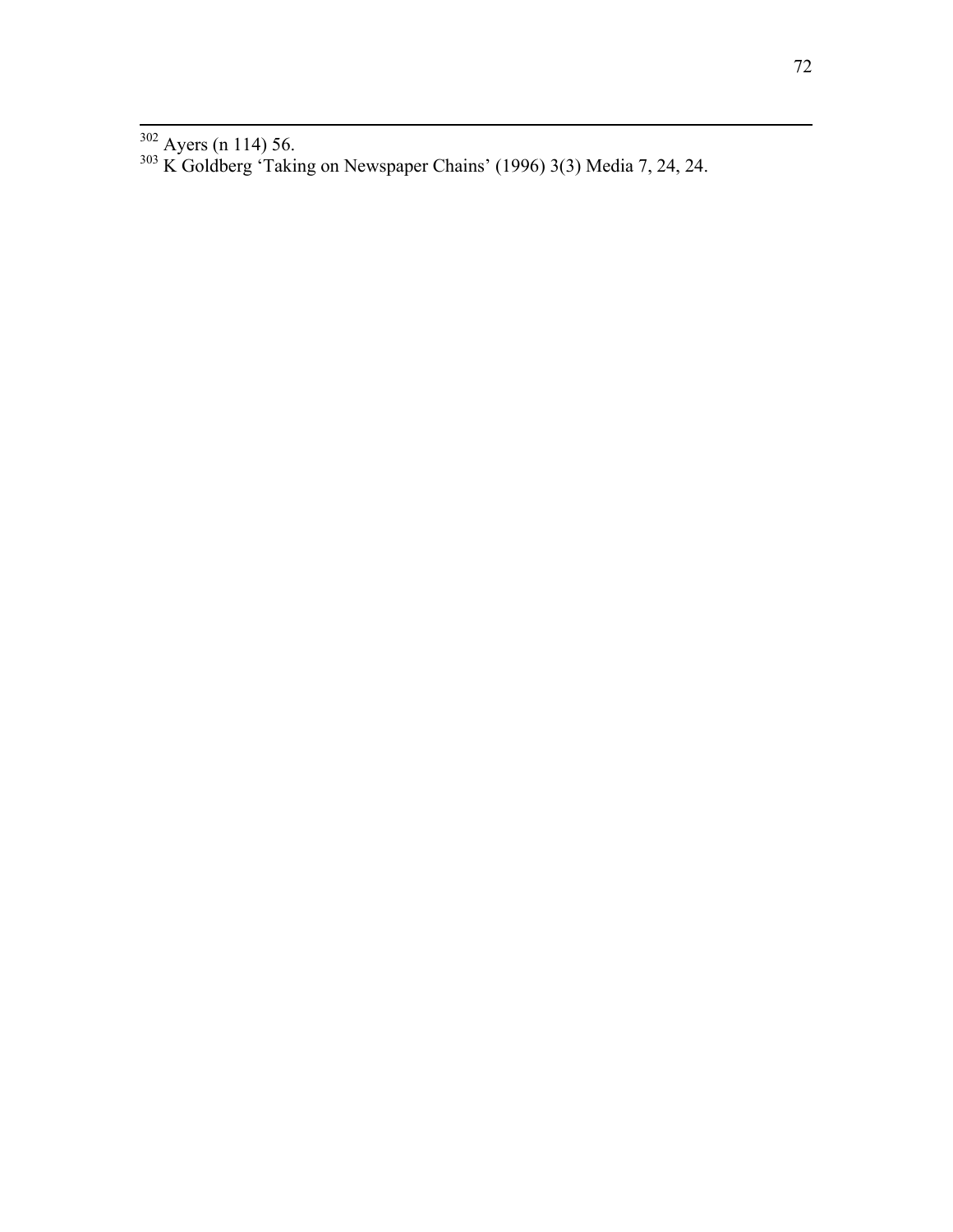[302] Ayers (n 114) 56.

[303] K Goldberg 'Taking on Newspaper Chains' (1996) 3(3) Media 7, 24, 24.